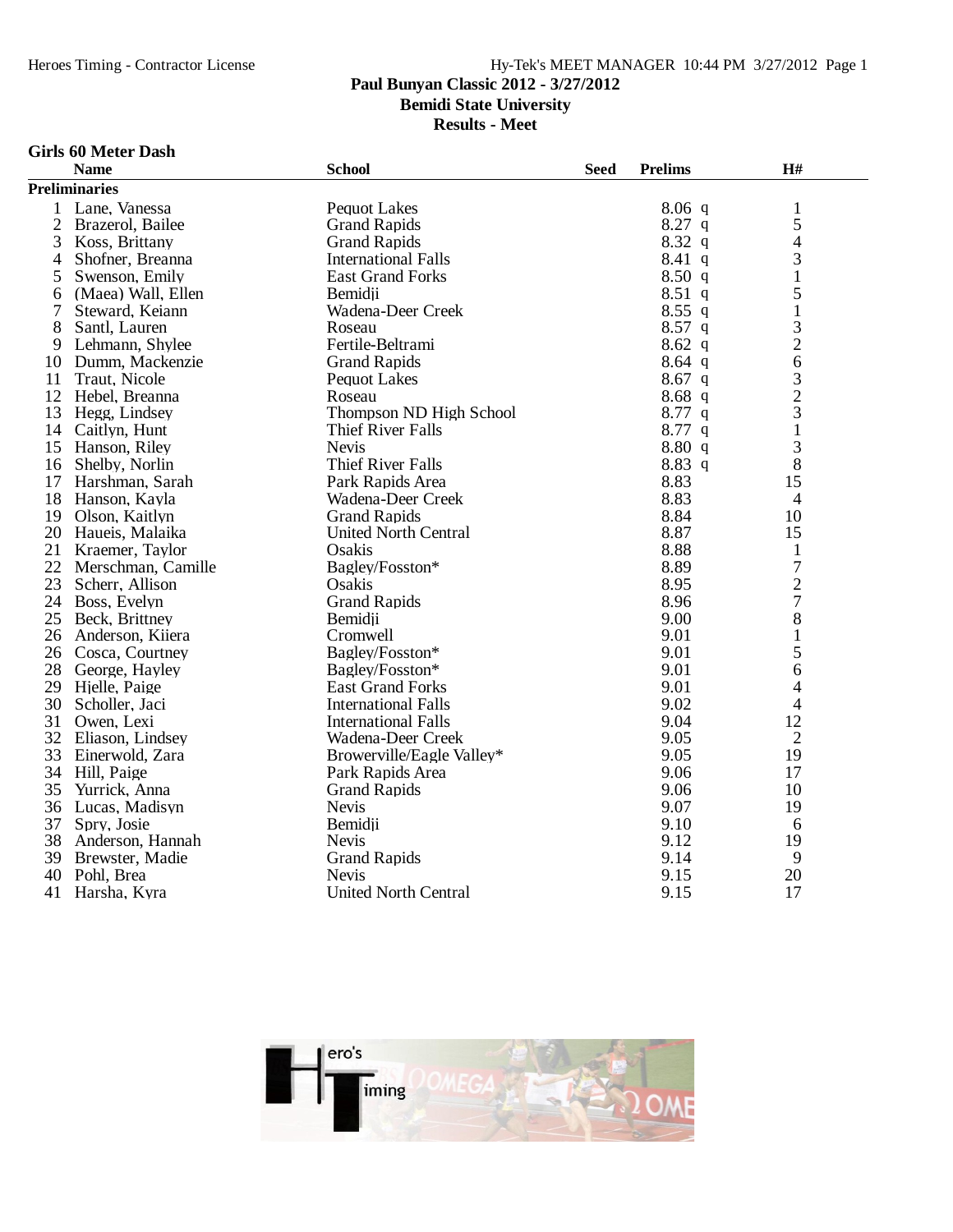# Paul Bunyan Classic 2012 - 3/27/2012
## Bemidi State University
## Results - Meet

### Girls 60 Meter Dash

| | Name | School | Seed | Prelims | | H# |
|---|---|---|---|---|---|---|
| **Preliminaries** | | | | | | |
| 1 | Lane, Vanessa | Pequot Lakes | | 8.06 | q | 1 |
| 2 | Brazerol, Bailee | Grand Rapids | | 8.27 | q | 5 |
| 3 | Koss, Brittany | Grand Rapids | | 8.32 | q | 4 |
| 4 | Shofner, Breanna | International Falls | | 8.41 | q | 3 |
| 5 | Swenson, Emily | East Grand Forks | | 8.50 | q | 1 |
| 6 | (Maea) Wall, Ellen | Bemidji | | 8.51 | q | 5 |
| 7 | Steward, Keiann | Wadena-Deer Creek | | 8.55 | q | 1 |
| 8 | Santl, Lauren | Roseau | | 8.57 | q | 3 |
| 9 | Lehmann, Shylee | Fertile-Beltrami | | 8.62 | q | 2 |
| 10 | Dumm, Mackenzie | Grand Rapids | | 8.64 | q | 6 |
| 11 | Traut, Nicole | Pequot Lakes | | 8.67 | q | 3 |
| 12 | Hebel, Breanna | Roseau | | 8.68 | q | 2 |
| 13 | Hegg, Lindsey | Thompson ND High School | | 8.77 | q | 3 |
| 14 | Caitlyn, Hunt | Thief River Falls | | 8.77 | q | 1 |
| 15 | Hanson, Riley | Nevis | | 8.80 | q | 3 |
| 16 | Shelby, Norlin | Thief River Falls | | 8.83 | q | 8 |
| 17 | Harshman, Sarah | Park Rapids Area | | 8.83 | | 15 |
| 18 | Hanson, Kayla | Wadena-Deer Creek | | 8.83 | | 4 |
| 19 | Olson, Kaitlyn | Grand Rapids | | 8.84 | | 10 |
| 20 | Haueis, Malaika | United North Central | | 8.87 | | 15 |
| 21 | Kraemer, Taylor | Osakis | | 8.88 | | 1 |
| 22 | Merschman, Camille | Bagley/Fosston* | | 8.89 | | 7 |
| 23 | Scherr, Allison | Osakis | | 8.95 | | 2 |
| 24 | Boss, Evelyn | Grand Rapids | | 8.96 | | 7 |
| 25 | Beck, Brittney | Bemidji | | 9.00 | | 8 |
| 26 | Anderson, Kiiera | Cromwell | | 9.01 | | 1 |
| 26 | Cosca, Courtney | Bagley/Fosston* | | 9.01 | | 5 |
| 28 | George, Hayley | Bagley/Fosston* | | 9.01 | | 6 |
| 29 | Hjelle, Paige | East Grand Forks | | 9.01 | | 4 |
| 30 | Scholler, Jaci | International Falls | | 9.02 | | 4 |
| 31 | Owen, Lexi | International Falls | | 9.04 | | 12 |
| 32 | Eliason, Lindsey | Wadena-Deer Creek | | 9.05 | | 2 |
| 33 | Einerwold, Zara | Browerville/Eagle Valley* | | 9.05 | | 19 |
| 34 | Hill, Paige | Park Rapids Area | | 9.06 | | 17 |
| 35 | Yurrick, Anna | Grand Rapids | | 9.06 | | 10 |
| 36 | Lucas, Madisyn | Nevis | | 9.07 | | 19 |
| 37 | Spry, Josie | Bemidji | | 9.10 | | 6 |
| 38 | Anderson, Hannah | Nevis | | 9.12 | | 19 |
| 39 | Brewster, Madie | Grand Rapids | | 9.14 | | 9 |
| 40 | Pohl, Brea | Nevis | | 9.15 | | 20 |
| 41 | Harsha, Kyra | United North Central | | 9.15 | | 17 |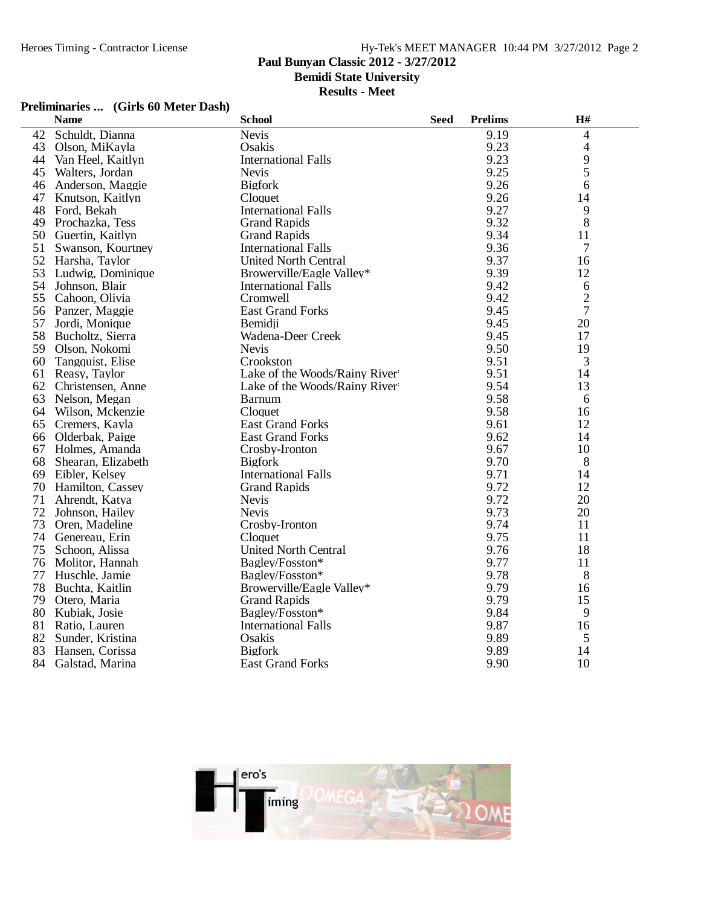Paul Bunyan Classic 2012 - 3/27/2012

Bemidi State University

Results - Meet

### Preliminaries ... (Girls 60 Meter Dash)

| | Name | School | Seed | Prelims | H# |
|---|---|---|---|---|---|
| 42 | Schuldt, Dianna | Nevis | | 9.19 | 4 |
| 43 | Olson, MiKayla | Osakis | | 9.23 | 4 |
| 44 | Van Heel, Kaitlyn | International Falls | | 9.23 | 9 |
| 45 | Walters, Jordan | Nevis | | 9.25 | 5 |
| 46 | Anderson, Maggie | Bigfork | | 9.26 | 6 |
| 47 | Knutson, Kaitlyn | Cloquet | | 9.26 | 14 |
| 48 | Ford, Bekah | International Falls | | 9.27 | 9 |
| 49 | Prochazka, Tess | Grand Rapids | | 9.32 | 8 |
| 50 | Guertin, Kaitlyn | Grand Rapids | | 9.34 | 11 |
| 51 | Swanson, Kourtney | International Falls | | 9.36 | 7 |
| 52 | Harsha, Taylor | United North Central | | 9.37 | 16 |
| 53 | Ludwig, Dominique | Browerville/Eagle Valley* | | 9.39 | 12 |
| 54 | Johnson, Blair | International Falls | | 9.42 | 6 |
| 55 | Cahoon, Olivia | Cromwell | | 9.42 | 2 |
| 56 | Panzer, Maggie | East Grand Forks | | 9.45 | 7 |
| 57 | Jordi, Monique | Bemidji | | 9.45 | 20 |
| 58 | Bucholtz, Sierra | Wadena-Deer Creek | | 9.45 | 17 |
| 59 | Olson, Nokomi | Nevis | | 9.50 | 19 |
| 60 | Tangquist, Elise | Crookston | | 9.51 | 3 |
| 61 | Reasy, Taylor | Lake of the Woods/Rainy River | | 9.51 | 14 |
| 62 | Christensen, Anne | Lake of the Woods/Rainy River | | 9.54 | 13 |
| 63 | Nelson, Megan | Barnum | | 9.58 | 6 |
| 64 | Wilson, Mckenzie | Cloquet | | 9.58 | 16 |
| 65 | Cremers, Kayla | East Grand Forks | | 9.61 | 12 |
| 66 | Olderbak, Paige | East Grand Forks | | 9.62 | 14 |
| 67 | Holmes, Amanda | Crosby-Ironton | | 9.67 | 10 |
| 68 | Shearan, Elizabeth | Bigfork | | 9.70 | 8 |
| 69 | Eibler, Kelsey | International Falls | | 9.71 | 14 |
| 70 | Hamilton, Cassey | Grand Rapids | | 9.72 | 12 |
| 71 | Ahrendt, Katya | Nevis | | 9.72 | 20 |
| 72 | Johnson, Hailey | Nevis | | 9.73 | 20 |
| 73 | Oren, Madeline | Crosby-Ironton | | 9.74 | 11 |
| 74 | Genereau, Erin | Cloquet | | 9.75 | 11 |
| 75 | Schoon, Alissa | United North Central | | 9.76 | 18 |
| 76 | Molitor, Hannah | Bagley/Fosston* | | 9.77 | 11 |
| 77 | Huschle, Jamie | Bagley/Fosston* | | 9.78 | 8 |
| 78 | Buchta, Kaitlin | Browerville/Eagle Valley* | | 9.79 | 16 |
| 79 | Otero, Maria | Grand Rapids | | 9.79 | 15 |
| 80 | Kubiak, Josie | Bagley/Fosston* | | 9.84 | 9 |
| 81 | Ratio, Lauren | International Falls | | 9.87 | 16 |
| 82 | Sunder, Kristina | Osakis | | 9.89 | 5 |
| 83 | Hansen, Corissa | Bigfork | | 9.89 | 14 |
| 84 | Galstad, Marina | East Grand Forks | | 9.90 | 10 |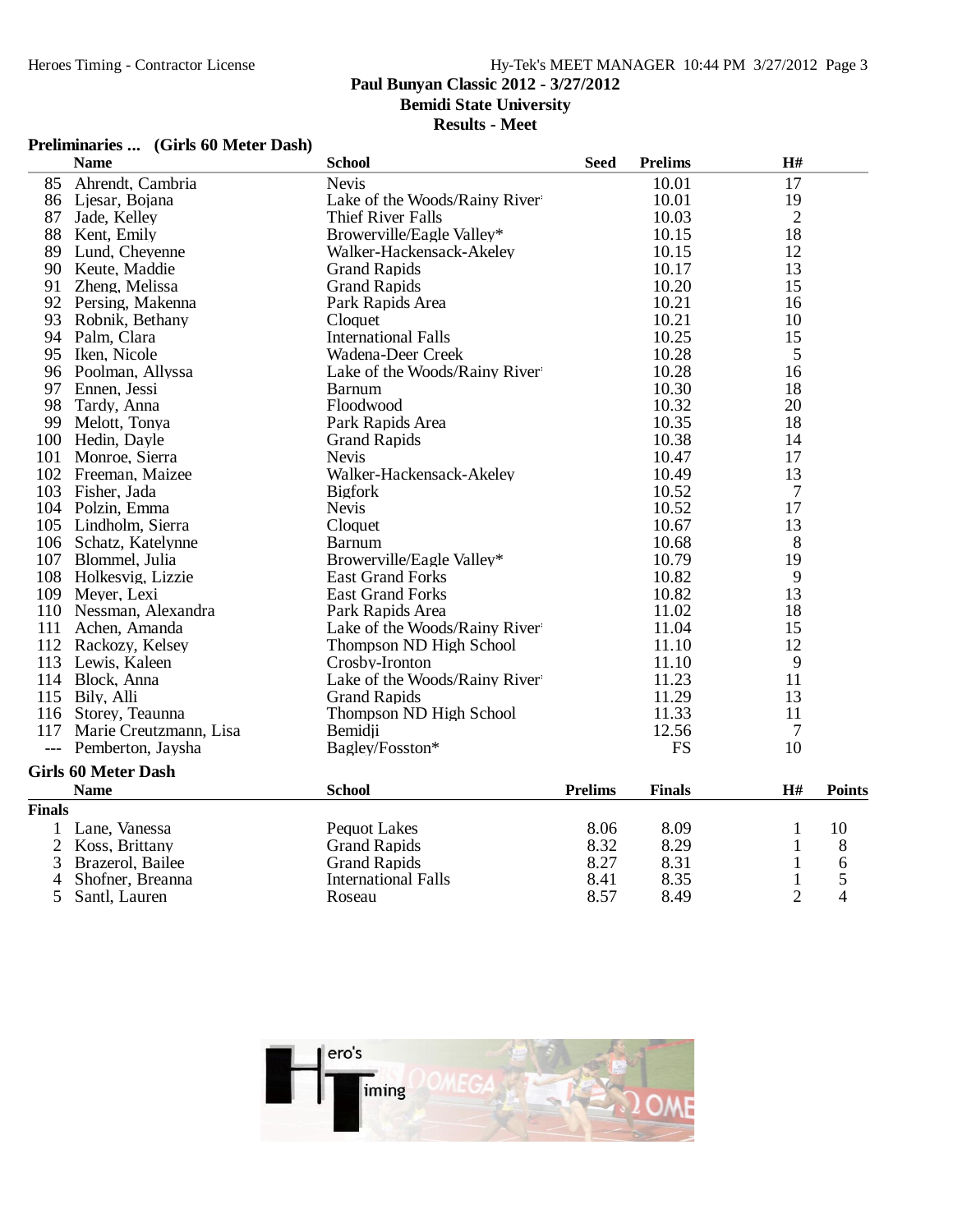Paul Bunyan Classic 2012 - 3/27/2012
Bemidi State University
Results - Meet

### Preliminaries ... (Girls 60 Meter Dash)

| | Name | School | Seed | Prelims | H# |
|---|---|---|---|---|---|
| 85 | Ahrendt, Cambria | Nevis | | 10.01 | 17 |
| 86 | Ljesar, Bojana | Lake of the Woods/Rainy River | | 10.01 | 19 |
| 87 | Jade, Kelley | Thief River Falls | | 10.03 | 2 |
| 88 | Kent, Emily | Browerville/Eagle Valley* | | 10.15 | 18 |
| 89 | Lund, Cheyenne | Walker-Hackensack-Akeley | | 10.15 | 12 |
| 90 | Keute, Maddie | Grand Rapids | | 10.17 | 13 |
| 91 | Zheng, Melissa | Grand Rapids | | 10.20 | 15 |
| 92 | Persing, Makenna | Park Rapids Area | | 10.21 | 16 |
| 93 | Robnik, Bethany | Cloquet | | 10.21 | 10 |
| 94 | Palm, Clara | International Falls | | 10.25 | 15 |
| 95 | Iken, Nicole | Wadena-Deer Creek | | 10.28 | 5 |
| 96 | Poolman, Allyssa | Lake of the Woods/Rainy River | | 10.28 | 16 |
| 97 | Ennen, Jessi | Barnum | | 10.30 | 18 |
| 98 | Tardy, Anna | Floodwood | | 10.32 | 20 |
| 99 | Melott, Tonya | Park Rapids Area | | 10.35 | 18 |
| 100 | Hedin, Dayle | Grand Rapids | | 10.38 | 14 |
| 101 | Monroe, Sierra | Nevis | | 10.47 | 17 |
| 102 | Freeman, Maizee | Walker-Hackensack-Akeley | | 10.49 | 13 |
| 103 | Fisher, Jada | Bigfork | | 10.52 | 7 |
| 104 | Polzin, Emma | Nevis | | 10.52 | 17 |
| 105 | Lindholm, Sierra | Cloquet | | 10.67 | 13 |
| 106 | Schatz, Katelynne | Barnum | | 10.68 | 8 |
| 107 | Blommel, Julia | Browerville/Eagle Valley* | | 10.79 | 19 |
| 108 | Holkesvig, Lizzie | East Grand Forks | | 10.82 | 9 |
| 109 | Meyer, Lexi | East Grand Forks | | 10.82 | 13 |
| 110 | Nessman, Alexandra | Park Rapids Area | | 11.02 | 18 |
| 111 | Achen, Amanda | Lake of the Woods/Rainy River | | 11.04 | 15 |
| 112 | Rackozy, Kelsey | Thompson ND High School | | 11.10 | 12 |
| 113 | Lewis, Kaleen | Crosby-Ironton | | 11.10 | 9 |
| 114 | Block, Anna | Lake of the Woods/Rainy River | | 11.23 | 11 |
| 115 | Bily, Alli | Grand Rapids | | 11.29 | 13 |
| 116 | Storey, Teaunna | Thompson ND High School | | 11.33 | 11 |
| 117 | Marie Creutzmann, Lisa | Bemidji | | 12.56 | 7 |
| --- | Pemberton, Jaysha | Bagley/Fosston* | | FS | 10 |

### Girls 60 Meter Dash

**Finals**

| | Name | School | Prelims | Finals | H# | Points |
|---|---|---|---|---|---|---|
| 1 | Lane, Vanessa | Pequot Lakes | 8.06 | 8.09 | 1 | 10 |
| 2 | Koss, Brittany | Grand Rapids | 8.32 | 8.29 | 1 | 8 |
| 3 | Brazerol, Bailee | Grand Rapids | 8.27 | 8.31 | 1 | 6 |
| 4 | Shofner, Breanna | International Falls | 8.41 | 8.35 | 1 | 5 |
| 5 | Santl, Lauren | Roseau | 8.57 | 8.49 | 2 | 4 |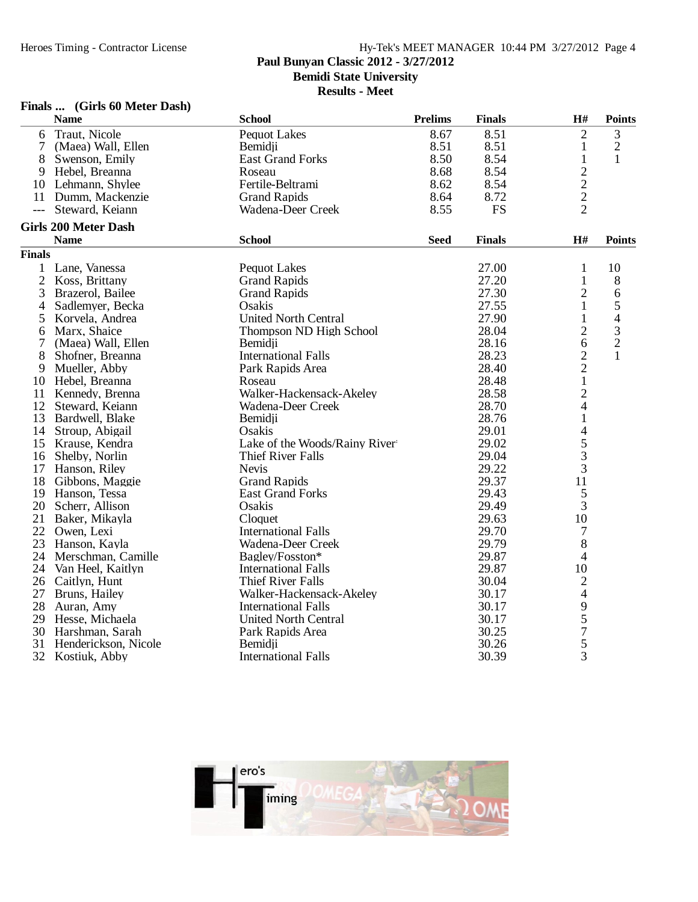Paul Bunyan Classic 2012 - 3/27/2012
Bemidi State University
Results - Meet

### Finals ... (Girls 60 Meter Dash)

| | Name | School | Prelims | Finals | H# | Points |
|---|---|---|---|---|---|---|
| 6 | Traut, Nicole | Pequot Lakes | 8.67 | 8.51 | 2 | 3 |
| 7 | (Maea) Wall, Ellen | Bemidji | 8.51 | 8.51 | 1 | 2 |
| 8 | Swenson, Emily | East Grand Forks | 8.50 | 8.54 | 1 | 1 |
| 9 | Hebel, Breanna | Roseau | 8.68 | 8.54 | 2 | |
| 10 | Lehmann, Shylee | Fertile-Beltrami | 8.62 | 8.54 | 2 | |
| 11 | Dumm, Mackenzie | Grand Rapids | 8.64 | 8.72 | 2 | |
| --- | Steward, Keiann | Wadena-Deer Creek | 8.55 | FS | 2 | |

### Girls 200 Meter Dash

| | Name | School | Seed | Finals | H# | Points |
|---|---|---|---|---|---|---|
| **Finals** | | | | | | |
| 1 | Lane, Vanessa | Pequot Lakes | | 27.00 | 1 | 10 |
| 2 | Koss, Brittany | Grand Rapids | | 27.20 | 1 | 8 |
| 3 | Brazerol, Bailee | Grand Rapids | | 27.30 | 2 | 6 |
| 4 | Sadlemyer, Becka | Osakis | | 27.55 | 1 | 5 |
| 5 | Korvela, Andrea | United North Central | | 27.90 | 1 | 4 |
| 6 | Marx, Shaice | Thompson ND High School | | 28.04 | 2 | 3 |
| 7 | (Maea) Wall, Ellen | Bemidji | | 28.16 | 6 | 2 |
| 8 | Shofner, Breanna | International Falls | | 28.23 | 2 | 1 |
| 9 | Mueller, Abby | Park Rapids Area | | 28.40 | 2 | |
| 10 | Hebel, Breanna | Roseau | | 28.48 | 1 | |
| 11 | Kennedy, Brenna | Walker-Hackensack-Akeley | | 28.58 | 2 | |
| 12 | Steward, Keiann | Wadena-Deer Creek | | 28.70 | 4 | |
| 13 | Bardwell, Blake | Bemidji | | 28.76 | 1 | |
| 14 | Stroup, Abigail | Osakis | | 29.01 | 4 | |
| 15 | Krause, Kendra | Lake of the Woods/Rainy River | | 29.02 | 5 | |
| 16 | Shelby, Norlin | Thief River Falls | | 29.04 | 3 | |
| 17 | Hanson, Riley | Nevis | | 29.22 | 3 | |
| 18 | Gibbons, Maggie | Grand Rapids | | 29.37 | 11 | |
| 19 | Hanson, Tessa | East Grand Forks | | 29.43 | 5 | |
| 20 | Scherr, Allison | Osakis | | 29.49 | 3 | |
| 21 | Baker, Mikayla | Cloquet | | 29.63 | 10 | |
| 22 | Owen, Lexi | International Falls | | 29.70 | 7 | |
| 23 | Hanson, Kayla | Wadena-Deer Creek | | 29.79 | 8 | |
| 24 | Merschman, Camille | Bagley/Fosston* | | 29.87 | 4 | |
| 24 | Van Heel, Kaitlyn | International Falls | | 29.87 | 10 | |
| 26 | Caitlyn, Hunt | Thief River Falls | | 30.04 | 2 | |
| 27 | Bruns, Hailey | Walker-Hackensack-Akeley | | 30.17 | 4 | |
| 28 | Auran, Amy | International Falls | | 30.17 | 9 | |
| 29 | Hesse, Michaela | United North Central | | 30.17 | 5 | |
| 30 | Harshman, Sarah | Park Rapids Area | | 30.25 | 7 | |
| 31 | Henderickson, Nicole | Bemidji | | 30.26 | 5 | |
| 32 | Kostiuk, Abby | International Falls | | 30.39 | 3 | |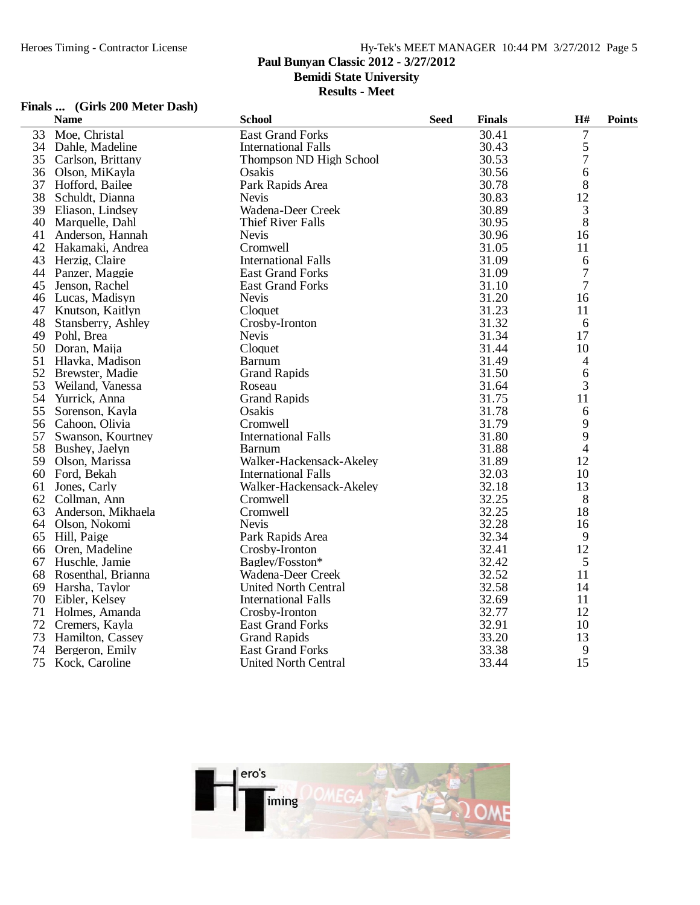Paul Bunyan Classic 2012 - 3/27/2012
Bemidi State University
Results - Meet

## Finals ... (Girls 200 Meter Dash)

| | Name | School | Seed | Finals | H# | Points |
|---|---|---|---|---|---|---|
| 33 | Moe, Christal | East Grand Forks | | 30.41 | 7 | |
| 34 | Dahle, Madeline | International Falls | | 30.43 | 5 | |
| 35 | Carlson, Brittany | Thompson ND High School | | 30.53 | 7 | |
| 36 | Olson, MiKayla | Osakis | | 30.56 | 6 | |
| 37 | Hofford, Bailee | Park Rapids Area | | 30.78 | 8 | |
| 38 | Schuldt, Dianna | Nevis | | 30.83 | 12 | |
| 39 | Eliason, Lindsey | Wadena-Deer Creek | | 30.89 | 3 | |
| 40 | Marquelle, Dahl | Thief River Falls | | 30.95 | 8 | |
| 41 | Anderson, Hannah | Nevis | | 30.96 | 16 | |
| 42 | Hakamaki, Andrea | Cromwell | | 31.05 | 11 | |
| 43 | Herzig, Claire | International Falls | | 31.09 | 6 | |
| 44 | Panzer, Maggie | East Grand Forks | | 31.09 | 7 | |
| 45 | Jenson, Rachel | East Grand Forks | | 31.10 | 7 | |
| 46 | Lucas, Madisyn | Nevis | | 31.20 | 16 | |
| 47 | Knutson, Kaitlyn | Cloquet | | 31.23 | 11 | |
| 48 | Stansberry, Ashley | Crosby-Ironton | | 31.32 | 6 | |
| 49 | Pohl, Brea | Nevis | | 31.34 | 17 | |
| 50 | Doran, Maija | Cloquet | | 31.44 | 10 | |
| 51 | Hlavka, Madison | Barnum | | 31.49 | 4 | |
| 52 | Brewster, Madie | Grand Rapids | | 31.50 | 6 | |
| 53 | Weiland, Vanessa | Roseau | | 31.64 | 3 | |
| 54 | Yurrick, Anna | Grand Rapids | | 31.75 | 11 | |
| 55 | Sorenson, Kayla | Osakis | | 31.78 | 6 | |
| 56 | Cahoon, Olivia | Cromwell | | 31.79 | 9 | |
| 57 | Swanson, Kourtney | International Falls | | 31.80 | 9 | |
| 58 | Bushey, Jaelyn | Barnum | | 31.88 | 4 | |
| 59 | Olson, Marissa | Walker-Hackensack-Akeley | | 31.89 | 12 | |
| 60 | Ford, Bekah | International Falls | | 32.03 | 10 | |
| 61 | Jones, Carly | Walker-Hackensack-Akeley | | 32.18 | 13 | |
| 62 | Collman, Ann | Cromwell | | 32.25 | 8 | |
| 63 | Anderson, Mikhaela | Cromwell | | 32.25 | 18 | |
| 64 | Olson, Nokomi | Nevis | | 32.28 | 16 | |
| 65 | Hill, Paige | Park Rapids Area | | 32.34 | 9 | |
| 66 | Oren, Madeline | Crosby-Ironton | | 32.41 | 12 | |
| 67 | Huschle, Jamie | Bagley/Fosston* | | 32.42 | 5 | |
| 68 | Rosenthal, Brianna | Wadena-Deer Creek | | 32.52 | 11 | |
| 69 | Harsha, Taylor | United North Central | | 32.58 | 14 | |
| 70 | Eibler, Kelsey | International Falls | | 32.69 | 11 | |
| 71 | Holmes, Amanda | Crosby-Ironton | | 32.77 | 12 | |
| 72 | Cremers, Kayla | East Grand Forks | | 32.91 | 10 | |
| 73 | Hamilton, Cassey | Grand Rapids | | 33.20 | 13 | |
| 74 | Bergeron, Emily | East Grand Forks | | 33.38 | 9 | |
| 75 | Kock, Caroline | United North Central | | 33.44 | 15 | |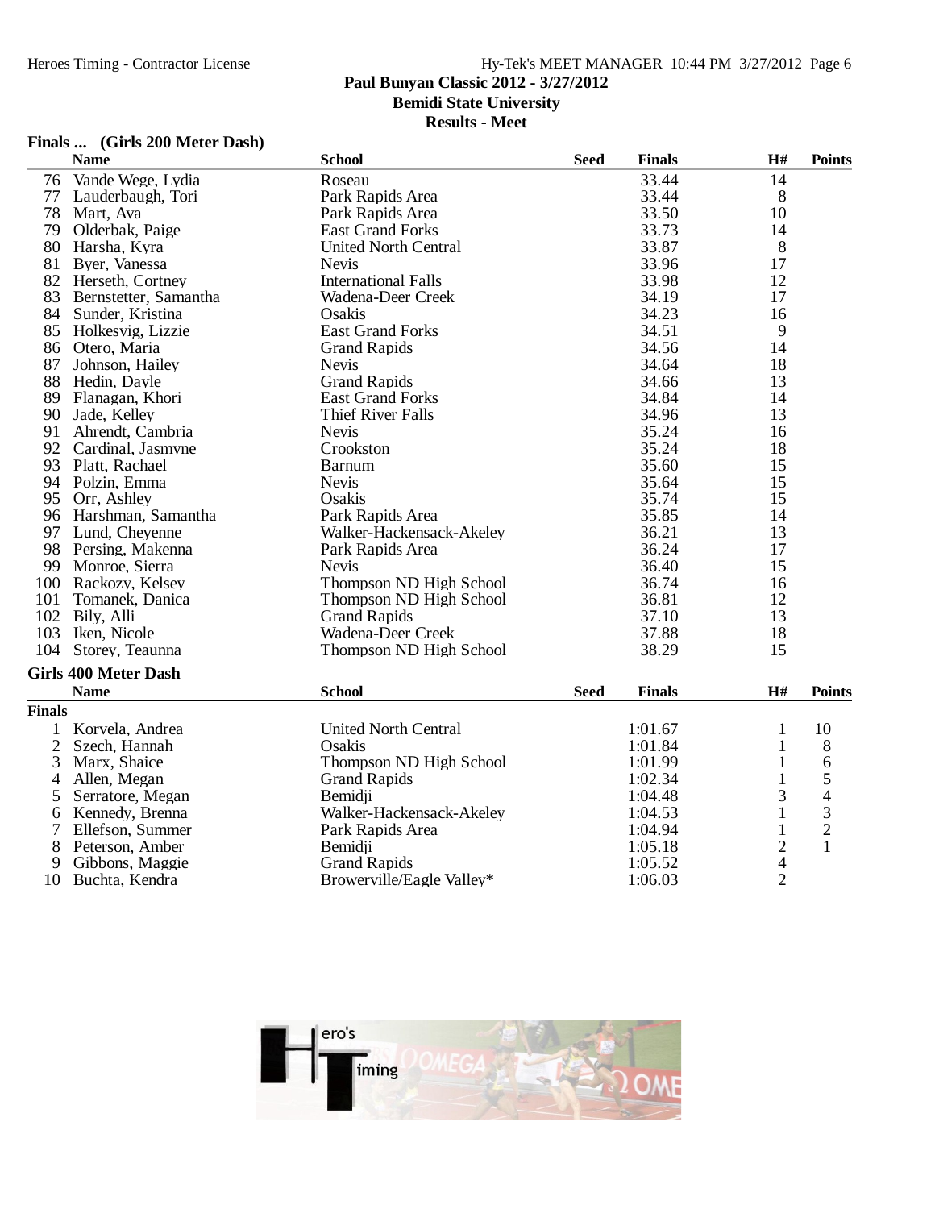## Finals ... (Girls 200 Meter Dash)

| | Name | School | Seed | Finals | H# | Points |
|---|---|---|---|---|---|---|
| 76 | Vande Wege, Lydia | Roseau | | 33.44 | 14 | |
| 77 | Lauderbaugh, Tori | Park Rapids Area | | 33.44 | 8 | |
| 78 | Mart, Ava | Park Rapids Area | | 33.50 | 10 | |
| 79 | Olderbak, Paige | East Grand Forks | | 33.73 | 14 | |
| 80 | Harsha, Kyra | United North Central | | 33.87 | 8 | |
| 81 | Byer, Vanessa | Nevis | | 33.96 | 17 | |
| 82 | Herseth, Cortney | International Falls | | 33.98 | 12 | |
| 83 | Bernstetter, Samantha | Wadena-Deer Creek | | 34.19 | 17 | |
| 84 | Sunder, Kristina | Osakis | | 34.23 | 16 | |
| 85 | Holkesvig, Lizzie | East Grand Forks | | 34.51 | 9 | |
| 86 | Otero, Maria | Grand Rapids | | 34.56 | 14 | |
| 87 | Johnson, Hailey | Nevis | | 34.64 | 18 | |
| 88 | Hedin, Dayle | Grand Rapids | | 34.66 | 13 | |
| 89 | Flanagan, Khori | East Grand Forks | | 34.84 | 14 | |
| 90 | Jade, Kelley | Thief River Falls | | 34.96 | 13 | |
| 91 | Ahrendt, Cambria | Nevis | | 35.24 | 16 | |
| 92 | Cardinal, Jasmyne | Crookston | | 35.24 | 18 | |
| 93 | Platt, Rachael | Barnum | | 35.60 | 15 | |
| 94 | Polzin, Emma | Nevis | | 35.64 | 15 | |
| 95 | Orr, Ashley | Osakis | | 35.74 | 15 | |
| 96 | Harshman, Samantha | Park Rapids Area | | 35.85 | 14 | |
| 97 | Lund, Cheyenne | Walker-Hackensack-Akeley | | 36.21 | 13 | |
| 98 | Persing, Makenna | Park Rapids Area | | 36.24 | 17 | |
| 99 | Monroe, Sierra | Nevis | | 36.40 | 15 | |
| 100 | Rackozy, Kelsey | Thompson ND High School | | 36.74 | 16 | |
| 101 | Tomanek, Danica | Thompson ND High School | | 36.81 | 12 | |
| 102 | Bily, Alli | Grand Rapids | | 37.10 | 13 | |
| 103 | Iken, Nicole | Wadena-Deer Creek | | 37.88 | 18 | |
| 104 | Storey, Teaunna | Thompson ND High School | | 38.29 | 15 | |

## Girls 400 Meter Dash

**Finals**

| | Name | School | Seed | Finals | H# | Points |
|---|---|---|---|---|---|---|
| 1 | Korvela, Andrea | United North Central | | 1:01.67 | 1 | 10 |
| 2 | Szech, Hannah | Osakis | | 1:01.84 | 1 | 8 |
| 3 | Marx, Shaice | Thompson ND High School | | 1:01.99 | 1 | 6 |
| 4 | Allen, Megan | Grand Rapids | | 1:02.34 | 1 | 5 |
| 5 | Serratore, Megan | Bemidji | | 1:04.48 | 3 | 4 |
| 6 | Kennedy, Brenna | Walker-Hackensack-Akeley | | 1:04.53 | 1 | 3 |
| 7 | Ellefson, Summer | Park Rapids Area | | 1:04.94 | 1 | 2 |
| 8 | Peterson, Amber | Bemidji | | 1:05.18 | 2 | 1 |
| 9 | Gibbons, Maggie | Grand Rapids | | 1:05.52 | 4 | |
| 10 | Buchta, Kendra | Browerville/Eagle Valley* | | 1:06.03 | 2 | |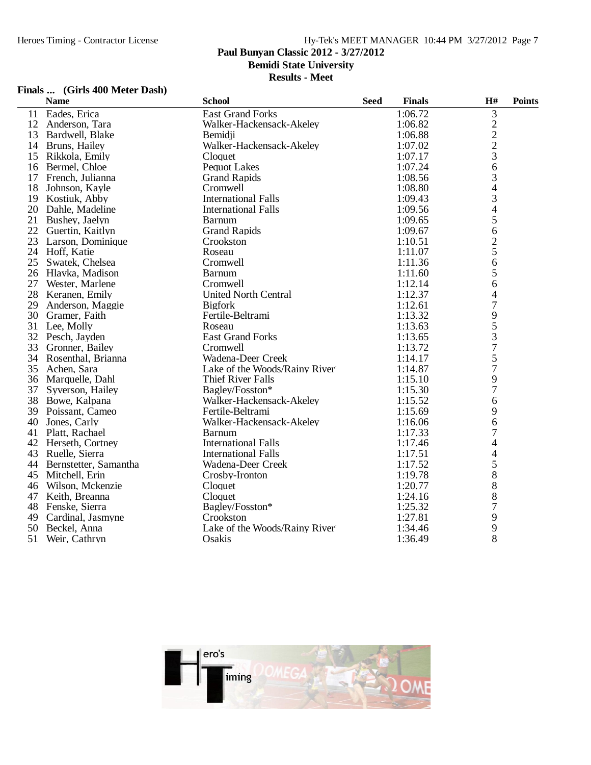**Paul Bunyan Classic 2012 - 3/27/2012**
**Bemidi State University**
**Results - Meet**

### Finals ... (Girls 400 Meter Dash)

| | Name | School | Seed | Finals | H# | Points |
|---|---|---|---|---|---|---|
| 11 | Eades, Erica | East Grand Forks | | 1:06.72 | 3 | |
| 12 | Anderson, Tara | Walker-Hackensack-Akeley | | 1:06.82 | 2 | |
| 13 | Bardwell, Blake | Bemidji | | 1:06.88 | 2 | |
| 14 | Bruns, Hailey | Walker-Hackensack-Akeley | | 1:07.02 | 2 | |
| 15 | Rikkola, Emily | Cloquet | | 1:07.17 | 3 | |
| 16 | Bermel, Chloe | Pequot Lakes | | 1:07.24 | 6 | |
| 17 | French, Julianna | Grand Rapids | | 1:08.56 | 3 | |
| 18 | Johnson, Kayle | Cromwell | | 1:08.80 | 4 | |
| 19 | Kostiuk, Abby | International Falls | | 1:09.43 | 3 | |
| 20 | Dahle, Madeline | International Falls | | 1:09.56 | 4 | |
| 21 | Bushey, Jaelyn | Barnum | | 1:09.65 | 5 | |
| 22 | Guertin, Kaitlyn | Grand Rapids | | 1:09.67 | 6 | |
| 23 | Larson, Dominique | Crookston | | 1:10.51 | 2 | |
| 24 | Hoff, Katie | Roseau | | 1:11.07 | 5 | |
| 25 | Swatek, Chelsea | Cromwell | | 1:11.36 | 6 | |
| 26 | Hlavka, Madison | Barnum | | 1:11.60 | 5 | |
| 27 | Wester, Marlene | Cromwell | | 1:12.14 | 6 | |
| 28 | Keranen, Emily | United North Central | | 1:12.37 | 4 | |
| 29 | Anderson, Maggie | Bigfork | | 1:12.61 | 7 | |
| 30 | Gramer, Faith | Fertile-Beltrami | | 1:13.32 | 9 | |
| 31 | Lee, Molly | Roseau | | 1:13.63 | 5 | |
| 32 | Pesch, Jayden | East Grand Forks | | 1:13.65 | 3 | |
| 33 | Gronner, Bailey | Cromwell | | 1:13.72 | 7 | |
| 34 | Rosenthal, Brianna | Wadena-Deer Creek | | 1:14.17 | 5 | |
| 35 | Achen, Sara | Lake of the Woods/Rainy River | | 1:14.87 | 7 | |
| 36 | Marquelle, Dahl | Thief River Falls | | 1:15.10 | 9 | |
| 37 | Syverson, Hailey | Bagley/Fosston* | | 1:15.30 | 7 | |
| 38 | Bowe, Kalpana | Walker-Hackensack-Akeley | | 1:15.52 | 6 | |
| 39 | Poissant, Cameo | Fertile-Beltrami | | 1:15.69 | 9 | |
| 40 | Jones, Carly | Walker-Hackensack-Akeley | | 1:16.06 | 6 | |
| 41 | Platt, Rachael | Barnum | | 1:17.33 | 7 | |
| 42 | Herseth, Cortney | International Falls | | 1:17.46 | 4 | |
| 43 | Ruelle, Sierra | International Falls | | 1:17.51 | 4 | |
| 44 | Bernstetter, Samantha | Wadena-Deer Creek | | 1:17.52 | 5 | |
| 45 | Mitchell, Erin | Crosby-Ironton | | 1:19.78 | 8 | |
| 46 | Wilson, Mckenzie | Cloquet | | 1:20.77 | 8 | |
| 47 | Keith, Breanna | Cloquet | | 1:24.16 | 8 | |
| 48 | Fenske, Sierra | Bagley/Fosston* | | 1:25.32 | 7 | |
| 49 | Cardinal, Jasmyne | Crookston | | 1:27.81 | 9 | |
| 50 | Beckel, Anna | Lake of the Woods/Rainy River | | 1:34.46 | 9 | |
| 51 | Weir, Cathryn | Osakis | | 1:36.49 | 8 | |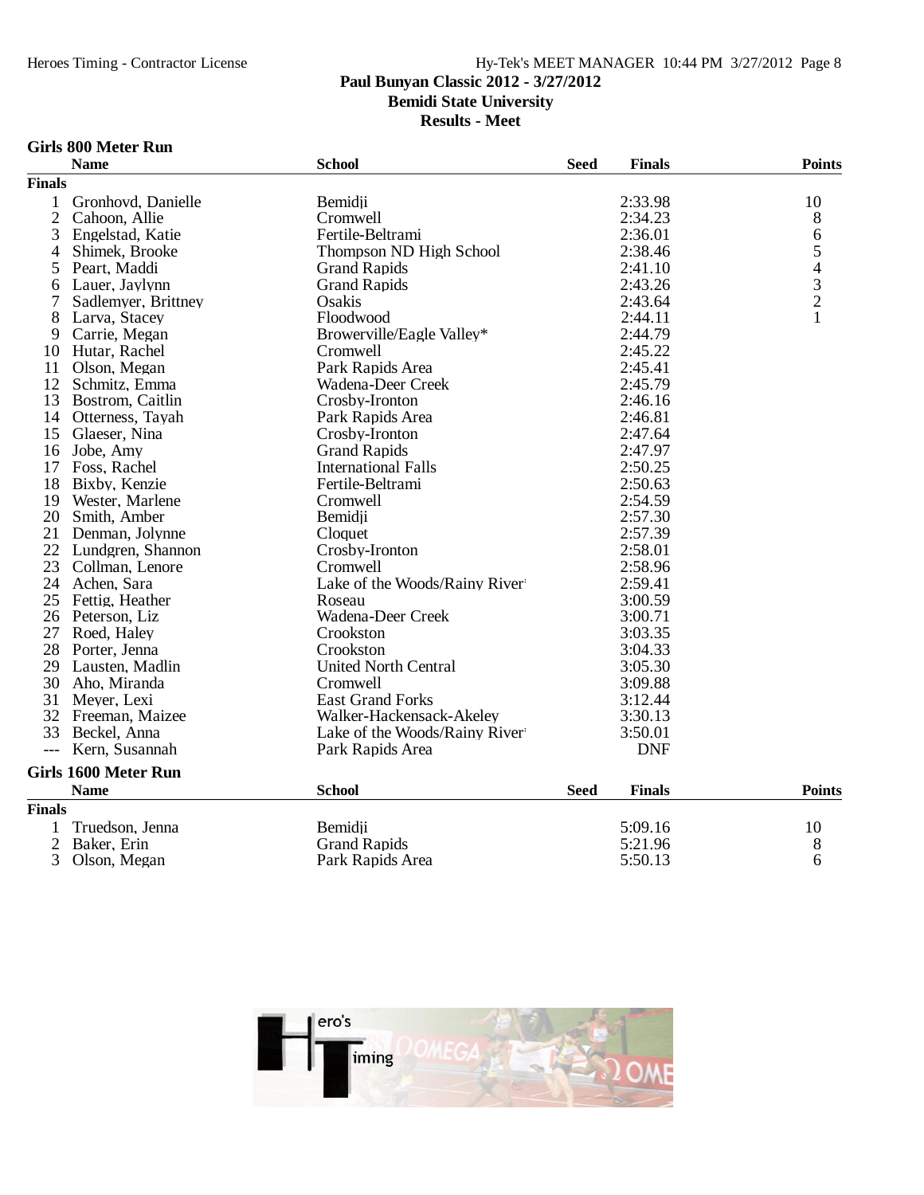Paul Bunyan Classic 2012 - 3/27/2012
Bemidi State University
Results - Meet

### Girls 800 Meter Run

| | Name | School | Seed | Finals | Points |
|---|---|---|---|---|---|
| **Finals** | | | | | |
| 1 | Gronhovd, Danielle | Bemidji | | 2:33.98 | 10 |
| 2 | Cahoon, Allie | Cromwell | | 2:34.23 | 8 |
| 3 | Engelstad, Katie | Fertile-Beltrami | | 2:36.01 | 6 |
| 4 | Shimek, Brooke | Thompson ND High School | | 2:38.46 | 5 |
| 5 | Peart, Maddi | Grand Rapids | | 2:41.10 | 4 |
| 6 | Lauer, Jaylynn | Grand Rapids | | 2:43.26 | 3 |
| 7 | Sadlemyer, Brittney | Osakis | | 2:43.64 | 2 |
| 8 | Larva, Stacey | Floodwood | | 2:44.11 | 1 |
| 9 | Carrie, Megan | Browerville/Eagle Valley* | | 2:44.79 | |
| 10 | Hutar, Rachel | Cromwell | | 2:45.22 | |
| 11 | Olson, Megan | Park Rapids Area | | 2:45.41 | |
| 12 | Schmitz, Emma | Wadena-Deer Creek | | 2:45.79 | |
| 13 | Bostrom, Caitlin | Crosby-Ironton | | 2:46.16 | |
| 14 | Otterness, Tayah | Park Rapids Area | | 2:46.81 | |
| 15 | Glaeser, Nina | Crosby-Ironton | | 2:47.64 | |
| 16 | Jobe, Amy | Grand Rapids | | 2:47.97 | |
| 17 | Foss, Rachel | International Falls | | 2:50.25 | |
| 18 | Bixby, Kenzie | Fertile-Beltrami | | 2:50.63 | |
| 19 | Wester, Marlene | Cromwell | | 2:54.59 | |
| 20 | Smith, Amber | Bemidji | | 2:57.30 | |
| 21 | Denman, Jolynne | Cloquet | | 2:57.39 | |
| 22 | Lundgren, Shannon | Crosby-Ironton | | 2:58.01 | |
| 23 | Collman, Lenore | Cromwell | | 2:58.96 | |
| 24 | Achen, Sara | Lake of the Woods/Rainy River* | | 2:59.41 | |
| 25 | Fettig, Heather | Roseau | | 3:00.59 | |
| 26 | Peterson, Liz | Wadena-Deer Creek | | 3:00.71 | |
| 27 | Roed, Haley | Crookston | | 3:03.35 | |
| 28 | Porter, Jenna | Crookston | | 3:04.33 | |
| 29 | Lausten, Madlin | United North Central | | 3:05.30 | |
| 30 | Aho, Miranda | Cromwell | | 3:09.88 | |
| 31 | Meyer, Lexi | East Grand Forks | | 3:12.44 | |
| 32 | Freeman, Maizee | Walker-Hackensack-Akeley | | 3:30.13 | |
| 33 | Beckel, Anna | Lake of the Woods/Rainy River* | | 3:50.01 | |
| --- | Kern, Susannah | Park Rapids Area | | DNF | |

### Girls 1600 Meter Run

| | Name | School | Seed | Finals | Points |
|---|---|---|---|---|---|
| **Finals** | | | | | |
| 1 | Truedson, Jenna | Bemidji | | 5:09.16 | 10 |
| 2 | Baker, Erin | Grand Rapids | | 5:21.96 | 8 |
| 3 | Olson, Megan | Park Rapids Area | | 5:50.13 | 6 |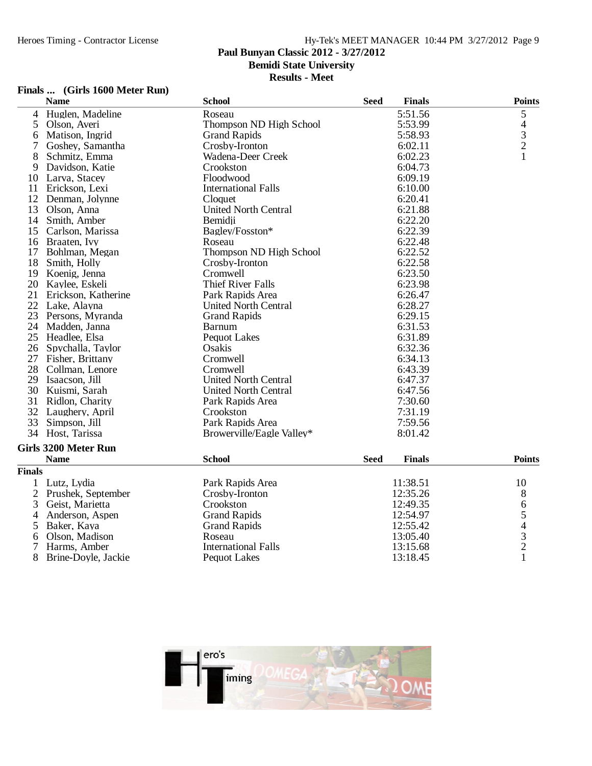**Paul Bunyan Classic 2012 - 3/27/2012**
**Bemidi State University**
**Results - Meet**

### Finals ... (Girls 1600 Meter Run)

| | Name | School | Seed | Finals | Points |
|---|---|---|---|---|---|
| 4 | Huglen, Madeline | Roseau | | 5:51.56 | 5 |
| 5 | Olson, Averi | Thompson ND High School | | 5:53.99 | 4 |
| 6 | Matison, Ingrid | Grand Rapids | | 5:58.93 | 3 |
| 7 | Goshey, Samantha | Crosby-Ironton | | 6:02.11 | 2 |
| 8 | Schmitz, Emma | Wadena-Deer Creek | | 6:02.23 | 1 |
| 9 | Davidson, Katie | Crookston | | 6:04.73 | |
| 10 | Larva, Stacey | Floodwood | | 6:09.19 | |
| 11 | Erickson, Lexi | International Falls | | 6:10.00 | |
| 12 | Denman, Jolynne | Cloquet | | 6:20.41 | |
| 13 | Olson, Anna | United North Central | | 6:21.88 | |
| 14 | Smith, Amber | Bemidji | | 6:22.20 | |
| 15 | Carlson, Marissa | Bagley/Fosston* | | 6:22.39 | |
| 16 | Braaten, Ivy | Roseau | | 6:22.48 | |
| 17 | Bohlman, Megan | Thompson ND High School | | 6:22.52 | |
| 18 | Smith, Holly | Crosby-Ironton | | 6:22.58 | |
| 19 | Koenig, Jenna | Cromwell | | 6:23.50 | |
| 20 | Kaylee, Eskeli | Thief River Falls | | 6:23.98 | |
| 21 | Erickson, Katherine | Park Rapids Area | | 6:26.47 | |
| 22 | Lake, Alayna | United North Central | | 6:28.27 | |
| 23 | Persons, Myranda | Grand Rapids | | 6:29.15 | |
| 24 | Madden, Janna | Barnum | | 6:31.53 | |
| 25 | Headlee, Elsa | Pequot Lakes | | 6:31.89 | |
| 26 | Spychalla, Taylor | Osakis | | 6:32.36 | |
| 27 | Fisher, Brittany | Cromwell | | 6:34.13 | |
| 28 | Collman, Lenore | Cromwell | | 6:43.39 | |
| 29 | Isaacson, Jill | United North Central | | 6:47.37 | |
| 30 | Kuismi, Sarah | United North Central | | 6:47.56 | |
| 31 | Ridlon, Charity | Park Rapids Area | | 7:30.60 | |
| 32 | Laughery, April | Crookston | | 7:31.19 | |
| 33 | Simpson, Jill | Park Rapids Area | | 7:59.56 | |
| 34 | Host, Tarissa | Browerville/Eagle Valley* | | 8:01.42 | |

### Girls 3200 Meter Run

**Finals**

| | Name | School | Seed | Finals | Points |
|---|---|---|---|---|---|
| 1 | Lutz, Lydia | Park Rapids Area | | 11:38.51 | 10 |
| 2 | Prushek, September | Crosby-Ironton | | 12:35.26 | 8 |
| 3 | Geist, Marietta | Crookston | | 12:49.35 | 6 |
| 4 | Anderson, Aspen | Grand Rapids | | 12:54.97 | 5 |
| 5 | Baker, Kaya | Grand Rapids | | 12:55.42 | 4 |
| 6 | Olson, Madison | Roseau | | 13:05.40 | 3 |
| 7 | Harms, Amber | International Falls | | 13:15.68 | 2 |
| 8 | Brine-Doyle, Jackie | Pequot Lakes | | 13:18.45 | 1 |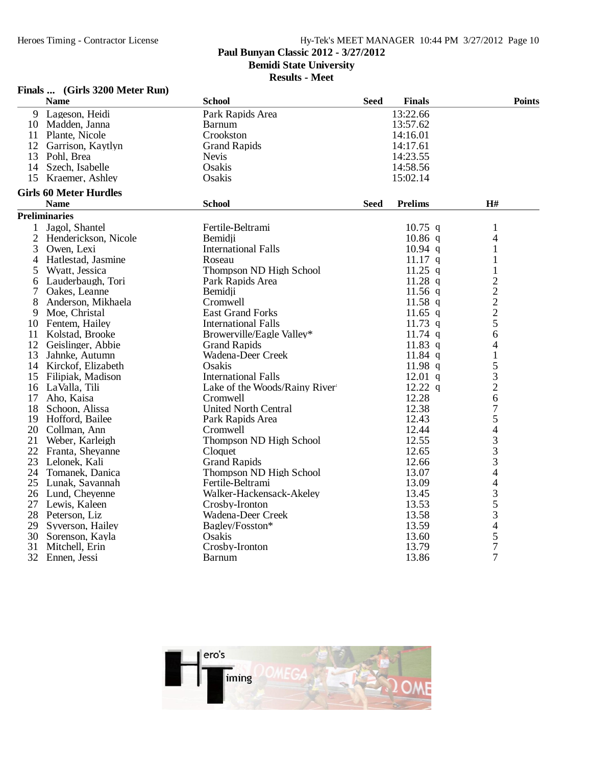Paul Bunyan Classic 2012 - 3/27/2012
Bemidi State University
Results - Meet

### Finals ... (Girls 3200 Meter Run)

| | Name | School | Seed | Finals | Points |
|---|---|---|---|---|---|
| 9 | Lageson, Heidi | Park Rapids Area | | 13:22.66 | |
| 10 | Madden, Janna | Barnum | | 13:57.62 | |
| 11 | Plante, Nicole | Crookston | | 14:16.01 | |
| 12 | Garrison, Kaytlyn | Grand Rapids | | 14:17.61 | |
| 13 | Pohl, Brea | Nevis | | 14:23.55 | |
| 14 | Szech, Isabelle | Osakis | | 14:58.56 | |
| 15 | Kraemer, Ashley | Osakis | | 15:02.14 | |

### Girls 60 Meter Hurdles

**Preliminaries**

| | Name | School | Seed | Prelims | H# |
|---|---|---|---|---|---|
| 1 | Jagol, Shantel | Fertile-Beltrami | | 10.75 q | 1 |
| 2 | Henderickson, Nicole | Bemidji | | 10.86 q | 4 |
| 3 | Owen, Lexi | International Falls | | 10.94 q | 1 |
| 4 | Hatlestad, Jasmine | Roseau | | 11.17 q | 1 |
| 5 | Wyatt, Jessica | Thompson ND High School | | 11.25 q | 1 |
| 6 | Lauderbaugh, Tori | Park Rapids Area | | 11.28 q | 2 |
| 7 | Oakes, Leanne | Bemidji | | 11.56 q | 2 |
| 8 | Anderson, Mikhaela | Cromwell | | 11.58 q | 2 |
| 9 | Moe, Christal | East Grand Forks | | 11.65 q | 2 |
| 10 | Fentem, Hailey | International Falls | | 11.73 q | 5 |
| 11 | Kolstad, Brooke | Browerville/Eagle Valley* | | 11.74 q | 6 |
| 12 | Geislinger, Abbie | Grand Rapids | | 11.83 q | 4 |
| 13 | Jahnke, Autumn | Wadena-Deer Creek | | 11.84 q | 1 |
| 14 | Kirckof, Elizabeth | Osakis | | 11.98 q | 5 |
| 15 | Filipiak, Madison | International Falls | | 12.01 q | 3 |
| 16 | LaValla, Tili | Lake of the Woods/Rainy River* | | 12.22 q | 2 |
| 17 | Aho, Kaisa | Cromwell | | 12.28 | 6 |
| 18 | Schoon, Alissa | United North Central | | 12.38 | 7 |
| 19 | Hofford, Bailee | Park Rapids Area | | 12.43 | 5 |
| 20 | Collman, Ann | Cromwell | | 12.44 | 4 |
| 21 | Weber, Karleigh | Thompson ND High School | | 12.55 | 3 |
| 22 | Franta, Sheyanne | Cloquet | | 12.65 | 3 |
| 23 | Lelonek, Kali | Grand Rapids | | 12.66 | 3 |
| 24 | Tomanek, Danica | Thompson ND High School | | 13.07 | 4 |
| 25 | Lunak, Savannah | Fertile-Beltrami | | 13.09 | 4 |
| 26 | Lund, Cheyenne | Walker-Hackensack-Akeley | | 13.45 | 3 |
| 27 | Lewis, Kaleen | Crosby-Ironton | | 13.53 | 5 |
| 28 | Peterson, Liz | Wadena-Deer Creek | | 13.58 | 3 |
| 29 | Syverson, Hailey | Bagley/Fosston* | | 13.59 | 4 |
| 30 | Sorenson, Kayla | Osakis | | 13.60 | 5 |
| 31 | Mitchell, Erin | Crosby-Ironton | | 13.79 | 7 |
| 32 | Ennen, Jessi | Barnum | | 13.86 | 7 |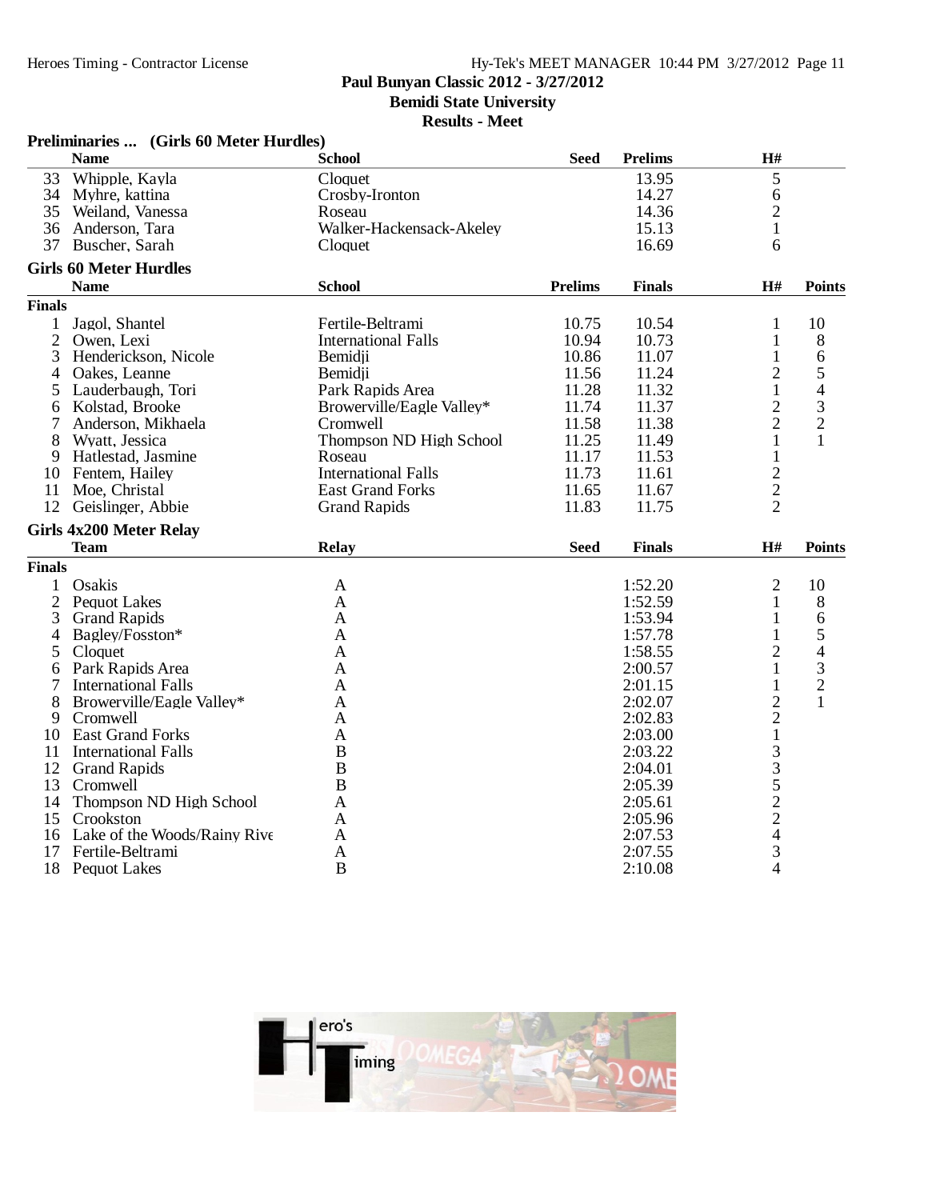### Preliminaries ... (Girls 60 Meter Hurdles)

| | Name | School | Seed | Prelims | H# |
|---|---|---|---|---|---|
| 33 | Whipple, Kayla | Cloquet | | 13.95 | 5 |
| 34 | Myhre, kattina | Crosby-Ironton | | 14.27 | 6 |
| 35 | Weiland, Vanessa | Roseau | | 14.36 | 2 |
| 36 | Anderson, Tara | Walker-Hackensack-Akeley | | 15.13 | 1 |
| 37 | Buscher, Sarah | Cloquet | | 16.69 | 6 |

### Girls 60 Meter Hurdles

| | Name | School | Prelims | Finals | H# | Points |
|---|---|---|---|---|---|---|
| **Finals** | | | | | | |
| 1 | Jagol, Shantel | Fertile-Beltrami | 10.75 | 10.54 | 1 | 10 |
| 2 | Owen, Lexi | International Falls | 10.94 | 10.73 | 1 | 8 |
| 3 | Henderickson, Nicole | Bemidji | 10.86 | 11.07 | 1 | 6 |
| 4 | Oakes, Leanne | Bemidji | 11.56 | 11.24 | 2 | 5 |
| 5 | Lauderbaugh, Tori | Park Rapids Area | 11.28 | 11.32 | 1 | 4 |
| 6 | Kolstad, Brooke | Browerville/Eagle Valley* | 11.74 | 11.37 | 2 | 3 |
| 7 | Anderson, Mikhaela | Cromwell | 11.58 | 11.38 | 2 | 2 |
| 8 | Wyatt, Jessica | Thompson ND High School | 11.25 | 11.49 | 1 | 1 |
| 9 | Hatlestad, Jasmine | Roseau | 11.17 | 11.53 | 1 | |
| 10 | Fentem, Hailey | International Falls | 11.73 | 11.61 | 2 | |
| 11 | Moe, Christal | East Grand Forks | 11.65 | 11.67 | 2 | |
| 12 | Geislinger, Abbie | Grand Rapids | 11.83 | 11.75 | 2 | |

### Girls 4x200 Meter Relay

| | Team | Relay | Seed | Finals | H# | Points |
|---|---|---|---|---|---|---|
| **Finals** | | | | | | |
| 1 | Osakis | A | | 1:52.20 | 2 | 10 |
| 2 | Pequot Lakes | A | | 1:52.59 | 1 | 8 |
| 3 | Grand Rapids | A | | 1:53.94 | 1 | 6 |
| 4 | Bagley/Fosston* | A | | 1:57.78 | 1 | 5 |
| 5 | Cloquet | A | | 1:58.55 | 2 | 4 |
| 6 | Park Rapids Area | A | | 2:00.57 | 1 | 3 |
| 7 | International Falls | A | | 2:01.15 | 1 | 2 |
| 8 | Browerville/Eagle Valley* | A | | 2:02.07 | 2 | 1 |
| 9 | Cromwell | A | | 2:02.83 | 2 | |
| 10 | East Grand Forks | A | | 2:03.00 | 1 | |
| 11 | International Falls | B | | 2:03.22 | 3 | |
| 12 | Grand Rapids | B | | 2:04.01 | 3 | |
| 13 | Cromwell | B | | 2:05.39 | 5 | |
| 14 | Thompson ND High School | A | | 2:05.61 | 2 | |
| 15 | Crookston | A | | 2:05.96 | 2 | |
| 16 | Lake of the Woods/Rainy Rive | A | | 2:07.53 | 4 | |
| 17 | Fertile-Beltrami | A | | 2:07.55 | 3 | |
| 18 | Pequot Lakes | B | | 2:10.08 | 4 | |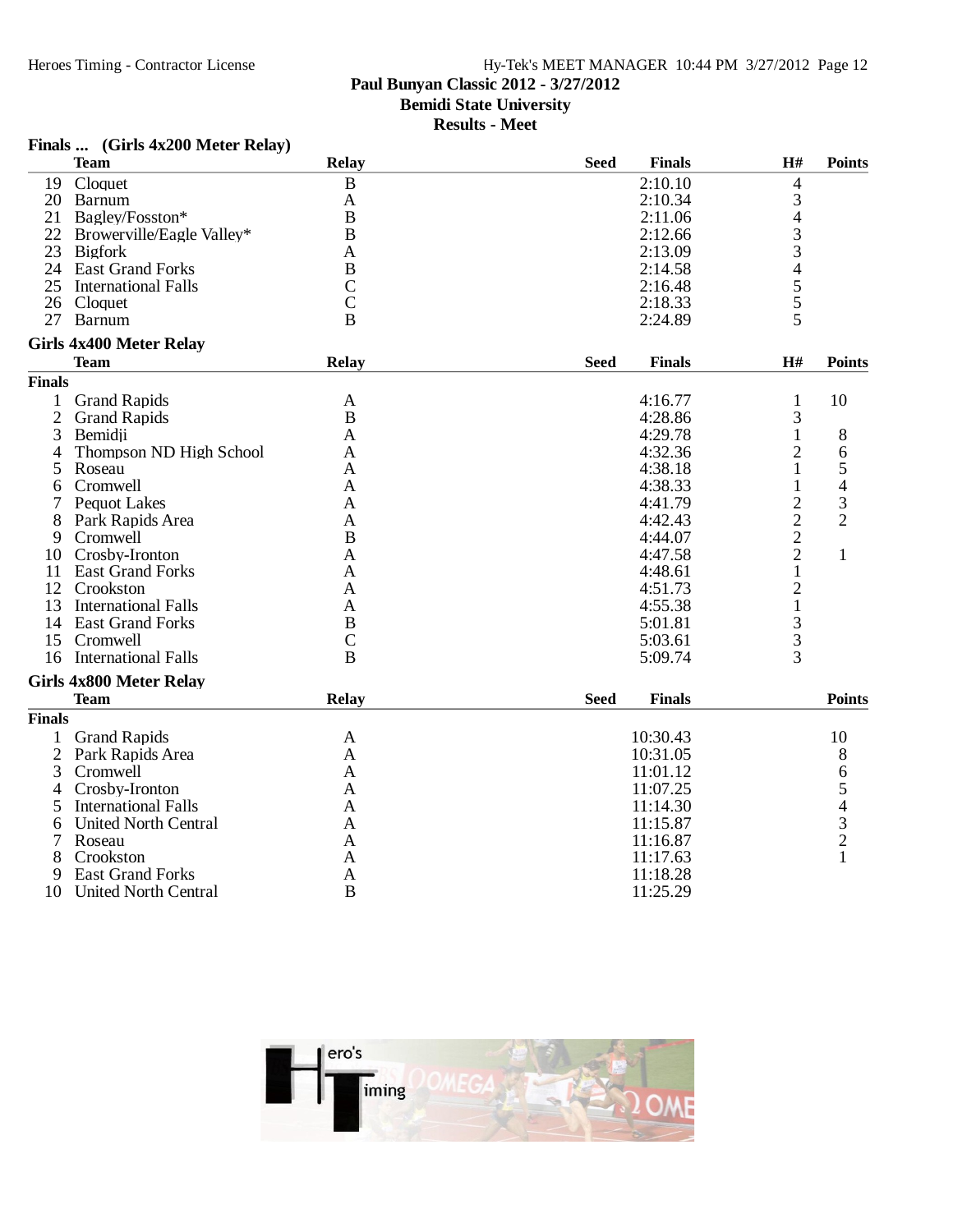Paul Bunyan Classic 2012 - 3/27/2012
Bemidi State University
Results - Meet

### Finals ... (Girls 4x200 Meter Relay)

| | Team | Relay | Seed | Finals | H# | Points |
|---|---|---|---|---|---|---|
| 19 | Cloquet | B | | 2:10.10 | 4 | |
| 20 | Barnum | A | | 2:10.34 | 3 | |
| 21 | Bagley/Fosston* | B | | 2:11.06 | 4 | |
| 22 | Browerville/Eagle Valley* | B | | 2:12.66 | 3 | |
| 23 | Bigfork | A | | 2:13.09 | 3 | |
| 24 | East Grand Forks | B | | 2:14.58 | 4 | |
| 25 | International Falls | C | | 2:16.48 | 5 | |
| 26 | Cloquet | C | | 2:18.33 | 5 | |
| 27 | Barnum | B | | 2:24.89 | 5 | |

### Girls 4x400 Meter Relay

**Finals**

| | Team | Relay | Seed | Finals | H# | Points |
|---|---|---|---|---|---|---|
| 1 | Grand Rapids | A | | 4:16.77 | 1 | 10 |
| 2 | Grand Rapids | B | | 4:28.86 | 3 | |
| 3 | Bemidji | A | | 4:29.78 | 1 | 8 |
| 4 | Thompson ND High School | A | | 4:32.36 | 2 | 6 |
| 5 | Roseau | A | | 4:38.18 | 1 | 5 |
| 6 | Cromwell | A | | 4:38.33 | 1 | 4 |
| 7 | Pequot Lakes | A | | 4:41.79 | 2 | 3 |
| 8 | Park Rapids Area | A | | 4:42.43 | 2 | 2 |
| 9 | Cromwell | B | | 4:44.07 | 2 | |
| 10 | Crosby-Ironton | A | | 4:47.58 | 2 | 1 |
| 11 | East Grand Forks | A | | 4:48.61 | 1 | |
| 12 | Crookston | A | | 4:51.73 | 2 | |
| 13 | International Falls | A | | 4:55.38 | 1 | |
| 14 | East Grand Forks | B | | 5:01.81 | 3 | |
| 15 | Cromwell | C | | 5:03.61 | 3 | |
| 16 | International Falls | B | | 5:09.74 | 3 | |

### Girls 4x800 Meter Relay

**Finals**

| | Team | Relay | Seed | Finals | Points |
|---|---|---|---|---|---|
| 1 | Grand Rapids | A | | 10:30.43 | 10 |
| 2 | Park Rapids Area | A | | 10:31.05 | 8 |
| 3 | Cromwell | A | | 11:01.12 | 6 |
| 4 | Crosby-Ironton | A | | 11:07.25 | 5 |
| 5 | International Falls | A | | 11:14.30 | 4 |
| 6 | United North Central | A | | 11:15.87 | 3 |
| 7 | Roseau | A | | 11:16.87 | 2 |
| 8 | Crookston | A | | 11:17.63 | 1 |
| 9 | East Grand Forks | A | | 11:18.28 | |
| 10 | United North Central | B | | 11:25.29 | |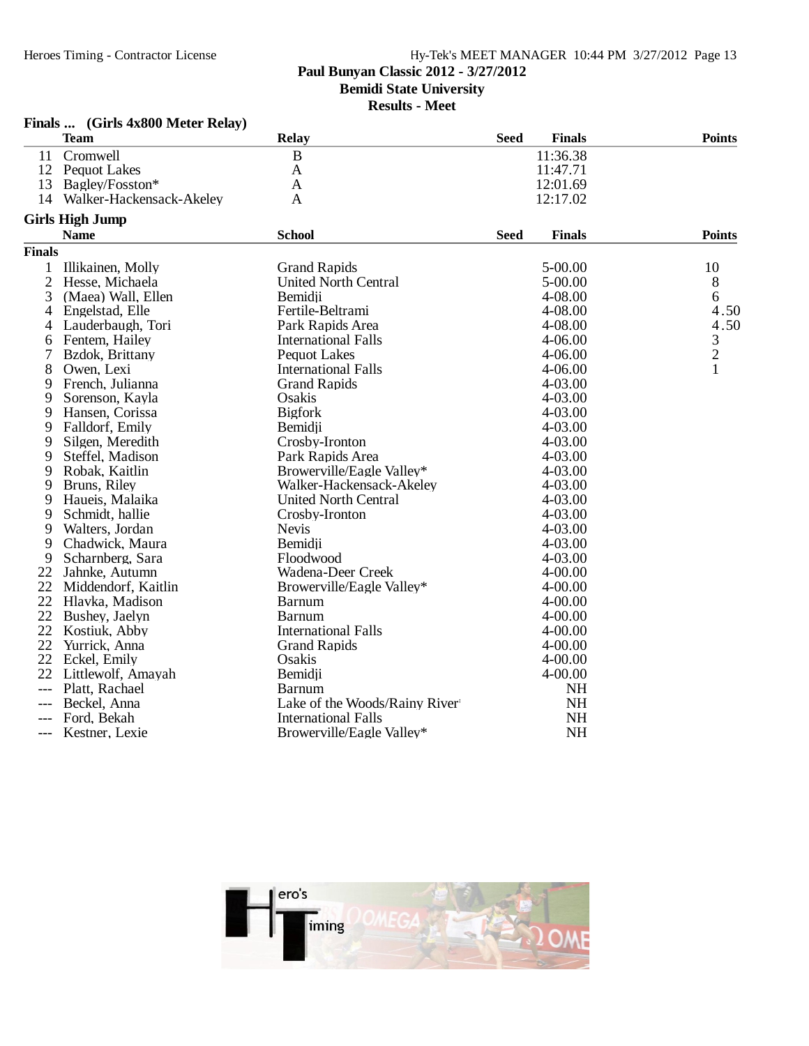Paul Bunyan Classic 2012 - 3/27/2012
Bemidi State University
Results - Meet

### Finals ... (Girls 4x800 Meter Relay)

| | Team | Relay | Seed | Finals | Points |
|---|---|---|---|---|---|
| 11 | Cromwell | B | | 11:36.38 | |
| 12 | Pequot Lakes | A | | 11:47.71 | |
| 13 | Bagley/Fosston* | A | | 12:01.69 | |
| 14 | Walker-Hackensack-Akeley | A | | 12:17.02 | |

### Girls High Jump

| | Name | School | Seed | Finals | Points |
|---|---|---|---|---|---|
| **Finals** | | | | | |
| 1 | Illikainen, Molly | Grand Rapids | | 5-00.00 | 10 |
| 2 | Hesse, Michaela | United North Central | | 5-00.00 | 8 |
| 3 | (Maea) Wall, Ellen | Bemidji | | 4-08.00 | 6 |
| 4 | Engelstad, Elle | Fertile-Beltrami | | 4-08.00 | 4.50 |
| 4 | Lauderbaugh, Tori | Park Rapids Area | | 4-08.00 | 4.50 |
| 6 | Fentem, Hailey | International Falls | | 4-06.00 | 3 |
| 7 | Bzdok, Brittany | Pequot Lakes | | 4-06.00 | 2 |
| 8 | Owen, Lexi | International Falls | | 4-06.00 | 1 |
| 9 | French, Julianna | Grand Rapids | | 4-03.00 | |
| 9 | Sorenson, Kayla | Osakis | | 4-03.00 | |
| 9 | Hansen, Corissa | Bigfork | | 4-03.00 | |
| 9 | Falldorf, Emily | Bemidji | | 4-03.00 | |
| 9 | Silgen, Meredith | Crosby-Ironton | | 4-03.00 | |
| 9 | Steffel, Madison | Park Rapids Area | | 4-03.00 | |
| 9 | Robak, Kaitlin | Browerville/Eagle Valley* | | 4-03.00 | |
| 9 | Bruns, Riley | Walker-Hackensack-Akeley | | 4-03.00 | |
| 9 | Haueis, Malaika | United North Central | | 4-03.00 | |
| 9 | Schmidt, hallie | Crosby-Ironton | | 4-03.00 | |
| 9 | Walters, Jordan | Nevis | | 4-03.00 | |
| 9 | Chadwick, Maura | Bemidji | | 4-03.00 | |
| 9 | Scharnberg, Sara | Floodwood | | 4-03.00 | |
| 22 | Jahnke, Autumn | Wadena-Deer Creek | | 4-00.00 | |
| 22 | Middendorf, Kaitlin | Browerville/Eagle Valley* | | 4-00.00 | |
| 22 | Hlavka, Madison | Barnum | | 4-00.00 | |
| 22 | Bushey, Jaelyn | Barnum | | 4-00.00 | |
| 22 | Kostiuk, Abby | International Falls | | 4-00.00 | |
| 22 | Yurrick, Anna | Grand Rapids | | 4-00.00 | |
| 22 | Eckel, Emily | Osakis | | 4-00.00 | |
| 22 | Littlewolf, Amayah | Bemidji | | 4-00.00 | |
| --- | Platt, Rachael | Barnum | | NH | |
| --- | Beckel, Anna | Lake of the Woods/Rainy River* | | NH | |
| --- | Ford, Bekah | International Falls | | NH | |
| --- | Kestner, Lexie | Browerville/Eagle Valley* | | NH | |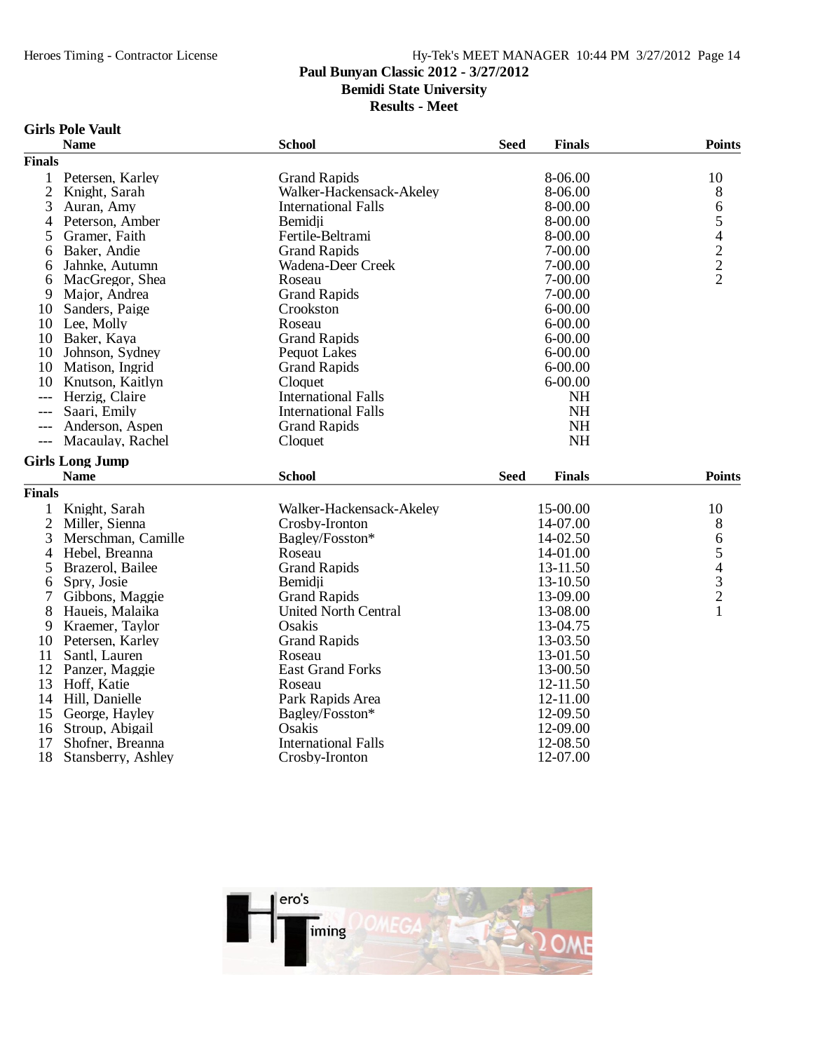## Paul Bunyan Classic 2012 - 3/27/2012
## Bemidi State University
## Results - Meet

### Girls Pole Vault

| | Name | School | Seed | Finals | Points |
|---|---|---|---|---|---|
| **Finals** | | | | | |
| 1 | Petersen, Karley | Grand Rapids | | 8-06.00 | 10 |
| 2 | Knight, Sarah | Walker-Hackensack-Akeley | | 8-06.00 | 8 |
| 3 | Auran, Amy | International Falls | | 8-00.00 | 6 |
| 4 | Peterson, Amber | Bemidji | | 8-00.00 | 5 |
| 5 | Gramer, Faith | Fertile-Beltrami | | 8-00.00 | 4 |
| 6 | Baker, Andie | Grand Rapids | | 7-00.00 | 2 |
| 6 | Jahnke, Autumn | Wadena-Deer Creek | | 7-00.00 | 2 |
| 6 | MacGregor, Shea | Roseau | | 7-00.00 | 2 |
| 9 | Major, Andrea | Grand Rapids | | 7-00.00 | |
| 10 | Sanders, Paige | Crookston | | 6-00.00 | |
| 10 | Lee, Molly | Roseau | | 6-00.00 | |
| 10 | Baker, Kaya | Grand Rapids | | 6-00.00 | |
| 10 | Johnson, Sydney | Pequot Lakes | | 6-00.00 | |
| 10 | Matison, Ingrid | Grand Rapids | | 6-00.00 | |
| 10 | Knutson, Kaitlyn | Cloquet | | 6-00.00 | |
| --- | Herzig, Claire | International Falls | | NH | |
| --- | Saari, Emily | International Falls | | NH | |
| --- | Anderson, Aspen | Grand Rapids | | NH | |
| --- | Macaulay, Rachel | Cloquet | | NH | |

### Girls Long Jump

| | Name | School | Seed | Finals | Points |
|---|---|---|---|---|---|
| **Finals** | | | | | |
| 1 | Knight, Sarah | Walker-Hackensack-Akeley | | 15-00.00 | 10 |
| 2 | Miller, Sienna | Crosby-Ironton | | 14-07.00 | 8 |
| 3 | Merschman, Camille | Bagley/Fosston* | | 14-02.50 | 6 |
| 4 | Hebel, Breanna | Roseau | | 14-01.00 | 5 |
| 5 | Brazerol, Bailee | Grand Rapids | | 13-11.50 | 4 |
| 6 | Spry, Josie | Bemidji | | 13-10.50 | 3 |
| 7 | Gibbons, Maggie | Grand Rapids | | 13-09.00 | 2 |
| 8 | Haueis, Malaika | United North Central | | 13-08.00 | 1 |
| 9 | Kraemer, Taylor | Osakis | | 13-04.75 | |
| 10 | Petersen, Karley | Grand Rapids | | 13-03.50 | |
| 11 | Santl, Lauren | Roseau | | 13-01.50 | |
| 12 | Panzer, Maggie | East Grand Forks | | 13-00.50 | |
| 13 | Hoff, Katie | Roseau | | 12-11.50 | |
| 14 | Hill, Danielle | Park Rapids Area | | 12-11.00 | |
| 15 | George, Hayley | Bagley/Fosston* | | 12-09.50 | |
| 16 | Stroup, Abigail | Osakis | | 12-09.00 | |
| 17 | Shofner, Breanna | International Falls | | 12-08.50 | |
| 18 | Stansberry, Ashley | Crosby-Ironton | | 12-07.00 | |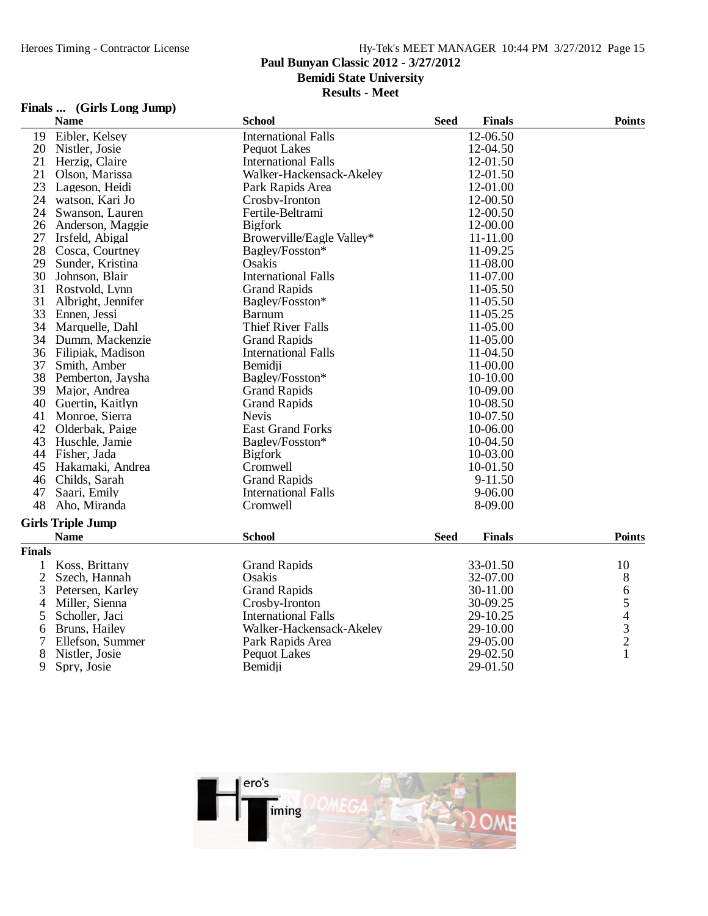Paul Bunyan Classic 2012 - 3/27/2012
Bemidi State University
Results - Meet

## Finals ... (Girls Long Jump)

| | Name | School | Seed | Finals | Points |
|---|---|---|---|---|---|
| 19 | Eibler, Kelsey | International Falls | | 12-06.50 | |
| 20 | Nistler, Josie | Pequot Lakes | | 12-04.50 | |
| 21 | Herzig, Claire | International Falls | | 12-01.50 | |
| 21 | Olson, Marissa | Walker-Hackensack-Akeley | | 12-01.50 | |
| 23 | Lageson, Heidi | Park Rapids Area | | 12-01.00 | |
| 24 | watson, Kari Jo | Crosby-Ironton | | 12-00.50 | |
| 24 | Swanson, Lauren | Fertile-Beltrami | | 12-00.50 | |
| 26 | Anderson, Maggie | Bigfork | | 12-00.00 | |
| 27 | Irsfeld, Abigal | Browerville/Eagle Valley* | | 11-11.00 | |
| 28 | Cosca, Courtney | Bagley/Fosston* | | 11-09.25 | |
| 29 | Sunder, Kristina | Osakis | | 11-08.00 | |
| 30 | Johnson, Blair | International Falls | | 11-07.00 | |
| 31 | Rostvold, Lynn | Grand Rapids | | 11-05.50 | |
| 31 | Albright, Jennifer | Bagley/Fosston* | | 11-05.50 | |
| 33 | Ennen, Jessi | Barnum | | 11-05.25 | |
| 34 | Marquelle, Dahl | Thief River Falls | | 11-05.00 | |
| 34 | Dumm, Mackenzie | Grand Rapids | | 11-05.00 | |
| 36 | Filipiak, Madison | International Falls | | 11-04.50 | |
| 37 | Smith, Amber | Bemidji | | 11-00.00 | |
| 38 | Pemberton, Jaysha | Bagley/Fosston* | | 10-10.00 | |
| 39 | Major, Andrea | Grand Rapids | | 10-09.00 | |
| 40 | Guertin, Kaitlyn | Grand Rapids | | 10-08.50 | |
| 41 | Monroe, Sierra | Nevis | | 10-07.50 | |
| 42 | Olderbak, Paige | East Grand Forks | | 10-06.00 | |
| 43 | Huschle, Jamie | Bagley/Fosston* | | 10-04.50 | |
| 44 | Fisher, Jada | Bigfork | | 10-03.00 | |
| 45 | Hakamaki, Andrea | Cromwell | | 10-01.50 | |
| 46 | Childs, Sarah | Grand Rapids | | 9-11.50 | |
| 47 | Saari, Emily | International Falls | | 9-06.00 | |
| 48 | Aho, Miranda | Cromwell | | 8-09.00 | |

## Girls Triple Jump

**Finals**

| | Name | School | Seed | Finals | Points |
|---|---|---|---|---|---|
| 1 | Koss, Brittany | Grand Rapids | | 33-01.50 | 10 |
| 2 | Szech, Hannah | Osakis | | 32-07.00 | 8 |
| 3 | Petersen, Karley | Grand Rapids | | 30-11.00 | 6 |
| 4 | Miller, Sienna | Crosby-Ironton | | 30-09.25 | 5 |
| 5 | Scholler, Jaci | International Falls | | 29-10.25 | 4 |
| 6 | Bruns, Hailey | Walker-Hackensack-Akeley | | 29-10.00 | 3 |
| 7 | Ellefson, Summer | Park Rapids Area | | 29-05.00 | 2 |
| 8 | Nistler, Josie | Pequot Lakes | | 29-02.50 | 1 |
| 9 | Spry, Josie | Bemidji | | 29-01.50 | |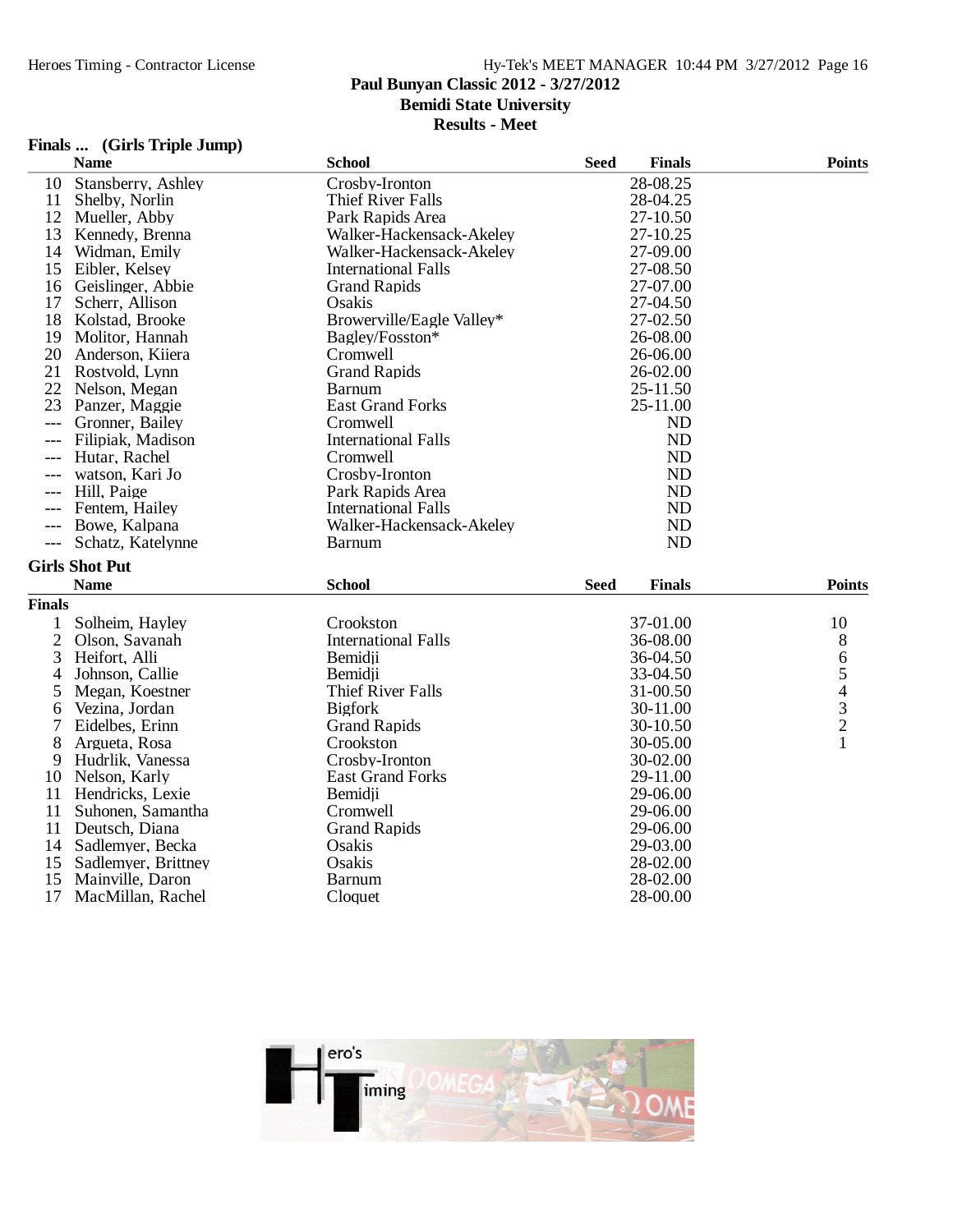## Finals ... (Girls Triple Jump)

| | Name | School | Seed | Finals | Points |
|---|---|---|---|---|---|
| 10 | Stansberry, Ashley | Crosby-Ironton | | 28-08.25 | |
| 11 | Shelby, Norlin | Thief River Falls | | 28-04.25 | |
| 12 | Mueller, Abby | Park Rapids Area | | 27-10.50 | |
| 13 | Kennedy, Brenna | Walker-Hackensack-Akeley | | 27-10.25 | |
| 14 | Widman, Emily | Walker-Hackensack-Akeley | | 27-09.00 | |
| 15 | Eibler, Kelsey | International Falls | | 27-08.50 | |
| 16 | Geislinger, Abbie | Grand Rapids | | 27-07.00 | |
| 17 | Scherr, Allison | Osakis | | 27-04.50 | |
| 18 | Kolstad, Brooke | Browerville/Eagle Valley* | | 27-02.50 | |
| 19 | Molitor, Hannah | Bagley/Fosston* | | 26-08.00 | |
| 20 | Anderson, Kiiera | Cromwell | | 26-06.00 | |
| 21 | Rostvold, Lynn | Grand Rapids | | 26-02.00 | |
| 22 | Nelson, Megan | Barnum | | 25-11.50 | |
| 23 | Panzer, Maggie | East Grand Forks | | 25-11.00 | |
| --- | Gronner, Bailey | Cromwell | | ND | |
| --- | Filipiak, Madison | International Falls | | ND | |
| --- | Hutar, Rachel | Cromwell | | ND | |
| --- | watson, Kari Jo | Crosby-Ironton | | ND | |
| --- | Hill, Paige | Park Rapids Area | | ND | |
| --- | Fentem, Hailey | International Falls | | ND | |
| --- | Bowe, Kalpana | Walker-Hackensack-Akeley | | ND | |
| --- | Schatz, Katelynne | Barnum | | ND | |

## Girls Shot Put

**Finals**

| | Name | School | Seed | Finals | Points |
|---|---|---|---|---|---|
| 1 | Solheim, Hayley | Crookston | | 37-01.00 | 10 |
| 2 | Olson, Savanah | International Falls | | 36-08.00 | 8 |
| 3 | Heifort, Alli | Bemidji | | 36-04.50 | 6 |
| 4 | Johnson, Callie | Bemidji | | 33-04.50 | 5 |
| 5 | Megan, Koestner | Thief River Falls | | 31-00.50 | 4 |
| 6 | Vezina, Jordan | Bigfork | | 30-11.00 | 3 |
| 7 | Eidelbes, Erinn | Grand Rapids | | 30-10.50 | 2 |
| 8 | Argueta, Rosa | Crookston | | 30-05.00 | 1 |
| 9 | Hudrlik, Vanessa | Crosby-Ironton | | 30-02.00 | |
| 10 | Nelson, Karly | East Grand Forks | | 29-11.00 | |
| 11 | Hendricks, Lexie | Bemidji | | 29-06.00 | |
| 11 | Suhonen, Samantha | Cromwell | | 29-06.00 | |
| 11 | Deutsch, Diana | Grand Rapids | | 29-06.00 | |
| 14 | Sadlemyer, Becka | Osakis | | 29-03.00 | |
| 15 | Sadlemyer, Brittney | Osakis | | 28-02.00 | |
| 15 | Mainville, Daron | Barnum | | 28-02.00 | |
| 17 | MacMillan, Rachel | Cloquet | | 28-00.00 | |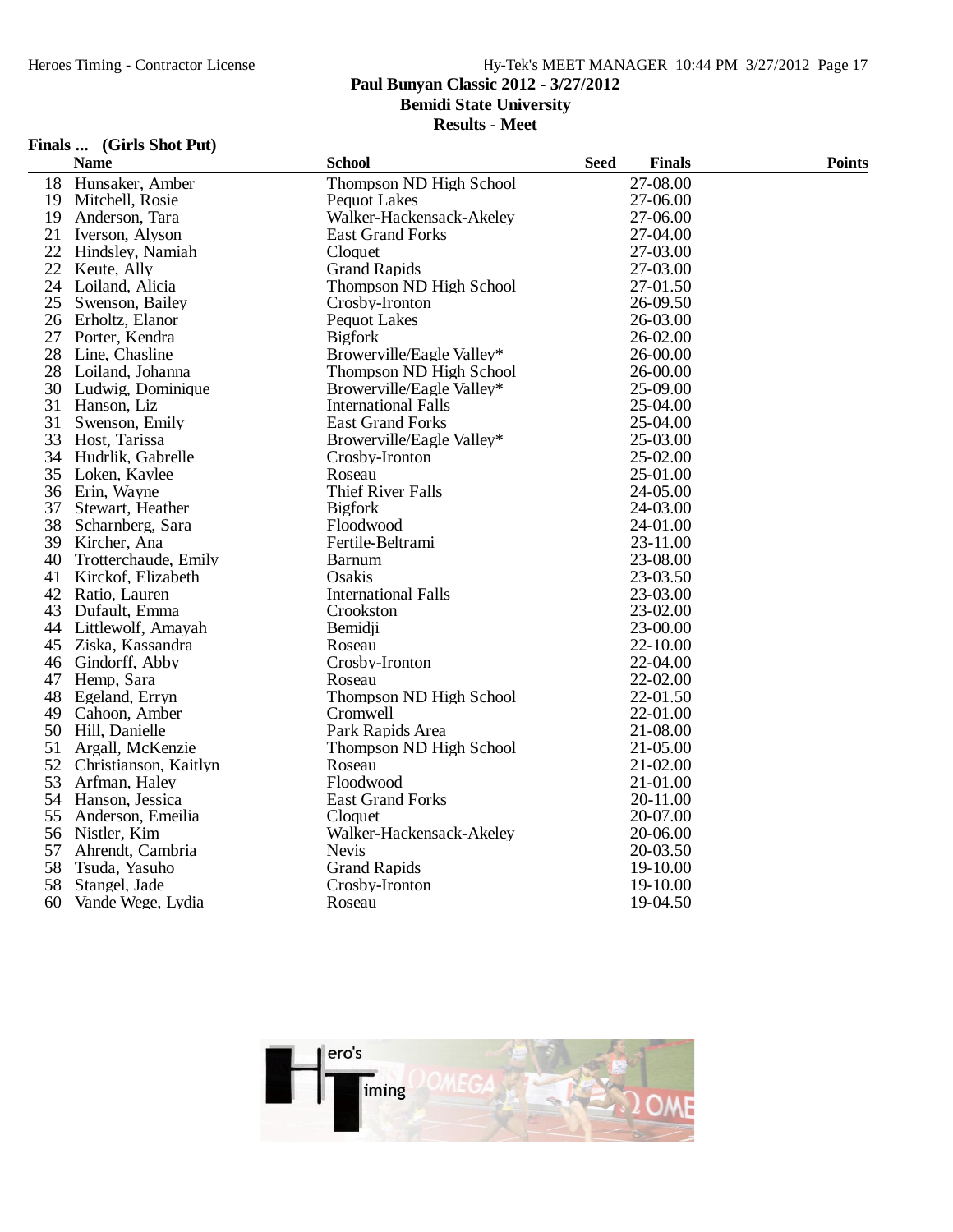Paul Bunyan Classic 2012 - 3/27/2012
Bemidi State University
Results - Meet

## Finals ... (Girls Shot Put)

| | Name | School | Seed | Finals | Points |
|---|---|---|---|---|---|
| 18 | Hunsaker, Amber | Thompson ND High School | | 27-08.00 | |
| 19 | Mitchell, Rosie | Pequot Lakes | | 27-06.00 | |
| 19 | Anderson, Tara | Walker-Hackensack-Akeley | | 27-06.00 | |
| 21 | Iverson, Alyson | East Grand Forks | | 27-04.00 | |
| 22 | Hindsley, Namiah | Cloquet | | 27-03.00 | |
| 22 | Keute, Ally | Grand Rapids | | 27-03.00 | |
| 24 | Loiland, Alicia | Thompson ND High School | | 27-01.50 | |
| 25 | Swenson, Bailey | Crosby-Ironton | | 26-09.50 | |
| 26 | Erholtz, Elanor | Pequot Lakes | | 26-03.00 | |
| 27 | Porter, Kendra | Bigfork | | 26-02.00 | |
| 28 | Line, Chasline | Browerville/Eagle Valley* | | 26-00.00 | |
| 28 | Loiland, Johanna | Thompson ND High School | | 26-00.00 | |
| 30 | Ludwig, Dominique | Browerville/Eagle Valley* | | 25-09.00 | |
| 31 | Hanson, Liz | International Falls | | 25-04.00 | |
| 31 | Swenson, Emily | East Grand Forks | | 25-04.00 | |
| 33 | Host, Tarissa | Browerville/Eagle Valley* | | 25-03.00 | |
| 34 | Hudrlik, Gabrelle | Crosby-Ironton | | 25-02.00 | |
| 35 | Loken, Kaylee | Roseau | | 25-01.00 | |
| 36 | Erin, Wayne | Thief River Falls | | 24-05.00 | |
| 37 | Stewart, Heather | Bigfork | | 24-03.00 | |
| 38 | Scharnberg, Sara | Floodwood | | 24-01.00 | |
| 39 | Kircher, Ana | Fertile-Beltrami | | 23-11.00 | |
| 40 | Trotterchaude, Emily | Barnum | | 23-08.00 | |
| 41 | Kirckof, Elizabeth | Osakis | | 23-03.50 | |
| 42 | Ratio, Lauren | International Falls | | 23-03.00 | |
| 43 | Dufault, Emma | Crookston | | 23-02.00 | |
| 44 | Littlewolf, Amayah | Bemidji | | 23-00.00 | |
| 45 | Ziska, Kassandra | Roseau | | 22-10.00 | |
| 46 | Gindorff, Abby | Crosby-Ironton | | 22-04.00 | |
| 47 | Hemp, Sara | Roseau | | 22-02.00 | |
| 48 | Egeland, Erryn | Thompson ND High School | | 22-01.50 | |
| 49 | Cahoon, Amber | Cromwell | | 22-01.00 | |
| 50 | Hill, Danielle | Park Rapids Area | | 21-08.00 | |
| 51 | Argall, McKenzie | Thompson ND High School | | 21-05.00 | |
| 52 | Christianson, Kaitlyn | Roseau | | 21-02.00 | |
| 53 | Arfman, Haley | Floodwood | | 21-01.00 | |
| 54 | Hanson, Jessica | East Grand Forks | | 20-11.00 | |
| 55 | Anderson, Emeilia | Cloquet | | 20-07.00 | |
| 56 | Nistler, Kim | Walker-Hackensack-Akeley | | 20-06.00 | |
| 57 | Ahrendt, Cambria | Nevis | | 20-03.50 | |
| 58 | Tsuda, Yasuho | Grand Rapids | | 19-10.00 | |
| 58 | Stangel, Jade | Crosby-Ironton | | 19-10.00 | |
| 60 | Vande Wege, Lydia | Roseau | | 19-04.50 | |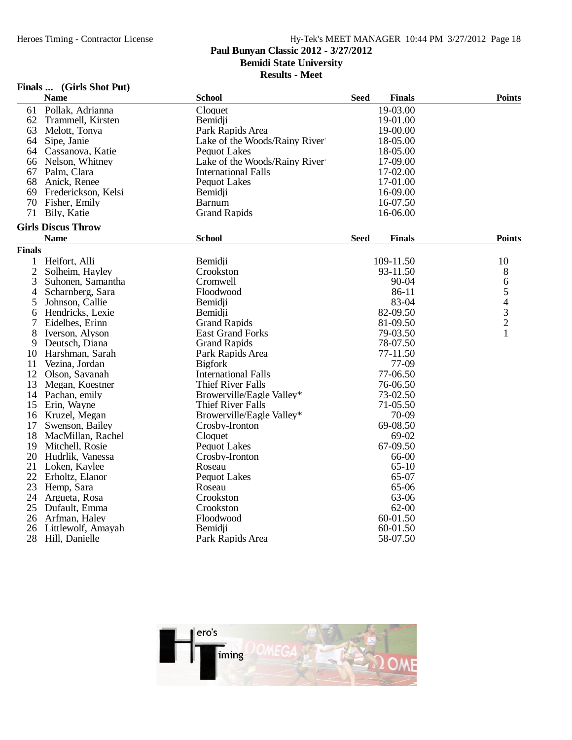Paul Bunyan Classic 2012 - 3/27/2012
Bemidi State University
Results - Meet

### Finals ... (Girls Shot Put)

| | Name | School | Seed | Finals | Points |
|---|---|---|---|---|---|
| 61 | Pollak, Adrianna | Cloquet | | 19-03.00 | |
| 62 | Trammell, Kirsten | Bemidji | | 19-01.00 | |
| 63 | Melott, Tonya | Park Rapids Area | | 19-00.00 | |
| 64 | Sipe, Janie | Lake of the Woods/Rainy River | | 18-05.00 | |
| 64 | Cassanova, Katie | Pequot Lakes | | 18-05.00 | |
| 66 | Nelson, Whitney | Lake of the Woods/Rainy River | | 17-09.00 | |
| 67 | Palm, Clara | International Falls | | 17-02.00 | |
| 68 | Anick, Renee | Pequot Lakes | | 17-01.00 | |
| 69 | Frederickson, Kelsi | Bemidji | | 16-09.00 | |
| 70 | Fisher, Emily | Barnum | | 16-07.50 | |
| 71 | Bily, Katie | Grand Rapids | | 16-06.00 | |

### Girls Discus Throw

**Finals**

| | Name | School | Seed | Finals | Points |
|---|---|---|---|---|---|
| 1 | Heifort, Alli | Bemidji | | 109-11.50 | 10 |
| 2 | Solheim, Hayley | Crookston | | 93-11.50 | 8 |
| 3 | Suhonen, Samantha | Cromwell | | 90-04 | 6 |
| 4 | Scharnberg, Sara | Floodwood | | 86-11 | 5 |
| 5 | Johnson, Callie | Bemidji | | 83-04 | 4 |
| 6 | Hendricks, Lexie | Bemidji | | 82-09.50 | 3 |
| 7 | Eidelbes, Erinn | Grand Rapids | | 81-09.50 | 2 |
| 8 | Iverson, Alyson | East Grand Forks | | 79-03.50 | 1 |
| 9 | Deutsch, Diana | Grand Rapids | | 78-07.50 | |
| 10 | Harshman, Sarah | Park Rapids Area | | 77-11.50 | |
| 11 | Vezina, Jordan | Bigfork | | 77-09 | |
| 12 | Olson, Savanah | International Falls | | 77-06.50 | |
| 13 | Megan, Koestner | Thief River Falls | | 76-06.50 | |
| 14 | Pachan, emily | Browerville/Eagle Valley* | | 73-02.50 | |
| 15 | Erin, Wayne | Thief River Falls | | 71-05.50 | |
| 16 | Kruzel, Megan | Browerville/Eagle Valley* | | 70-09 | |
| 17 | Swenson, Bailey | Crosby-Ironton | | 69-08.50 | |
| 18 | MacMillan, Rachel | Cloquet | | 69-02 | |
| 19 | Mitchell, Rosie | Pequot Lakes | | 67-09.50 | |
| 20 | Hudrlik, Vanessa | Crosby-Ironton | | 66-00 | |
| 21 | Loken, Kaylee | Roseau | | 65-10 | |
| 22 | Erholtz, Elanor | Pequot Lakes | | 65-07 | |
| 23 | Hemp, Sara | Roseau | | 65-06 | |
| 24 | Argueta, Rosa | Crookston | | 63-06 | |
| 25 | Dufault, Emma | Crookston | | 62-00 | |
| 26 | Arfman, Haley | Floodwood | | 60-01.50 | |
| 26 | Littlewolf, Amayah | Bemidji | | 60-01.50 | |
| 28 | Hill, Danielle | Park Rapids Area | | 58-07.50 | |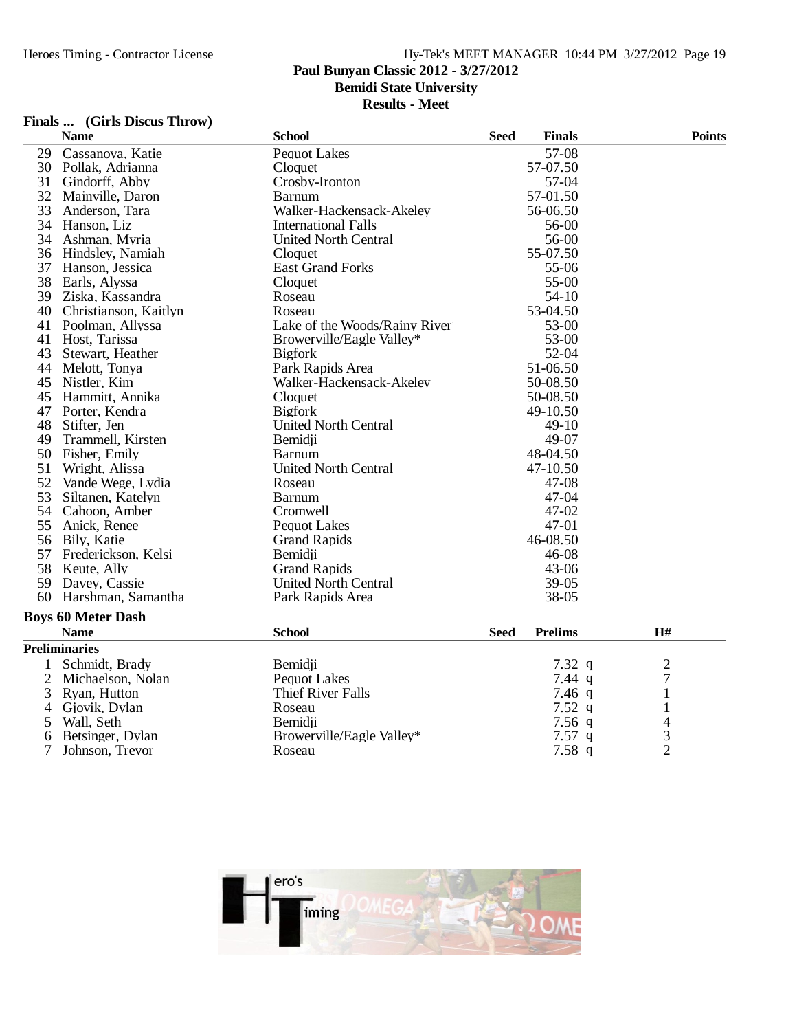# Paul Bunyan Classic 2012 - 3/27/2012
## Bemidi State University
## Results - Meet

### Finals ... (Girls Discus Throw)

| | Name | School | Seed | Finals | Points |
|---|---|---|---|---|---|
| 29 | Cassanova, Katie | Pequot Lakes | | 57-08 | |
| 30 | Pollak, Adrianna | Cloquet | | 57-07.50 | |
| 31 | Gindorff, Abby | Crosby-Ironton | | 57-04 | |
| 32 | Mainville, Daron | Barnum | | 57-01.50 | |
| 33 | Anderson, Tara | Walker-Hackensack-Akeley | | 56-06.50 | |
| 34 | Hanson, Liz | International Falls | | 56-00 | |
| 34 | Ashman, Myria | United North Central | | 56-00 | |
| 36 | Hindsley, Namiah | Cloquet | | 55-07.50 | |
| 37 | Hanson, Jessica | East Grand Forks | | 55-06 | |
| 38 | Earls, Alyssa | Cloquet | | 55-00 | |
| 39 | Ziska, Kassandra | Roseau | | 54-10 | |
| 40 | Christianson, Kaitlyn | Roseau | | 53-04.50 | |
| 41 | Poolman, Allyssa | Lake of the Woods/Rainy River | | 53-00 | |
| 41 | Host, Tarissa | Browerville/Eagle Valley* | | 53-00 | |
| 43 | Stewart, Heather | Bigfork | | 52-04 | |
| 44 | Melott, Tonya | Park Rapids Area | | 51-06.50 | |
| 45 | Nistler, Kim | Walker-Hackensack-Akeley | | 50-08.50 | |
| 45 | Hammitt, Annika | Cloquet | | 50-08.50 | |
| 47 | Porter, Kendra | Bigfork | | 49-10.50 | |
| 48 | Stifter, Jen | United North Central | | 49-10 | |
| 49 | Trammell, Kirsten | Bemidji | | 49-07 | |
| 50 | Fisher, Emily | Barnum | | 48-04.50 | |
| 51 | Wright, Alissa | United North Central | | 47-10.50 | |
| 52 | Vande Wege, Lydia | Roseau | | 47-08 | |
| 53 | Siltanen, Katelyn | Barnum | | 47-04 | |
| 54 | Cahoon, Amber | Cromwell | | 47-02 | |
| 55 | Anick, Renee | Pequot Lakes | | 47-01 | |
| 56 | Bily, Katie | Grand Rapids | | 46-08.50 | |
| 57 | Frederickson, Kelsi | Bemidji | | 46-08 | |
| 58 | Keute, Ally | Grand Rapids | | 43-06 | |
| 59 | Davey, Cassie | United North Central | | 39-05 | |
| 60 | Harshman, Samantha | Park Rapids Area | | 38-05 | |

### Boys 60 Meter Dash

**Preliminaries**

| | Name | School | Seed | Prelims | | H# |
|---|---|---|---|---|---|---|
| 1 | Schmidt, Brady | Bemidji | | 7.32 | q | 2 |
| 2 | Michaelson, Nolan | Pequot Lakes | | 7.44 | q | 7 |
| 3 | Ryan, Hutton | Thief River Falls | | 7.46 | q | 1 |
| 4 | Gjovik, Dylan | Roseau | | 7.52 | q | 1 |
| 5 | Wall, Seth | Bemidji | | 7.56 | q | 4 |
| 6 | Betsinger, Dylan | Browerville/Eagle Valley* | | 7.57 | q | 3 |
| 7 | Johnson, Trevor | Roseau | | 7.58 | q | 2 |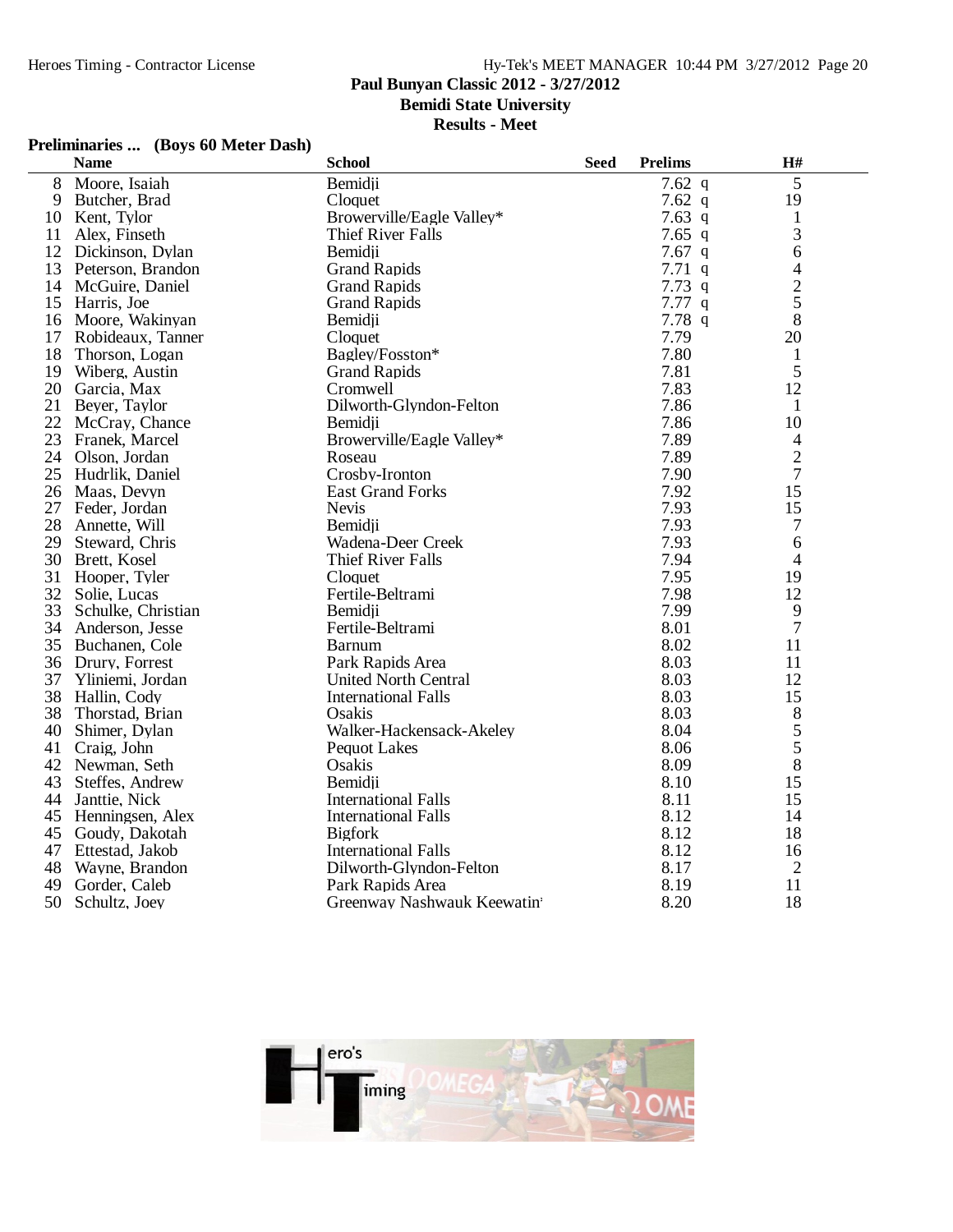Paul Bunyan Classic 2012 - 3/27/2012
Bemidi State University
Results - Meet

**Preliminaries ... (Boys 60 Meter Dash)**

| | Name | School | Seed | Prelims | H# |
|---|---|---|---|---|---|
| 8 | Moore, Isaiah | Bemidji | | 7.62 q | 5 |
| 9 | Butcher, Brad | Cloquet | | 7.62 q | 19 |
| 10 | Kent, Tylor | Browerville/Eagle Valley* | | 7.63 q | 1 |
| 11 | Alex, Finseth | Thief River Falls | | 7.65 q | 3 |
| 12 | Dickinson, Dylan | Bemidji | | 7.67 q | 6 |
| 13 | Peterson, Brandon | Grand Rapids | | 7.71 q | 4 |
| 14 | McGuire, Daniel | Grand Rapids | | 7.73 q | 2 |
| 15 | Harris, Joe | Grand Rapids | | 7.77 q | 5 |
| 16 | Moore, Wakinyan | Bemidji | | 7.78 q | 8 |
| 17 | Robideaux, Tanner | Cloquet | | 7.79 | 20 |
| 18 | Thorson, Logan | Bagley/Fosston* | | 7.80 | 1 |
| 19 | Wiberg, Austin | Grand Rapids | | 7.81 | 5 |
| 20 | Garcia, Max | Cromwell | | 7.83 | 12 |
| 21 | Beyer, Taylor | Dilworth-Glyndon-Felton | | 7.86 | 1 |
| 22 | McCray, Chance | Bemidji | | 7.86 | 10 |
| 23 | Franek, Marcel | Browerville/Eagle Valley* | | 7.89 | 4 |
| 24 | Olson, Jordan | Roseau | | 7.89 | 2 |
| 25 | Hudrlik, Daniel | Crosby-Ironton | | 7.90 | 7 |
| 26 | Maas, Devyn | East Grand Forks | | 7.92 | 15 |
| 27 | Feder, Jordan | Nevis | | 7.93 | 15 |
| 28 | Annette, Will | Bemidji | | 7.93 | 7 |
| 29 | Steward, Chris | Wadena-Deer Creek | | 7.93 | 6 |
| 30 | Brett, Kosel | Thief River Falls | | 7.94 | 4 |
| 31 | Hooper, Tyler | Cloquet | | 7.95 | 19 |
| 32 | Solie, Lucas | Fertile-Beltrami | | 7.98 | 12 |
| 33 | Schulke, Christian | Bemidji | | 7.99 | 9 |
| 34 | Anderson, Jesse | Fertile-Beltrami | | 8.01 | 7 |
| 35 | Buchanen, Cole | Barnum | | 8.02 | 11 |
| 36 | Drury, Forrest | Park Rapids Area | | 8.03 | 11 |
| 37 | Yliniemi, Jordan | United North Central | | 8.03 | 12 |
| 38 | Hallin, Cody | International Falls | | 8.03 | 15 |
| 38 | Thorstad, Brian | Osakis | | 8.03 | 8 |
| 40 | Shimer, Dylan | Walker-Hackensack-Akeley | | 8.04 | 5 |
| 41 | Craig, John | Pequot Lakes | | 8.06 | 5 |
| 42 | Newman, Seth | Osakis | | 8.09 | 8 |
| 43 | Steffes, Andrew | Bemidji | | 8.10 | 15 |
| 44 | Janttie, Nick | International Falls | | 8.11 | 15 |
| 45 | Henningsen, Alex | International Falls | | 8.12 | 14 |
| 45 | Goudy, Dakotah | Bigfork | | 8.12 | 18 |
| 47 | Ettestad, Jakob | International Falls | | 8.12 | 16 |
| 48 | Wayne, Brandon | Dilworth-Glyndon-Felton | | 8.17 | 2 |
| 49 | Gorder, Caleb | Park Rapids Area | | 8.19 | 11 |
| 50 | Schultz, Joey | Greenway Nashwauk Keewatin | | 8.20 | 18 |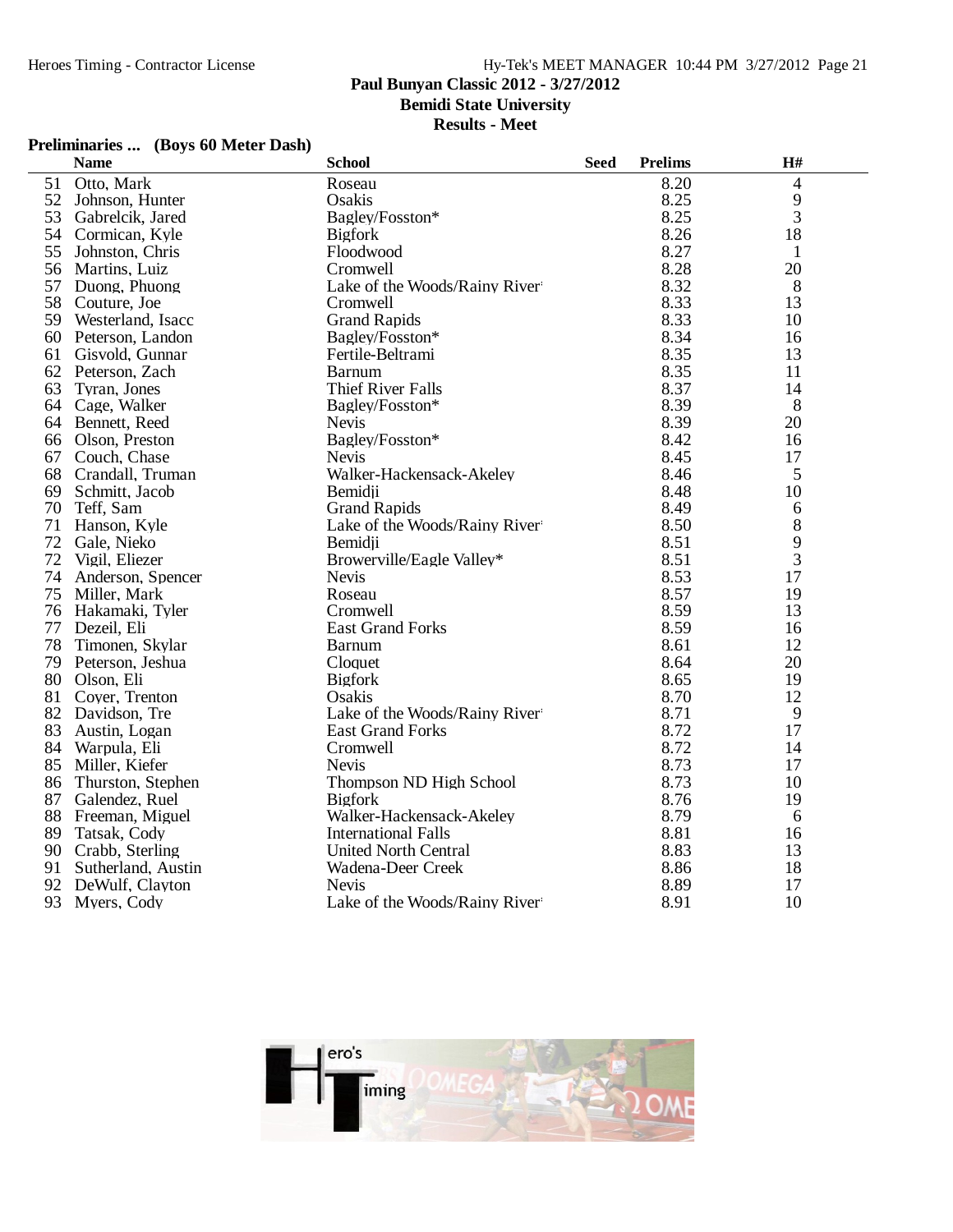## Paul Bunyan Classic 2012 - 3/27/2012
## Bemidi State University
## Results - Meet

### Preliminaries ... (Boys 60 Meter Dash)

| | Name | School | Seed | Prelims | H# |
|---|---|---|---|---|---|
| 51 | Otto, Mark | Roseau | | 8.20 | 4 |
| 52 | Johnson, Hunter | Osakis | | 8.25 | 9 |
| 53 | Gabrelcik, Jared | Bagley/Fosston* | | 8.25 | 3 |
| 54 | Cormican, Kyle | Bigfork | | 8.26 | 18 |
| 55 | Johnston, Chris | Floodwood | | 8.27 | 1 |
| 56 | Martins, Luiz | Cromwell | | 8.28 | 20 |
| 57 | Duong, Phuong | Lake of the Woods/Rainy River | | 8.32 | 8 |
| 58 | Couture, Joe | Cromwell | | 8.33 | 13 |
| 59 | Westerland, Isacc | Grand Rapids | | 8.33 | 10 |
| 60 | Peterson, Landon | Bagley/Fosston* | | 8.34 | 16 |
| 61 | Gisvold, Gunnar | Fertile-Beltrami | | 8.35 | 13 |
| 62 | Peterson, Zach | Barnum | | 8.35 | 11 |
| 63 | Tyran, Jones | Thief River Falls | | 8.37 | 14 |
| 64 | Cage, Walker | Bagley/Fosston* | | 8.39 | 8 |
| 64 | Bennett, Reed | Nevis | | 8.39 | 20 |
| 66 | Olson, Preston | Bagley/Fosston* | | 8.42 | 16 |
| 67 | Couch, Chase | Nevis | | 8.45 | 17 |
| 68 | Crandall, Truman | Walker-Hackensack-Akeley | | 8.46 | 5 |
| 69 | Schmitt, Jacob | Bemidji | | 8.48 | 10 |
| 70 | Teff, Sam | Grand Rapids | | 8.49 | 6 |
| 71 | Hanson, Kyle | Lake of the Woods/Rainy River | | 8.50 | 8 |
| 72 | Gale, Nieko | Bemidji | | 8.51 | 9 |
| 72 | Vigil, Eliezer | Browerville/Eagle Valley* | | 8.51 | 3 |
| 74 | Anderson, Spencer | Nevis | | 8.53 | 17 |
| 75 | Miller, Mark | Roseau | | 8.57 | 19 |
| 76 | Hakamaki, Tyler | Cromwell | | 8.59 | 13 |
| 77 | Dezeil, Eli | East Grand Forks | | 8.59 | 16 |
| 78 | Timonen, Skylar | Barnum | | 8.61 | 12 |
| 79 | Peterson, Jeshua | Cloquet | | 8.64 | 20 |
| 80 | Olson, Eli | Bigfork | | 8.65 | 19 |
| 81 | Coyer, Trenton | Osakis | | 8.70 | 12 |
| 82 | Davidson, Tre | Lake of the Woods/Rainy River | | 8.71 | 9 |
| 83 | Austin, Logan | East Grand Forks | | 8.72 | 17 |
| 84 | Warpula, Eli | Cromwell | | 8.72 | 14 |
| 85 | Miller, Kiefer | Nevis | | 8.73 | 17 |
| 86 | Thurston, Stephen | Thompson ND High School | | 8.73 | 10 |
| 87 | Galendez, Ruel | Bigfork | | 8.76 | 19 |
| 88 | Freeman, Miguel | Walker-Hackensack-Akeley | | 8.79 | 6 |
| 89 | Tatsak, Cody | International Falls | | 8.81 | 16 |
| 90 | Crabb, Sterling | United North Central | | 8.83 | 13 |
| 91 | Sutherland, Austin | Wadena-Deer Creek | | 8.86 | 18 |
| 92 | DeWulf, Clayton | Nevis | | 8.89 | 17 |
| 93 | Myers, Cody | Lake of the Woods/Rainy River | | 8.91 | 10 |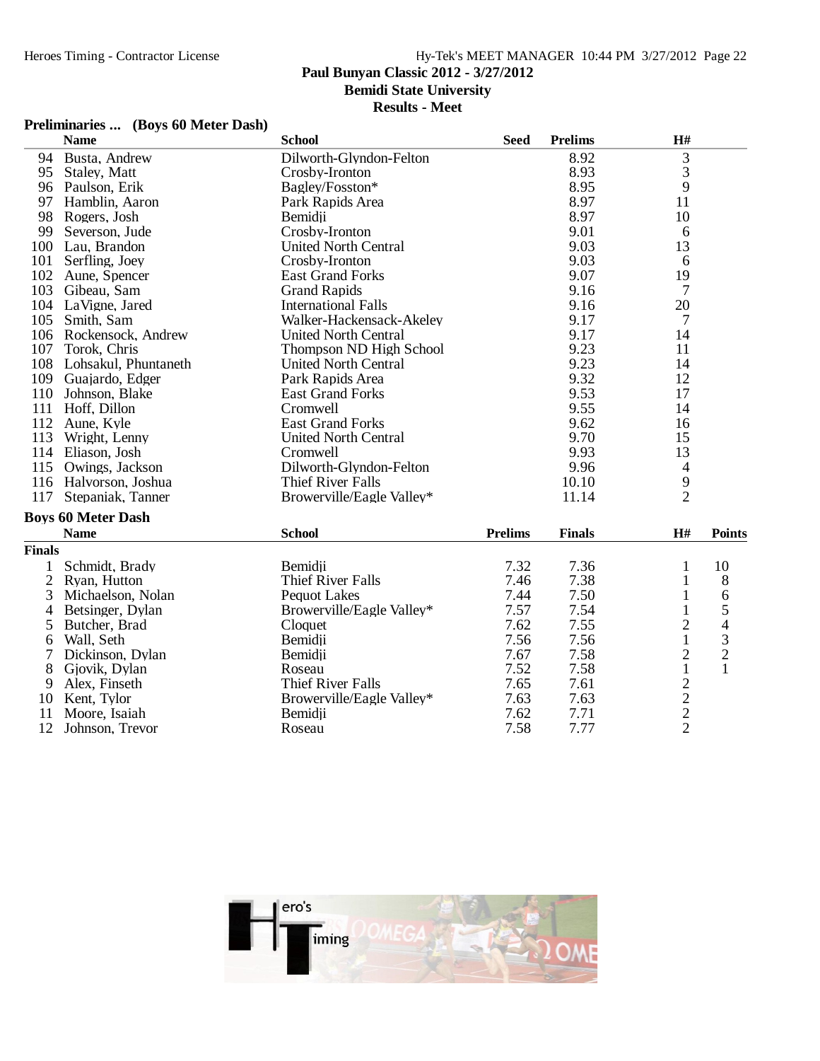### Paul Bunyan Classic 2012 - 3/27/2012
### Bemidi State University
### Results - Meet

**Preliminaries ... (Boys 60 Meter Dash)**

| | Name | School | Seed | Prelims | H# |
|---|---|---|---|---|---|
| 94 | Busta, Andrew | Dilworth-Glyndon-Felton | | 8.92 | 3 |
| 95 | Staley, Matt | Crosby-Ironton | | 8.93 | 3 |
| 96 | Paulson, Erik | Bagley/Fosston* | | 8.95 | 9 |
| 97 | Hamblin, Aaron | Park Rapids Area | | 8.97 | 11 |
| 98 | Rogers, Josh | Bemidji | | 8.97 | 10 |
| 99 | Severson, Jude | Crosby-Ironton | | 9.01 | 6 |
| 100 | Lau, Brandon | United North Central | | 9.03 | 13 |
| 101 | Serfling, Joey | Crosby-Ironton | | 9.03 | 6 |
| 102 | Aune, Spencer | East Grand Forks | | 9.07 | 19 |
| 103 | Gibeau, Sam | Grand Rapids | | 9.16 | 7 |
| 104 | LaVigne, Jared | International Falls | | 9.16 | 20 |
| 105 | Smith, Sam | Walker-Hackensack-Akeley | | 9.17 | 7 |
| 106 | Rockensock, Andrew | United North Central | | 9.17 | 14 |
| 107 | Torok, Chris | Thompson ND High School | | 9.23 | 11 |
| 108 | Lohsakul, Phuntaneth | United North Central | | 9.23 | 14 |
| 109 | Guajardo, Edger | Park Rapids Area | | 9.32 | 12 |
| 110 | Johnson, Blake | East Grand Forks | | 9.53 | 17 |
| 111 | Hoff, Dillon | Cromwell | | 9.55 | 14 |
| 112 | Aune, Kyle | East Grand Forks | | 9.62 | 16 |
| 113 | Wright, Lenny | United North Central | | 9.70 | 15 |
| 114 | Eliason, Josh | Cromwell | | 9.93 | 13 |
| 115 | Owings, Jackson | Dilworth-Glyndon-Felton | | 9.96 | 4 |
| 116 | Halvorson, Joshua | Thief River Falls | | 10.10 | 9 |
| 117 | Stepaniak, Tanner | Browerville/Eagle Valley* | | 11.14 | 2 |

**Boys 60 Meter Dash**

**Finals**

| | Name | School | Prelims | Finals | H# | Points |
|---|---|---|---|---|---|---|
| 1 | Schmidt, Brady | Bemidji | 7.32 | 7.36 | 1 | 10 |
| 2 | Ryan, Hutton | Thief River Falls | 7.46 | 7.38 | 1 | 8 |
| 3 | Michaelson, Nolan | Pequot Lakes | 7.44 | 7.50 | 1 | 6 |
| 4 | Betsinger, Dylan | Browerville/Eagle Valley* | 7.57 | 7.54 | 1 | 5 |
| 5 | Butcher, Brad | Cloquet | 7.62 | 7.55 | 2 | 4 |
| 6 | Wall, Seth | Bemidji | 7.56 | 7.56 | 1 | 3 |
| 7 | Dickinson, Dylan | Bemidji | 7.67 | 7.58 | 2 | 2 |
| 8 | Gjovik, Dylan | Roseau | 7.52 | 7.58 | 1 | 1 |
| 9 | Alex, Finseth | Thief River Falls | 7.65 | 7.61 | 2 | |
| 10 | Kent, Tylor | Browerville/Eagle Valley* | 7.63 | 7.63 | 2 | |
| 11 | Moore, Isaiah | Bemidji | 7.62 | 7.71 | 2 | |
| 12 | Johnson, Trevor | Roseau | 7.58 | 7.77 | 2 | |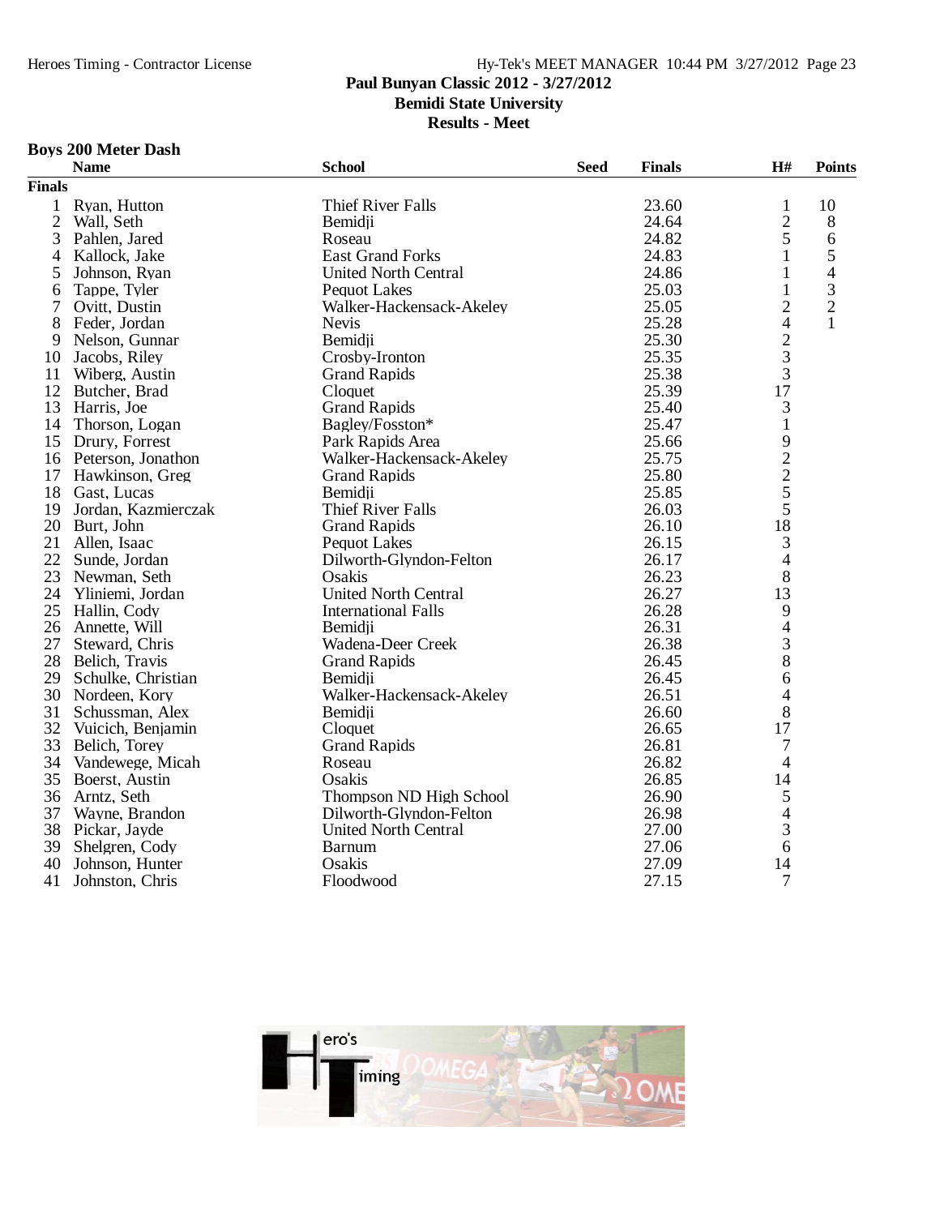Paul Bunyan Classic 2012 - 3/27/2012
Bemidi State University
Results - Meet

### Boys 200 Meter Dash

| | Name | School | Seed | Finals | H# | Points |
|---|---|---|---|---|---|---|
| **Finals** | | | | | | |
| 1 | Ryan, Hutton | Thief River Falls | | 23.60 | 1 | 10 |
| 2 | Wall, Seth | Bemidji | | 24.64 | 2 | 8 |
| 3 | Pahlen, Jared | Roseau | | 24.82 | 5 | 6 |
| 4 | Kallock, Jake | East Grand Forks | | 24.83 | 1 | 5 |
| 5 | Johnson, Ryan | United North Central | | 24.86 | 1 | 4 |
| 6 | Tappe, Tyler | Pequot Lakes | | 25.03 | 1 | 3 |
| 7 | Ovitt, Dustin | Walker-Hackensack-Akeley | | 25.05 | 2 | 2 |
| 8 | Feder, Jordan | Nevis | | 25.28 | 4 | 1 |
| 9 | Nelson, Gunnar | Bemidji | | 25.30 | 2 | |
| 10 | Jacobs, Riley | Crosby-Ironton | | 25.35 | 3 | |
| 11 | Wiberg, Austin | Grand Rapids | | 25.38 | 3 | |
| 12 | Butcher, Brad | Cloquet | | 25.39 | 17 | |
| 13 | Harris, Joe | Grand Rapids | | 25.40 | 3 | |
| 14 | Thorson, Logan | Bagley/Fosston* | | 25.47 | 1 | |
| 15 | Drury, Forrest | Park Rapids Area | | 25.66 | 9 | |
| 16 | Peterson, Jonathon | Walker-Hackensack-Akeley | | 25.75 | 2 | |
| 17 | Hawkinson, Greg | Grand Rapids | | 25.80 | 2 | |
| 18 | Gast, Lucas | Bemidji | | 25.85 | 5 | |
| 19 | Jordan, Kazmierczak | Thief River Falls | | 26.03 | 5 | |
| 20 | Burt, John | Grand Rapids | | 26.10 | 18 | |
| 21 | Allen, Isaac | Pequot Lakes | | 26.15 | 3 | |
| 22 | Sunde, Jordan | Dilworth-Glyndon-Felton | | 26.17 | 4 | |
| 23 | Newman, Seth | Osakis | | 26.23 | 8 | |
| 24 | Yliniemi, Jordan | United North Central | | 26.27 | 13 | |
| 25 | Hallin, Cody | International Falls | | 26.28 | 9 | |
| 26 | Annette, Will | Bemidji | | 26.31 | 4 | |
| 27 | Steward, Chris | Wadena-Deer Creek | | 26.38 | 3 | |
| 28 | Belich, Travis | Grand Rapids | | 26.45 | 8 | |
| 29 | Schulke, Christian | Bemidji | | 26.45 | 6 | |
| 30 | Nordeen, Kory | Walker-Hackensack-Akeley | | 26.51 | 4 | |
| 31 | Schussman, Alex | Bemidji | | 26.60 | 8 | |
| 32 | Vuicich, Benjamin | Cloquet | | 26.65 | 17 | |
| 33 | Belich, Torey | Grand Rapids | | 26.81 | 7 | |
| 34 | Vandewege, Micah | Roseau | | 26.82 | 4 | |
| 35 | Boerst, Austin | Osakis | | 26.85 | 14 | |
| 36 | Arntz, Seth | Thompson ND High School | | 26.90 | 5 | |
| 37 | Wayne, Brandon | Dilworth-Glyndon-Felton | | 26.98 | 4 | |
| 38 | Pickar, Jayde | United North Central | | 27.00 | 3 | |
| 39 | Shelgren, Cody | Barnum | | 27.06 | 6 | |
| 40 | Johnson, Hunter | Osakis | | 27.09 | 14 | |
| 41 | Johnston, Chris | Floodwood | | 27.15 | 7 | |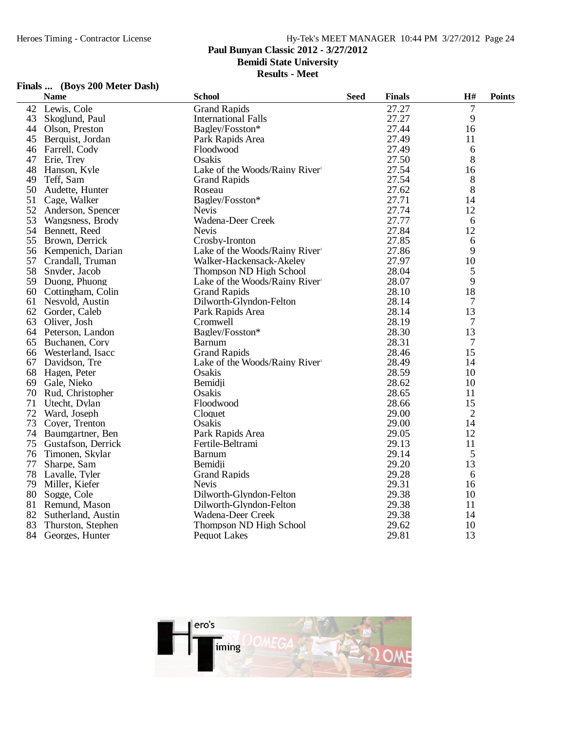## Finals ... (Boys 200 Meter Dash)

| | Name | School | Seed | Finals | H# | Points |
|---|---|---|---|---|---|---|
| 42 | Lewis, Cole | Grand Rapids | | 27.27 | 7 | |
| 43 | Skoglund, Paul | International Falls | | 27.27 | 9 | |
| 44 | Olson, Preston | Bagley/Fosston* | | 27.44 | 16 | |
| 45 | Berquist, Jordan | Park Rapids Area | | 27.49 | 11 | |
| 46 | Farrell, Cody | Floodwood | | 27.49 | 6 | |
| 47 | Erie, Trey | Osakis | | 27.50 | 8 | |
| 48 | Hanson, Kyle | Lake of the Woods/Rainy River | | 27.54 | 16 | |
| 49 | Teff, Sam | Grand Rapids | | 27.54 | 8 | |
| 50 | Audette, Hunter | Roseau | | 27.62 | 8 | |
| 51 | Cage, Walker | Bagley/Fosston* | | 27.71 | 14 | |
| 52 | Anderson, Spencer | Nevis | | 27.74 | 12 | |
| 53 | Wangsness, Brody | Wadena-Deer Creek | | 27.77 | 6 | |
| 54 | Bennett, Reed | Nevis | | 27.84 | 12 | |
| 55 | Brown, Derrick | Crosby-Ironton | | 27.85 | 6 | |
| 56 | Kempenich, Darian | Lake of the Woods/Rainy River | | 27.86 | 9 | |
| 57 | Crandall, Truman | Walker-Hackensack-Akeley | | 27.97 | 10 | |
| 58 | Snyder, Jacob | Thompson ND High School | | 28.04 | 5 | |
| 59 | Duong, Phuong | Lake of the Woods/Rainy River | | 28.07 | 9 | |
| 60 | Cottingham, Colin | Grand Rapids | | 28.10 | 18 | |
| 61 | Nesvold, Austin | Dilworth-Glyndon-Felton | | 28.14 | 7 | |
| 62 | Gorder, Caleb | Park Rapids Area | | 28.14 | 13 | |
| 63 | Oliver, Josh | Cromwell | | 28.19 | 7 | |
| 64 | Peterson, Landon | Bagley/Fosston* | | 28.30 | 13 | |
| 65 | Buchanen, Cory | Barnum | | 28.31 | 7 | |
| 66 | Westerland, Isacc | Grand Rapids | | 28.46 | 15 | |
| 67 | Davidson, Tre | Lake of the Woods/Rainy River | | 28.49 | 14 | |
| 68 | Hagen, Peter | Osakis | | 28.59 | 10 | |
| 69 | Gale, Nieko | Bemidji | | 28.62 | 10 | |
| 70 | Rud, Christopher | Osakis | | 28.65 | 11 | |
| 71 | Utecht, Dylan | Floodwood | | 28.66 | 15 | |
| 72 | Ward, Joseph | Cloquet | | 29.00 | 2 | |
| 73 | Coyer, Trenton | Osakis | | 29.00 | 14 | |
| 74 | Baumgartner, Ben | Park Rapids Area | | 29.05 | 12 | |
| 75 | Gustafson, Derrick | Fertile-Beltrami | | 29.13 | 11 | |
| 76 | Timonen, Skylar | Barnum | | 29.14 | 5 | |
| 77 | Sharpe, Sam | Bemidji | | 29.20 | 13 | |
| 78 | Lavalle, Tyler | Grand Rapids | | 29.28 | 6 | |
| 79 | Miller, Kiefer | Nevis | | 29.31 | 16 | |
| 80 | Sogge, Cole | Dilworth-Glyndon-Felton | | 29.38 | 10 | |
| 81 | Remund, Mason | Dilworth-Glyndon-Felton | | 29.38 | 11 | |
| 82 | Sutherland, Austin | Wadena-Deer Creek | | 29.38 | 14 | |
| 83 | Thurston, Stephen | Thompson ND High School | | 29.62 | 10 | |
| 84 | Georges, Hunter | Pequot Lakes | | 29.81 | 13 | |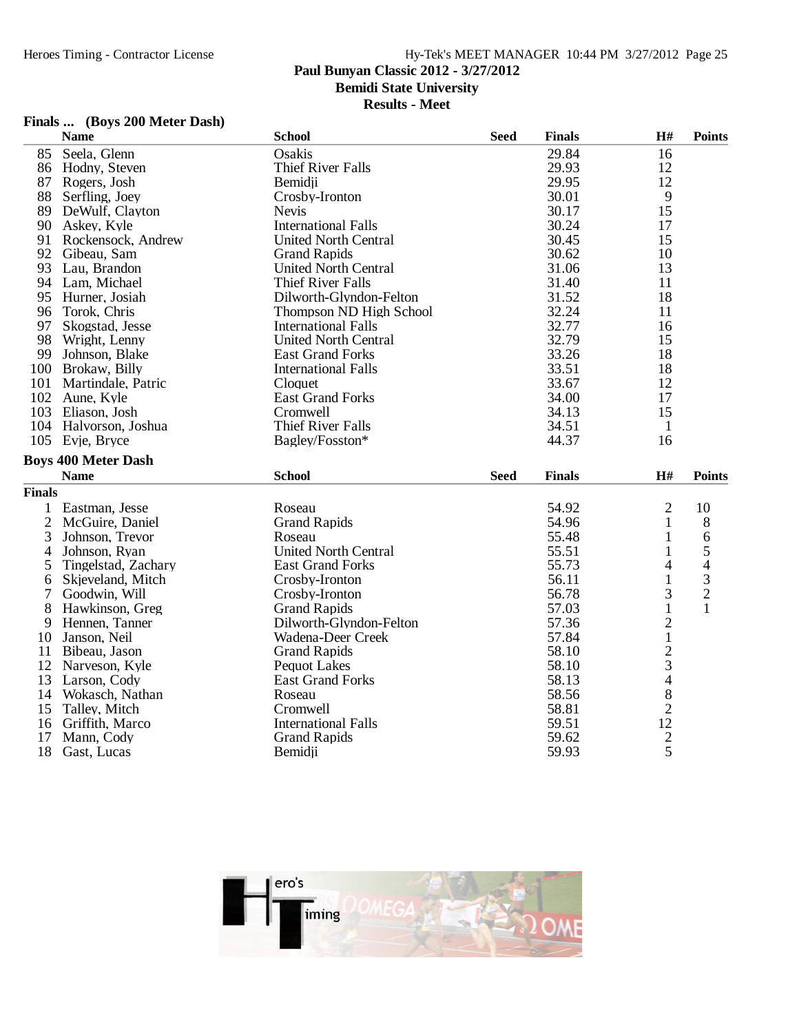## Finals ... (Boys 200 Meter Dash)

| | Name | School | Seed | Finals | H# | Points |
|---|---|---|---|---|---|---|
| 85 | Seela, Glenn | Osakis | | 29.84 | 16 | |
| 86 | Hodny, Steven | Thief River Falls | | 29.93 | 12 | |
| 87 | Rogers, Josh | Bemidji | | 29.95 | 12 | |
| 88 | Serfling, Joey | Crosby-Ironton | | 30.01 | 9 | |
| 89 | DeWulf, Clayton | Nevis | | 30.17 | 15 | |
| 90 | Askey, Kyle | International Falls | | 30.24 | 17 | |
| 91 | Rockensock, Andrew | United North Central | | 30.45 | 15 | |
| 92 | Gibeau, Sam | Grand Rapids | | 30.62 | 10 | |
| 93 | Lau, Brandon | United North Central | | 31.06 | 13 | |
| 94 | Lam, Michael | Thief River Falls | | 31.40 | 11 | |
| 95 | Hurner, Josiah | Dilworth-Glyndon-Felton | | 31.52 | 18 | |
| 96 | Torok, Chris | Thompson ND High School | | 32.24 | 11 | |
| 97 | Skogstad, Jesse | International Falls | | 32.77 | 16 | |
| 98 | Wright, Lenny | United North Central | | 32.79 | 15 | |
| 99 | Johnson, Blake | East Grand Forks | | 33.26 | 18 | |
| 100 | Brokaw, Billy | International Falls | | 33.51 | 18 | |
| 101 | Martindale, Patric | Cloquet | | 33.67 | 12 | |
| 102 | Aune, Kyle | East Grand Forks | | 34.00 | 17 | |
| 103 | Eliason, Josh | Cromwell | | 34.13 | 15 | |
| 104 | Halvorson, Joshua | Thief River Falls | | 34.51 | 1 | |
| 105 | Evje, Bryce | Bagley/Fosston* | | 44.37 | 16 | |

## Boys 400 Meter Dash

### Finals

| | Name | School | Seed | Finals | H# | Points |
|---|---|---|---|---|---|---|
| 1 | Eastman, Jesse | Roseau | | 54.92 | 2 | 10 |
| 2 | McGuire, Daniel | Grand Rapids | | 54.96 | 1 | 8 |
| 3 | Johnson, Trevor | Roseau | | 55.48 | 1 | 6 |
| 4 | Johnson, Ryan | United North Central | | 55.51 | 1 | 5 |
| 5 | Tingelstad, Zachary | East Grand Forks | | 55.73 | 4 | 4 |
| 6 | Skjeveland, Mitch | Crosby-Ironton | | 56.11 | 1 | 3 |
| 7 | Goodwin, Will | Crosby-Ironton | | 56.78 | 3 | 2 |
| 8 | Hawkinson, Greg | Grand Rapids | | 57.03 | 1 | 1 |
| 9 | Hennen, Tanner | Dilworth-Glyndon-Felton | | 57.36 | 2 | |
| 10 | Janson, Neil | Wadena-Deer Creek | | 57.84 | 1 | |
| 11 | Bibeau, Jason | Grand Rapids | | 58.10 | 2 | |
| 12 | Narveson, Kyle | Pequot Lakes | | 58.10 | 3 | |
| 13 | Larson, Cody | East Grand Forks | | 58.13 | 4 | |
| 14 | Wokasch, Nathan | Roseau | | 58.56 | 8 | |
| 15 | Talley, Mitch | Cromwell | | 58.81 | 2 | |
| 16 | Griffith, Marco | International Falls | | 59.51 | 12 | |
| 17 | Mann, Cody | Grand Rapids | | 59.62 | 2 | |
| 18 | Gast, Lucas | Bemidji | | 59.93 | 5 | |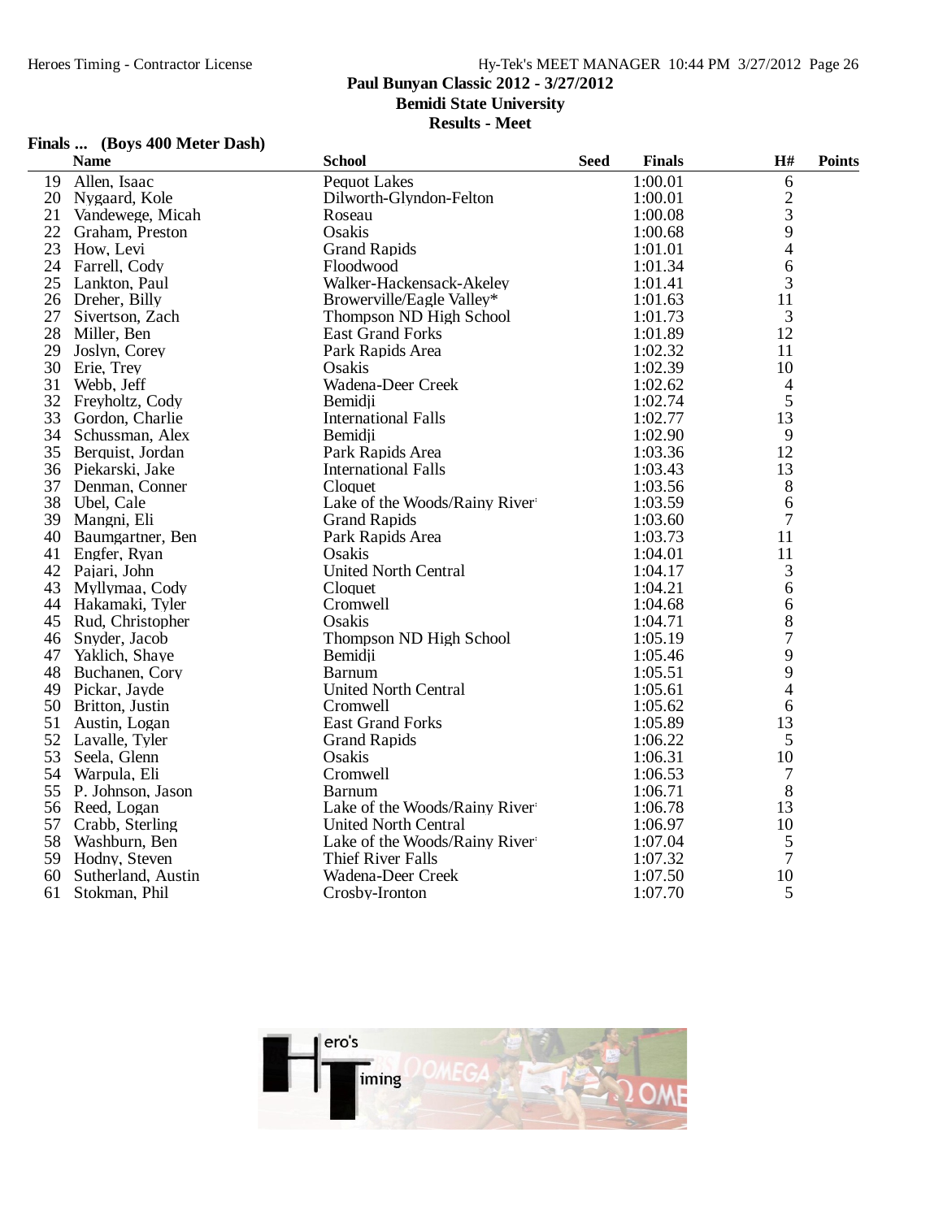**Paul Bunyan Classic 2012 - 3/27/2012**
**Bemidi State University**
**Results - Meet**

### Finals ... (Boys 400 Meter Dash)

| | Name | School | Seed | Finals | H# | Points |
|---|---|---|---|---|---|---|
| 19 | Allen, Isaac | Pequot Lakes | | 1:00.01 | 6 | |
| 20 | Nygaard, Kole | Dilworth-Glyndon-Felton | | 1:00.01 | 2 | |
| 21 | Vandewege, Micah | Roseau | | 1:00.08 | 3 | |
| 22 | Graham, Preston | Osakis | | 1:00.68 | 9 | |
| 23 | How, Levi | Grand Rapids | | 1:01.01 | 4 | |
| 24 | Farrell, Cody | Floodwood | | 1:01.34 | 6 | |
| 25 | Lankton, Paul | Walker-Hackensack-Akeley | | 1:01.41 | 3 | |
| 26 | Dreher, Billy | Browerville/Eagle Valley* | | 1:01.63 | 11 | |
| 27 | Sivertson, Zach | Thompson ND High School | | 1:01.73 | 3 | |
| 28 | Miller, Ben | East Grand Forks | | 1:01.89 | 12 | |
| 29 | Joslyn, Corey | Park Rapids Area | | 1:02.32 | 11 | |
| 30 | Erie, Trey | Osakis | | 1:02.39 | 10 | |
| 31 | Webb, Jeff | Wadena-Deer Creek | | 1:02.62 | 4 | |
| 32 | Freyholtz, Cody | Bemidji | | 1:02.74 | 5 | |
| 33 | Gordon, Charlie | International Falls | | 1:02.77 | 13 | |
| 34 | Schussman, Alex | Bemidji | | 1:02.90 | 9 | |
| 35 | Berquist, Jordan | Park Rapids Area | | 1:03.36 | 12 | |
| 36 | Piekarski, Jake | International Falls | | 1:03.43 | 13 | |
| 37 | Denman, Conner | Cloquet | | 1:03.56 | 8 | |
| 38 | Ubel, Cale | Lake of the Woods/Rainy River | | 1:03.59 | 6 | |
| 39 | Mangni, Eli | Grand Rapids | | 1:03.60 | 7 | |
| 40 | Baumgartner, Ben | Park Rapids Area | | 1:03.73 | 11 | |
| 41 | Engfer, Ryan | Osakis | | 1:04.01 | 11 | |
| 42 | Pajari, John | United North Central | | 1:04.17 | 3 | |
| 43 | Myllymaa, Cody | Cloquet | | 1:04.21 | 6 | |
| 44 | Hakamaki, Tyler | Cromwell | | 1:04.68 | 6 | |
| 45 | Rud, Christopher | Osakis | | 1:04.71 | 8 | |
| 46 | Snyder, Jacob | Thompson ND High School | | 1:05.19 | 7 | |
| 47 | Yaklich, Shaye | Bemidji | | 1:05.46 | 9 | |
| 48 | Buchanen, Cory | Barnum | | 1:05.51 | 9 | |
| 49 | Pickar, Jayde | United North Central | | 1:05.61 | 4 | |
| 50 | Britton, Justin | Cromwell | | 1:05.62 | 6 | |
| 51 | Austin, Logan | East Grand Forks | | 1:05.89 | 13 | |
| 52 | Lavalle, Tyler | Grand Rapids | | 1:06.22 | 5 | |
| 53 | Seela, Glenn | Osakis | | 1:06.31 | 10 | |
| 54 | Warpula, Eli | Cromwell | | 1:06.53 | 7 | |
| 55 | P. Johnson, Jason | Barnum | | 1:06.71 | 8 | |
| 56 | Reed, Logan | Lake of the Woods/Rainy River | | 1:06.78 | 13 | |
| 57 | Crabb, Sterling | United North Central | | 1:06.97 | 10 | |
| 58 | Washburn, Ben | Lake of the Woods/Rainy River | | 1:07.04 | 5 | |
| 59 | Hodny, Steven | Thief River Falls | | 1:07.32 | 7 | |
| 60 | Sutherland, Austin | Wadena-Deer Creek | | 1:07.50 | 10 | |
| 61 | Stokman, Phil | Crosby-Ironton | | 1:07.70 | 5 | |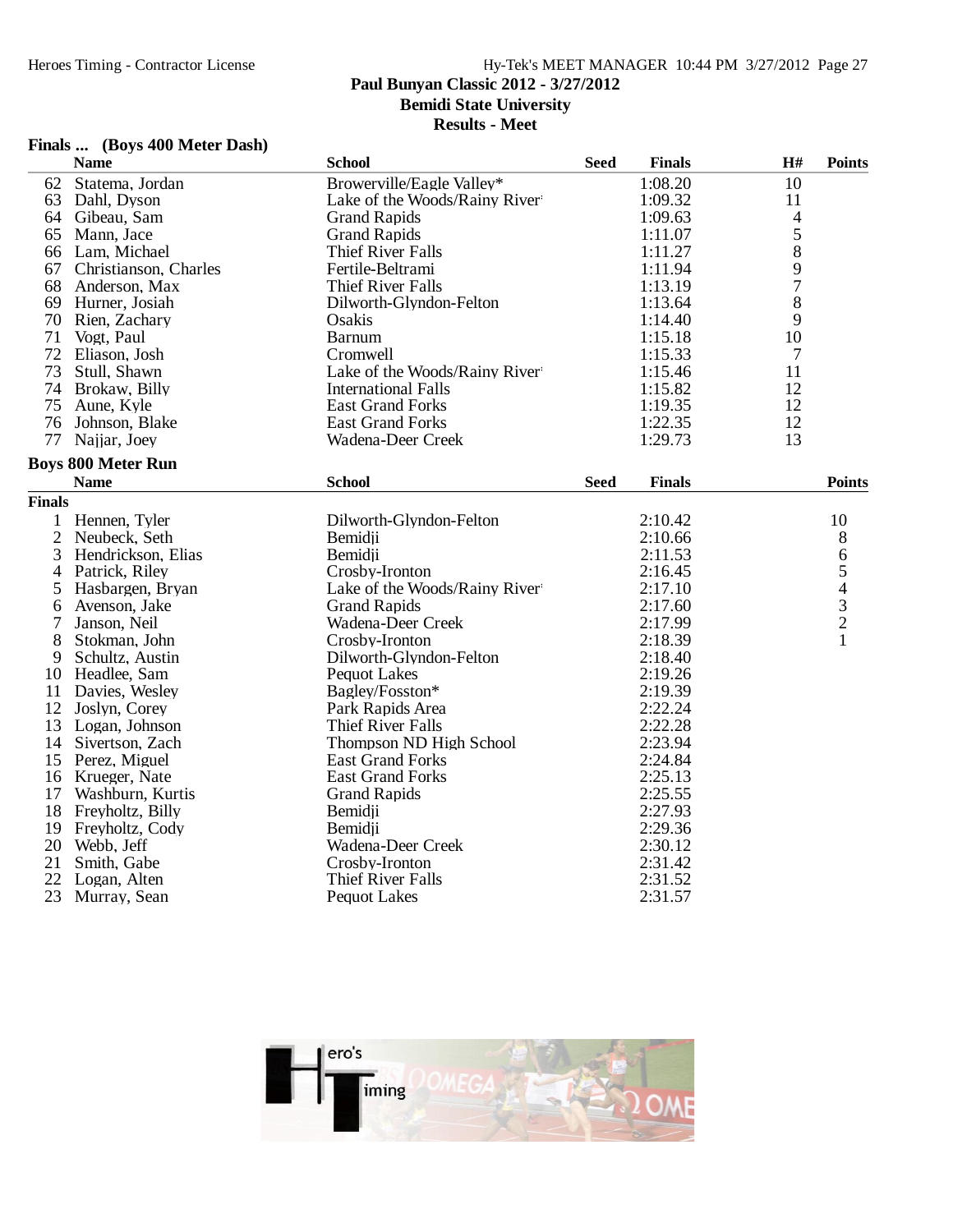## Paul Bunyan Classic 2012 - 3/27/2012
## Bemidi State University
## Results - Meet

### Finals ... (Boys 400 Meter Dash)

| | Name | School | Seed | Finals | H# | Points |
|---|---|---|---|---|---|---|
| 62 | Statema, Jordan | Browerville/Eagle Valley* | | 1:08.20 | 10 | |
| 63 | Dahl, Dyson | Lake of the Woods/Rainy River | | 1:09.32 | 11 | |
| 64 | Gibeau, Sam | Grand Rapids | | 1:09.63 | 4 | |
| 65 | Mann, Jace | Grand Rapids | | 1:11.07 | 5 | |
| 66 | Lam, Michael | Thief River Falls | | 1:11.27 | 8 | |
| 67 | Christianson, Charles | Fertile-Beltrami | | 1:11.94 | 9 | |
| 68 | Anderson, Max | Thief River Falls | | 1:13.19 | 7 | |
| 69 | Hurner, Josiah | Dilworth-Glyndon-Felton | | 1:13.64 | 8 | |
| 70 | Rien, Zachary | Osakis | | 1:14.40 | 9 | |
| 71 | Vogt, Paul | Barnum | | 1:15.18 | 10 | |
| 72 | Eliason, Josh | Cromwell | | 1:15.33 | 7 | |
| 73 | Stull, Shawn | Lake of the Woods/Rainy River | | 1:15.46 | 11 | |
| 74 | Brokaw, Billy | International Falls | | 1:15.82 | 12 | |
| 75 | Aune, Kyle | East Grand Forks | | 1:19.35 | 12 | |
| 76 | Johnson, Blake | East Grand Forks | | 1:22.35 | 12 | |
| 77 | Najjar, Joey | Wadena-Deer Creek | | 1:29.73 | 13 | |

### Boys 800 Meter Run

**Finals**

| | Name | School | Seed | Finals | Points |
|---|---|---|---|---|---|
| 1 | Hennen, Tyler | Dilworth-Glyndon-Felton | | 2:10.42 | 10 |
| 2 | Neubeck, Seth | Bemidji | | 2:10.66 | 8 |
| 3 | Hendrickson, Elias | Bemidji | | 2:11.53 | 6 |
| 4 | Patrick, Riley | Crosby-Ironton | | 2:16.45 | 5 |
| 5 | Hasbargen, Bryan | Lake of the Woods/Rainy River | | 2:17.10 | 4 |
| 6 | Avenson, Jake | Grand Rapids | | 2:17.60 | 3 |
| 7 | Janson, Neil | Wadena-Deer Creek | | 2:17.99 | 2 |
| 8 | Stokman, John | Crosby-Ironton | | 2:18.39 | 1 |
| 9 | Schultz, Austin | Dilworth-Glyndon-Felton | | 2:18.40 | |
| 10 | Headlee, Sam | Pequot Lakes | | 2:19.26 | |
| 11 | Davies, Wesley | Bagley/Fosston* | | 2:19.39 | |
| 12 | Joslyn, Corey | Park Rapids Area | | 2:22.24 | |
| 13 | Logan, Johnson | Thief River Falls | | 2:22.28 | |
| 14 | Sivertson, Zach | Thompson ND High School | | 2:23.94 | |
| 15 | Perez, Miguel | East Grand Forks | | 2:24.84 | |
| 16 | Krueger, Nate | East Grand Forks | | 2:25.13 | |
| 17 | Washburn, Kurtis | Grand Rapids | | 2:25.55 | |
| 18 | Freyholtz, Billy | Bemidji | | 2:27.93 | |
| 19 | Freyholtz, Cody | Bemidji | | 2:29.36 | |
| 20 | Webb, Jeff | Wadena-Deer Creek | | 2:30.12 | |
| 21 | Smith, Gabe | Crosby-Ironton | | 2:31.42 | |
| 22 | Logan, Alten | Thief River Falls | | 2:31.52 | |
| 23 | Murray, Sean | Pequot Lakes | | 2:31.57 | |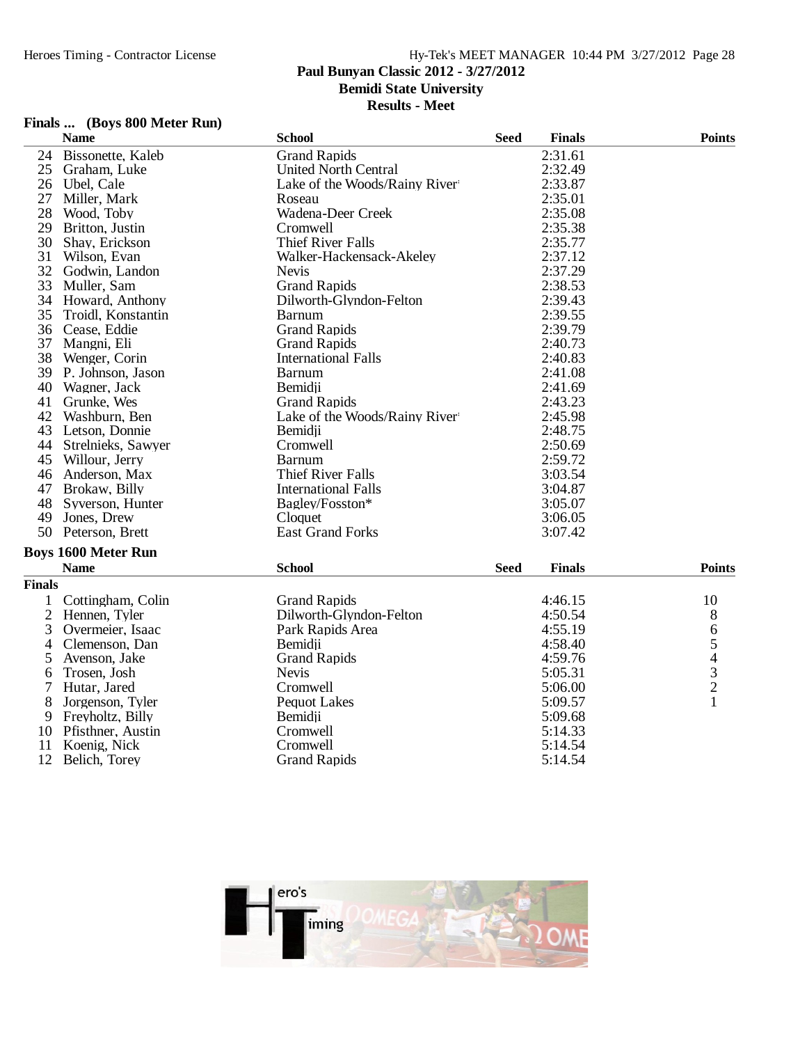## Finals ... (Boys 800 Meter Run)

| | Name | School | Seed | Finals | Points |
|---|---|---|---|---|---|
| 24 | Bissonette, Kaleb | Grand Rapids | | 2:31.61 | |
| 25 | Graham, Luke | United North Central | | 2:32.49 | |
| 26 | Ubel, Cale | Lake of the Woods/Rainy River | | 2:33.87 | |
| 27 | Miller, Mark | Roseau | | 2:35.01 | |
| 28 | Wood, Toby | Wadena-Deer Creek | | 2:35.08 | |
| 29 | Britton, Justin | Cromwell | | 2:35.38 | |
| 30 | Shay, Erickson | Thief River Falls | | 2:35.77 | |
| 31 | Wilson, Evan | Walker-Hackensack-Akeley | | 2:37.12 | |
| 32 | Godwin, Landon | Nevis | | 2:37.29 | |
| 33 | Muller, Sam | Grand Rapids | | 2:38.53 | |
| 34 | Howard, Anthony | Dilworth-Glyndon-Felton | | 2:39.43 | |
| 35 | Troidl, Konstantin | Barnum | | 2:39.55 | |
| 36 | Cease, Eddie | Grand Rapids | | 2:39.79 | |
| 37 | Mangni, Eli | Grand Rapids | | 2:40.73 | |
| 38 | Wenger, Corin | International Falls | | 2:40.83 | |
| 39 | P. Johnson, Jason | Barnum | | 2:41.08 | |
| 40 | Wagner, Jack | Bemidji | | 2:41.69 | |
| 41 | Grunke, Wes | Grand Rapids | | 2:43.23 | |
| 42 | Washburn, Ben | Lake of the Woods/Rainy River | | 2:45.98 | |
| 43 | Letson, Donnie | Bemidji | | 2:48.75 | |
| 44 | Strelnieks, Sawyer | Cromwell | | 2:50.69 | |
| 45 | Willour, Jerry | Barnum | | 2:59.72 | |
| 46 | Anderson, Max | Thief River Falls | | 3:03.54 | |
| 47 | Brokaw, Billy | International Falls | | 3:04.87 | |
| 48 | Syverson, Hunter | Bagley/Fosston* | | 3:05.07 | |
| 49 | Jones, Drew | Cloquet | | 3:06.05 | |
| 50 | Peterson, Brett | East Grand Forks | | 3:07.42 | |

## Boys 1600 Meter Run

**Finals**

| | Name | School | Seed | Finals | Points |
|---|---|---|---|---|---|
| 1 | Cottingham, Colin | Grand Rapids | | 4:46.15 | 10 |
| 2 | Hennen, Tyler | Dilworth-Glyndon-Felton | | 4:50.54 | 8 |
| 3 | Overmeier, Isaac | Park Rapids Area | | 4:55.19 | 6 |
| 4 | Clemenson, Dan | Bemidji | | 4:58.40 | 5 |
| 5 | Avenson, Jake | Grand Rapids | | 4:59.76 | 4 |
| 6 | Trosen, Josh | Nevis | | 5:05.31 | 3 |
| 7 | Hutar, Jared | Cromwell | | 5:06.00 | 2 |
| 8 | Jorgenson, Tyler | Pequot Lakes | | 5:09.57 | 1 |
| 9 | Freyholtz, Billy | Bemidji | | 5:09.68 | |
| 10 | Pfisthner, Austin | Cromwell | | 5:14.33 | |
| 11 | Koenig, Nick | Cromwell | | 5:14.54 | |
| 12 | Belich, Torey | Grand Rapids | | 5:14.54 | |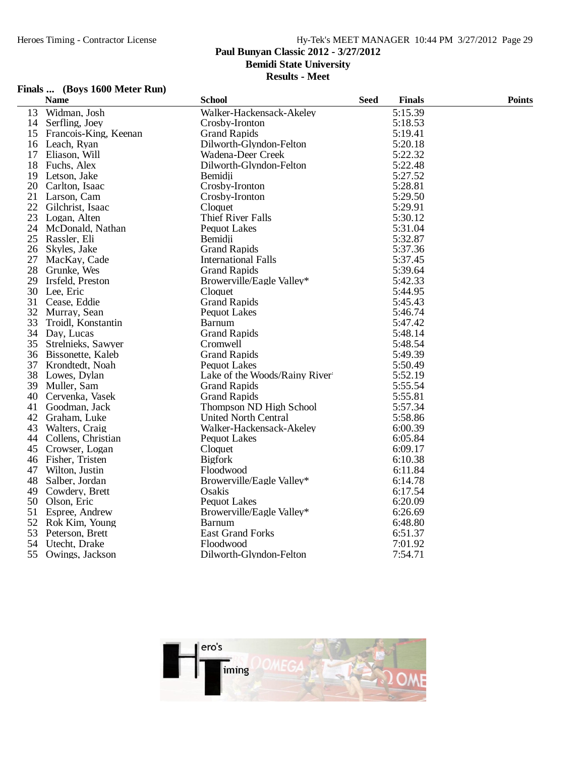### Finals ... (Boys 1600 Meter Run)

| | Name | School | Seed | Finals | Points |
|---|---|---|---|---|---|
| 13 | Widman, Josh | Walker-Hackensack-Akeley | | 5:15.39 | |
| 14 | Serfling, Joey | Crosby-Ironton | | 5:18.53 | |
| 15 | Francois-King, Keenan | Grand Rapids | | 5:19.41 | |
| 16 | Leach, Ryan | Dilworth-Glyndon-Felton | | 5:20.18 | |
| 17 | Eliason, Will | Wadena-Deer Creek | | 5:22.32 | |
| 18 | Fuchs, Alex | Dilworth-Glyndon-Felton | | 5:22.48 | |
| 19 | Letson, Jake | Bemidji | | 5:27.52 | |
| 20 | Carlton, Isaac | Crosby-Ironton | | 5:28.81 | |
| 21 | Larson, Cam | Crosby-Ironton | | 5:29.50 | |
| 22 | Gilchrist, Isaac | Cloquet | | 5:29.91 | |
| 23 | Logan, Alten | Thief River Falls | | 5:30.12 | |
| 24 | McDonald, Nathan | Pequot Lakes | | 5:31.04 | |
| 25 | Rassler, Eli | Bemidji | | 5:32.87 | |
| 26 | Skyles, Jake | Grand Rapids | | 5:37.36 | |
| 27 | MacKay, Cade | International Falls | | 5:37.45 | |
| 28 | Grunke, Wes | Grand Rapids | | 5:39.64 | |
| 29 | Irsfeld, Preston | Browerville/Eagle Valley* | | 5:42.33 | |
| 30 | Lee, Eric | Cloquet | | 5:44.95 | |
| 31 | Cease, Eddie | Grand Rapids | | 5:45.43 | |
| 32 | Murray, Sean | Pequot Lakes | | 5:46.74 | |
| 33 | Troidl, Konstantin | Barnum | | 5:47.42 | |
| 34 | Day, Lucas | Grand Rapids | | 5:48.14 | |
| 35 | Strelnieks, Sawyer | Cromwell | | 5:48.54 | |
| 36 | Bissonette, Kaleb | Grand Rapids | | 5:49.39 | |
| 37 | Krondtedt, Noah | Pequot Lakes | | 5:50.49 | |
| 38 | Lowes, Dylan | Lake of the Woods/Rainy River | | 5:52.19 | |
| 39 | Muller, Sam | Grand Rapids | | 5:55.54 | |
| 40 | Cervenka, Vasek | Grand Rapids | | 5:55.81 | |
| 41 | Goodman, Jack | Thompson ND High School | | 5:57.34 | |
| 42 | Graham, Luke | United North Central | | 5:58.86 | |
| 43 | Walters, Craig | Walker-Hackensack-Akeley | | 6:00.39 | |
| 44 | Collens, Christian | Pequot Lakes | | 6:05.84 | |
| 45 | Crowser, Logan | Cloquet | | 6:09.17 | |
| 46 | Fisher, Tristen | Bigfork | | 6:10.38 | |
| 47 | Wilton, Justin | Floodwood | | 6:11.84 | |
| 48 | Salber, Jordan | Browerville/Eagle Valley* | | 6:14.78 | |
| 49 | Cowdery, Brett | Osakis | | 6:17.54 | |
| 50 | Olson, Eric | Pequot Lakes | | 6:20.09 | |
| 51 | Espree, Andrew | Browerville/Eagle Valley* | | 6:26.69 | |
| 52 | Rok Kim, Young | Barnum | | 6:48.80 | |
| 53 | Peterson, Brett | East Grand Forks | | 6:51.37 | |
| 54 | Utecht, Drake | Floodwood | | 7:01.92 | |
| 55 | Owings, Jackson | Dilworth-Glyndon-Felton | | 7:54.71 | |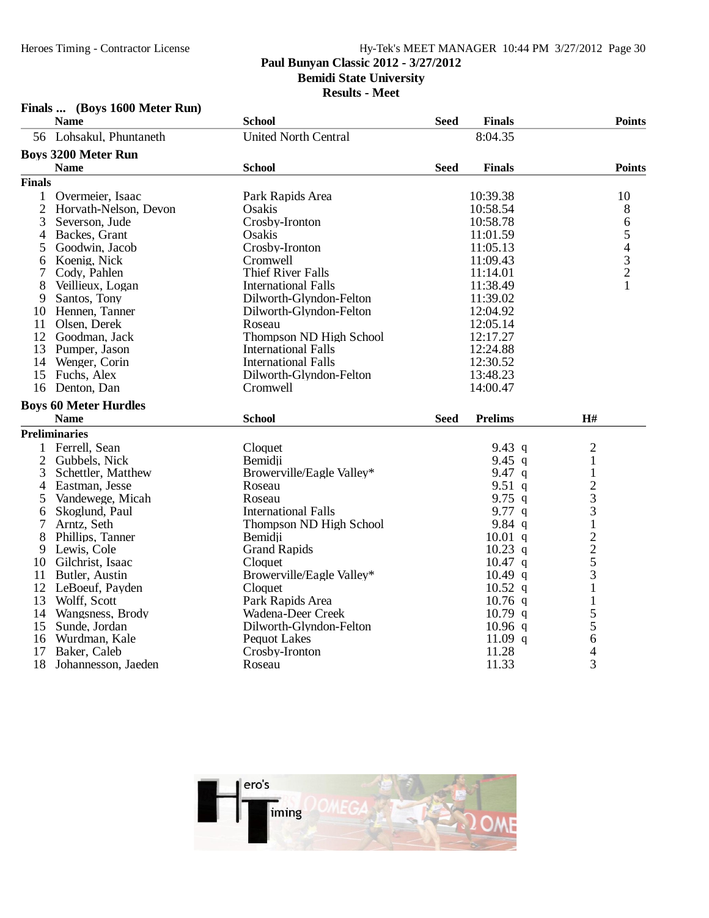## Finals ... (Boys 1600 Meter Run)

| | Name | School | Seed | Finals | Points |
|---|---|---|---|---|---|
| 56 | Lohsakul, Phuntaneth | United North Central | | 8:04.35 | |

## Boys 3200 Meter Run

| | Name | School | Seed | Finals | Points |
|---|---|---|---|---|---|
| **Finals** | | | | | |
| 1 | Overmeier, Isaac | Park Rapids Area | | 10:39.38 | 10 |
| 2 | Horvath-Nelson, Devon | Osakis | | 10:58.54 | 8 |
| 3 | Severson, Jude | Crosby-Ironton | | 10:58.78 | 6 |
| 4 | Backes, Grant | Osakis | | 11:01.59 | 5 |
| 5 | Goodwin, Jacob | Crosby-Ironton | | 11:05.13 | 4 |
| 6 | Koenig, Nick | Cromwell | | 11:09.43 | 3 |
| 7 | Cody, Pahlen | Thief River Falls | | 11:14.01 | 2 |
| 8 | Veillieux, Logan | International Falls | | 11:38.49 | 1 |
| 9 | Santos, Tony | Dilworth-Glyndon-Felton | | 11:39.02 | |
| 10 | Hennen, Tanner | Dilworth-Glyndon-Felton | | 12:04.92 | |
| 11 | Olsen, Derek | Roseau | | 12:05.14 | |
| 12 | Goodman, Jack | Thompson ND High School | | 12:17.27 | |
| 13 | Pumper, Jason | International Falls | | 12:24.88 | |
| 14 | Wenger, Corin | International Falls | | 12:30.52 | |
| 15 | Fuchs, Alex | Dilworth-Glyndon-Felton | | 13:48.23 | |
| 16 | Denton, Dan | Cromwell | | 14:00.47 | |

## Boys 60 Meter Hurdles

| | Name | School | Seed | Prelims | H# |
|---|---|---|---|---|---|
| **Preliminaries** | | | | | |
| 1 | Ferrell, Sean | Cloquet | | 9.43 q | 2 |
| 2 | Gubbels, Nick | Bemidji | | 9.45 q | 1 |
| 3 | Schettler, Matthew | Browerville/Eagle Valley* | | 9.47 q | 1 |
| 4 | Eastman, Jesse | Roseau | | 9.51 q | 2 |
| 5 | Vandewege, Micah | Roseau | | 9.75 q | 3 |
| 6 | Skoglund, Paul | International Falls | | 9.77 q | 3 |
| 7 | Arntz, Seth | Thompson ND High School | | 9.84 q | 1 |
| 8 | Phillips, Tanner | Bemidji | | 10.01 q | 2 |
| 9 | Lewis, Cole | Grand Rapids | | 10.23 q | 2 |
| 10 | Gilchrist, Isaac | Cloquet | | 10.47 q | 5 |
| 11 | Butler, Austin | Browerville/Eagle Valley* | | 10.49 q | 3 |
| 12 | LeBoeuf, Payden | Cloquet | | 10.52 q | 1 |
| 13 | Wolff, Scott | Park Rapids Area | | 10.76 q | 1 |
| 14 | Wangsness, Brody | Wadena-Deer Creek | | 10.79 q | 5 |
| 15 | Sunde, Jordan | Dilworth-Glyndon-Felton | | 10.96 q | 5 |
| 16 | Wurdman, Kale | Pequot Lakes | | 11.09 q | 6 |
| 17 | Baker, Caleb | Crosby-Ironton | | 11.28 | 4 |
| 18 | Johannesson, Jaeden | Roseau | | 11.33 | 3 |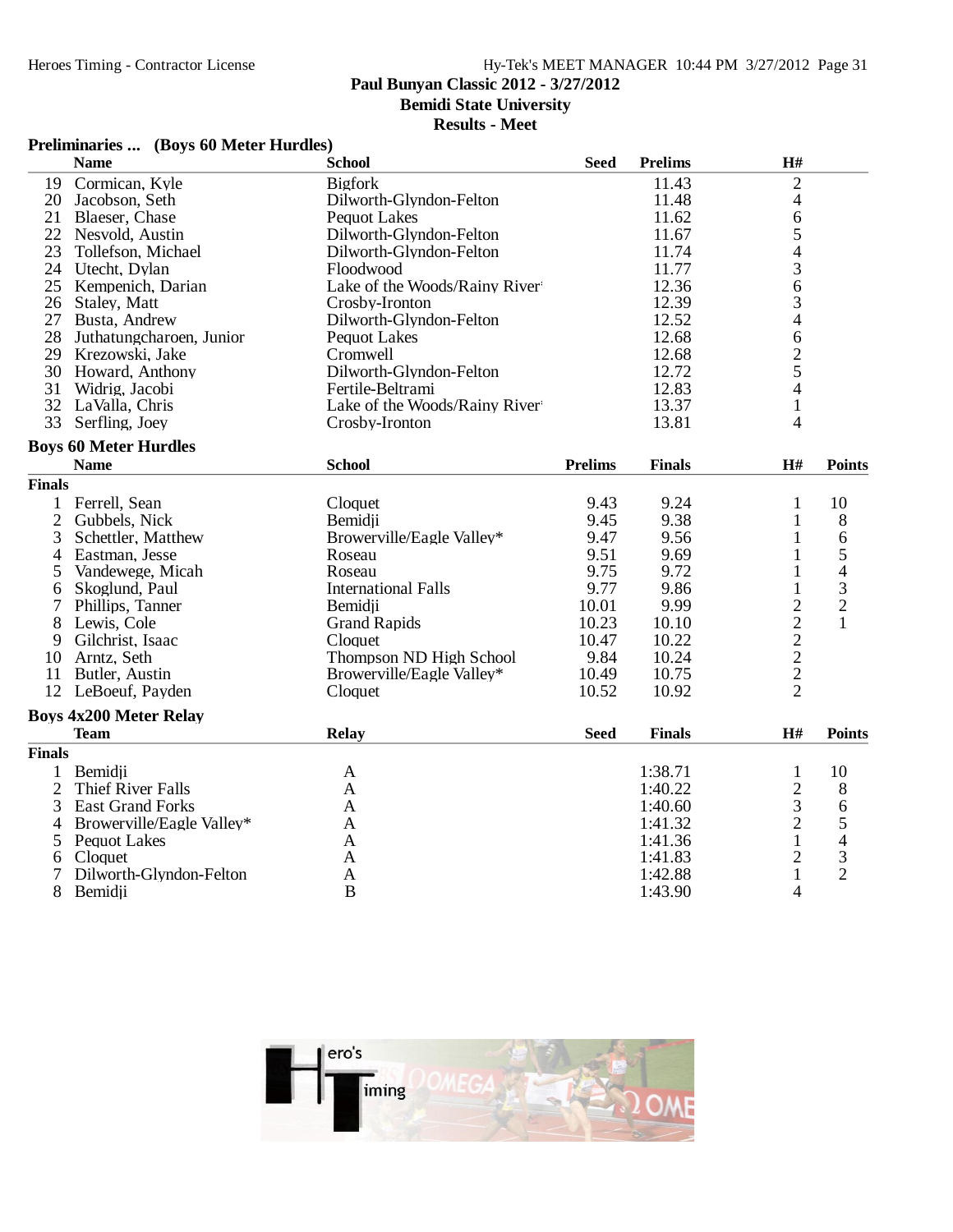Paul Bunyan Classic 2012 - 3/27/2012
Bemidi State University
Results - Meet

### Preliminaries ... (Boys 60 Meter Hurdles)

| | Name | School | Seed | Prelims | H# |
|---|---|---|---|---|---|
| 19 | Cormican, Kyle | Bigfork | | 11.43 | 2 |
| 20 | Jacobson, Seth | Dilworth-Glyndon-Felton | | 11.48 | 4 |
| 21 | Blaeser, Chase | Pequot Lakes | | 11.62 | 6 |
| 22 | Nesvold, Austin | Dilworth-Glyndon-Felton | | 11.67 | 5 |
| 23 | Tollefson, Michael | Dilworth-Glyndon-Felton | | 11.74 | 4 |
| 24 | Utecht, Dylan | Floodwood | | 11.77 | 3 |
| 25 | Kempenich, Darian | Lake of the Woods/Rainy River | | 12.36 | 6 |
| 26 | Staley, Matt | Crosby-Ironton | | 12.39 | 3 |
| 27 | Busta, Andrew | Dilworth-Glyndon-Felton | | 12.52 | 4 |
| 28 | Juthatungcharoen, Junior | Pequot Lakes | | 12.68 | 6 |
| 29 | Krezowski, Jake | Cromwell | | 12.68 | 2 |
| 30 | Howard, Anthony | Dilworth-Glyndon-Felton | | 12.72 | 5 |
| 31 | Widrig, Jacobi | Fertile-Beltrami | | 12.83 | 4 |
| 32 | LaValla, Chris | Lake of the Woods/Rainy River | | 13.37 | 1 |
| 33 | Serfling, Joey | Crosby-Ironton | | 13.81 | 4 |

### Boys 60 Meter Hurdles

| | Name | School | Prelims | Finals | H# | Points |
|---|---|---|---|---|---|---|
| **Finals** | | | | | | |
| 1 | Ferrell, Sean | Cloquet | 9.43 | 9.24 | 1 | 10 |
| 2 | Gubbels, Nick | Bemidji | 9.45 | 9.38 | 1 | 8 |
| 3 | Schettler, Matthew | Browerville/Eagle Valley* | 9.47 | 9.56 | 1 | 6 |
| 4 | Eastman, Jesse | Roseau | 9.51 | 9.69 | 1 | 5 |
| 5 | Vandewege, Micah | Roseau | 9.75 | 9.72 | 1 | 4 |
| 6 | Skoglund, Paul | International Falls | 9.77 | 9.86 | 1 | 3 |
| 7 | Phillips, Tanner | Bemidji | 10.01 | 9.99 | 2 | 2 |
| 8 | Lewis, Cole | Grand Rapids | 10.23 | 10.10 | 2 | 1 |
| 9 | Gilchrist, Isaac | Cloquet | 10.47 | 10.22 | 2 | |
| 10 | Arntz, Seth | Thompson ND High School | 9.84 | 10.24 | 2 | |
| 11 | Butler, Austin | Browerville/Eagle Valley* | 10.49 | 10.75 | 2 | |
| 12 | LeBoeuf, Payden | Cloquet | 10.52 | 10.92 | 2 | |

### Boys 4x200 Meter Relay

| | Team | Relay | Seed | Finals | H# | Points |
|---|---|---|---|---|---|---|
| **Finals** | | | | | | |
| 1 | Bemidji | A | | 1:38.71 | 1 | 10 |
| 2 | Thief River Falls | A | | 1:40.22 | 2 | 8 |
| 3 | East Grand Forks | A | | 1:40.60 | 3 | 6 |
| 4 | Browerville/Eagle Valley* | A | | 1:41.32 | 2 | 5 |
| 5 | Pequot Lakes | A | | 1:41.36 | 1 | 4 |
| 6 | Cloquet | A | | 1:41.83 | 2 | 3 |
| 7 | Dilworth-Glyndon-Felton | A | | 1:42.88 | 1 | 2 |
| 8 | Bemidji | B | | 1:43.90 | 4 | |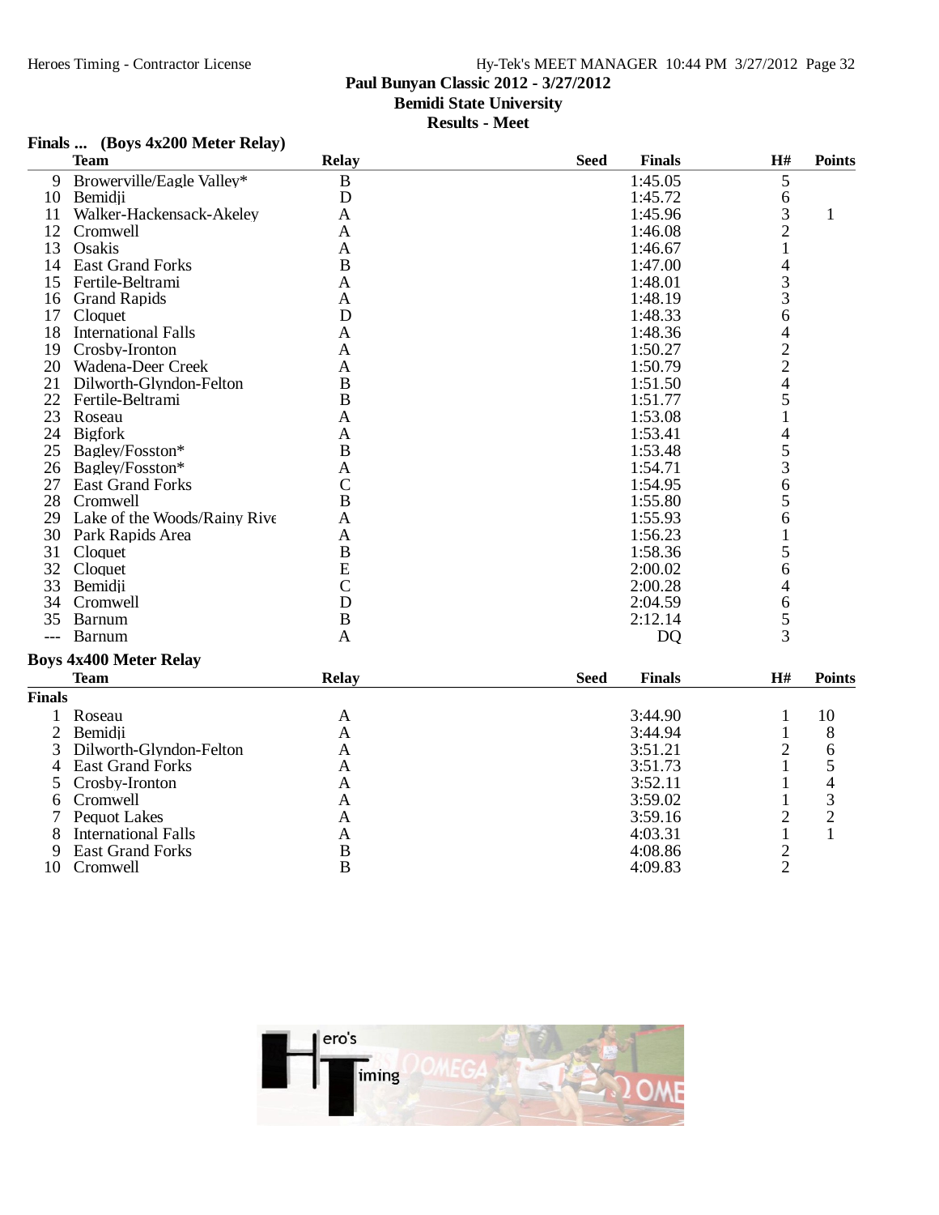Paul Bunyan Classic 2012 - 3/27/2012
Bemidi State University
Results - Meet

### Finals ... (Boys 4x200 Meter Relay)

| | Team | Relay | Seed | Finals | H# | Points |
|---|---|---|---|---|---|---|
| 9 | Browerville/Eagle Valley* | B | | 1:45.05 | 5 | |
| 10 | Bemidji | D | | 1:45.72 | 6 | |
| 11 | Walker-Hackensack-Akeley | A | | 1:45.96 | 3 | 1 |
| 12 | Cromwell | A | | 1:46.08 | 2 | |
| 13 | Osakis | A | | 1:46.67 | 1 | |
| 14 | East Grand Forks | B | | 1:47.00 | 4 | |
| 15 | Fertile-Beltrami | A | | 1:48.01 | 3 | |
| 16 | Grand Rapids | A | | 1:48.19 | 3 | |
| 17 | Cloquet | D | | 1:48.33 | 6 | |
| 18 | International Falls | A | | 1:48.36 | 4 | |
| 19 | Crosby-Ironton | A | | 1:50.27 | 2 | |
| 20 | Wadena-Deer Creek | A | | 1:50.79 | 2 | |
| 21 | Dilworth-Glyndon-Felton | B | | 1:51.50 | 4 | |
| 22 | Fertile-Beltrami | B | | 1:51.77 | 5 | |
| 23 | Roseau | A | | 1:53.08 | 1 | |
| 24 | Bigfork | A | | 1:53.41 | 4 | |
| 25 | Bagley/Fosston* | B | | 1:53.48 | 5 | |
| 26 | Bagley/Fosston* | A | | 1:54.71 | 3 | |
| 27 | East Grand Forks | C | | 1:54.95 | 6 | |
| 28 | Cromwell | B | | 1:55.80 | 5 | |
| 29 | Lake of the Woods/Rainy Rive | A | | 1:55.93 | 6 | |
| 30 | Park Rapids Area | A | | 1:56.23 | 1 | |
| 31 | Cloquet | B | | 1:58.36 | 5 | |
| 32 | Cloquet | E | | 2:00.02 | 6 | |
| 33 | Bemidji | C | | 2:00.28 | 4 | |
| 34 | Cromwell | D | | 2:04.59 | 6 | |
| 35 | Barnum | B | | 2:12.14 | 5 | |
| --- | Barnum | A | | DQ | 3 | |

### Boys 4x400 Meter Relay

**Finals**

| | Team | Relay | Seed | Finals | H# | Points |
|---|---|---|---|---|---|---|
| 1 | Roseau | A | | 3:44.90 | 1 | 10 |
| 2 | Bemidji | A | | 3:44.94 | 1 | 8 |
| 3 | Dilworth-Glyndon-Felton | A | | 3:51.21 | 2 | 6 |
| 4 | East Grand Forks | A | | 3:51.73 | 1 | 5 |
| 5 | Crosby-Ironton | A | | 3:52.11 | 1 | 4 |
| 6 | Cromwell | A | | 3:59.02 | 1 | 3 |
| 7 | Pequot Lakes | A | | 3:59.16 | 2 | 2 |
| 8 | International Falls | A | | 4:03.31 | 1 | 1 |
| 9 | East Grand Forks | B | | 4:08.86 | 2 | |
| 10 | Cromwell | B | | 4:09.83 | 2 | |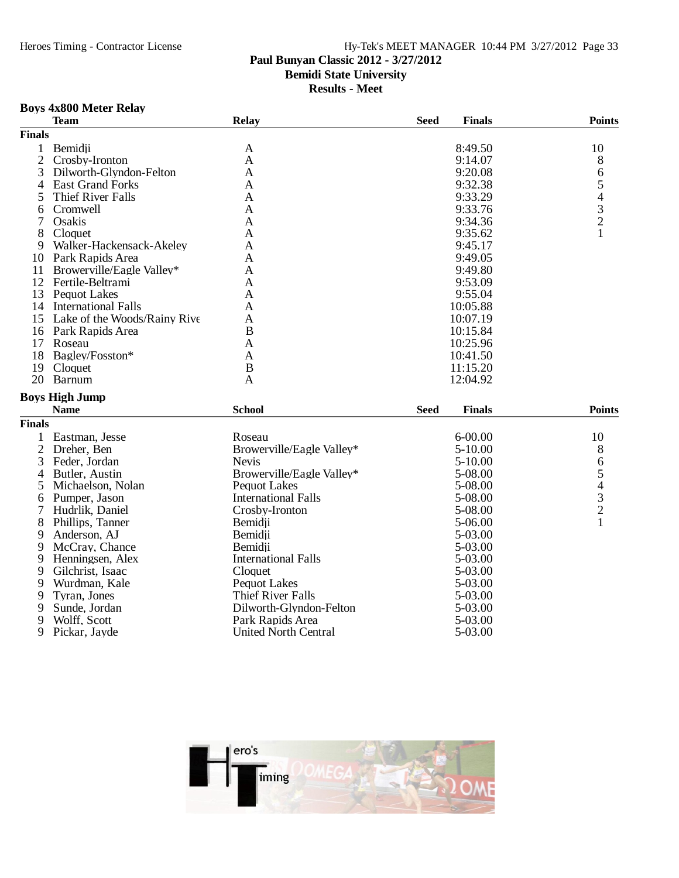Paul Bunyan Classic 2012 - 3/27/2012
Bemidi State University
Results - Meet

### Boys 4x800 Meter Relay

| | Team | Relay | Seed | Finals | Points |
|---|---|---|---|---|---|
| **Finals** | | | | | |
| 1 | Bemidji | A | | 8:49.50 | 10 |
| 2 | Crosby-Ironton | A | | 9:14.07 | 8 |
| 3 | Dilworth-Glyndon-Felton | A | | 9:20.08 | 6 |
| 4 | East Grand Forks | A | | 9:32.38 | 5 |
| 5 | Thief River Falls | A | | 9:33.29 | 4 |
| 6 | Cromwell | A | | 9:33.76 | 3 |
| 7 | Osakis | A | | 9:34.36 | 2 |
| 8 | Cloquet | A | | 9:35.62 | 1 |
| 9 | Walker-Hackensack-Akeley | A | | 9:45.17 | |
| 10 | Park Rapids Area | A | | 9:49.05 | |
| 11 | Browerville/Eagle Valley* | A | | 9:49.80 | |
| 12 | Fertile-Beltrami | A | | 9:53.09 | |
| 13 | Pequot Lakes | A | | 9:55.04 | |
| 14 | International Falls | A | | 10:05.88 | |
| 15 | Lake of the Woods/Rainy Rive | A | | 10:07.19 | |
| 16 | Park Rapids Area | B | | 10:15.84 | |
| 17 | Roseau | A | | 10:25.96 | |
| 18 | Bagley/Fosston* | A | | 10:41.50 | |
| 19 | Cloquet | B | | 11:15.20 | |
| 20 | Barnum | A | | 12:04.92 | |

### Boys High Jump

| | Name | School | Seed | Finals | Points |
|---|---|---|---|---|---|
| **Finals** | | | | | |
| 1 | Eastman, Jesse | Roseau | | 6-00.00 | 10 |
| 2 | Dreher, Ben | Browerville/Eagle Valley* | | 5-10.00 | 8 |
| 3 | Feder, Jordan | Nevis | | 5-10.00 | 6 |
| 4 | Butler, Austin | Browerville/Eagle Valley* | | 5-08.00 | 5 |
| 5 | Michaelson, Nolan | Pequot Lakes | | 5-08.00 | 4 |
| 6 | Pumper, Jason | International Falls | | 5-08.00 | 3 |
| 7 | Hudrlik, Daniel | Crosby-Ironton | | 5-08.00 | 2 |
| 8 | Phillips, Tanner | Bemidji | | 5-06.00 | 1 |
| 9 | Anderson, AJ | Bemidji | | 5-03.00 | |
| 9 | McCray, Chance | Bemidji | | 5-03.00 | |
| 9 | Henningsen, Alex | International Falls | | 5-03.00 | |
| 9 | Gilchrist, Isaac | Cloquet | | 5-03.00 | |
| 9 | Wurdman, Kale | Pequot Lakes | | 5-03.00 | |
| 9 | Tyran, Jones | Thief River Falls | | 5-03.00 | |
| 9 | Sunde, Jordan | Dilworth-Glyndon-Felton | | 5-03.00 | |
| 9 | Wolff, Scott | Park Rapids Area | | 5-03.00 | |
| 9 | Pickar, Jayde | United North Central | | 5-03.00 | |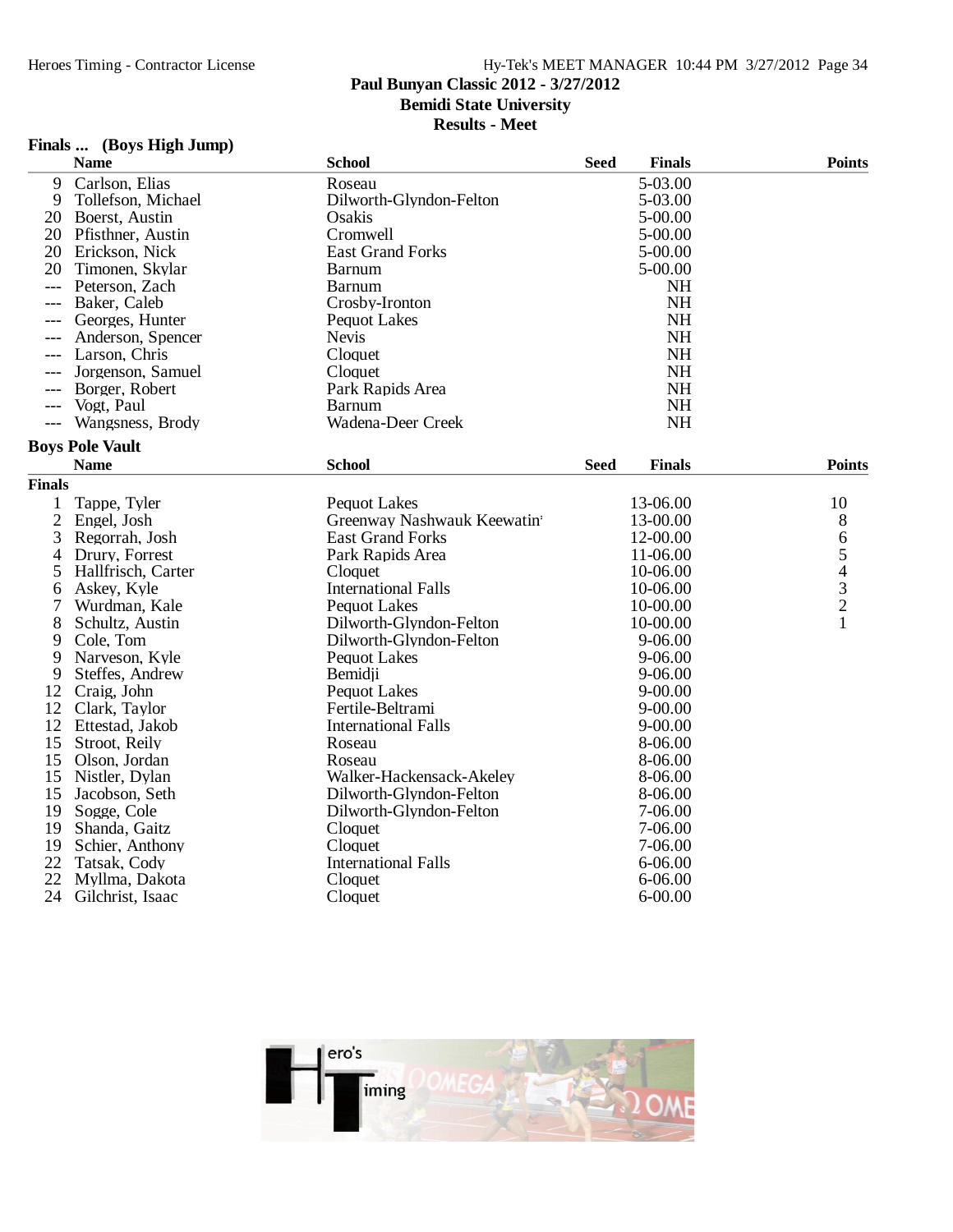Paul Bunyan Classic 2012 - 3/27/2012
Bemidi State University
Results - Meet

### Finals ... (Boys High Jump)

| | Name | School | Seed | Finals | Points |
|---|---|---|---|---|---|
| 9 | Carlson, Elias | Roseau | | 5-03.00 | |
| 9 | Tollefson, Michael | Dilworth-Glyndon-Felton | | 5-03.00 | |
| 20 | Boerst, Austin | Osakis | | 5-00.00 | |
| 20 | Pfisthner, Austin | Cromwell | | 5-00.00 | |
| 20 | Erickson, Nick | East Grand Forks | | 5-00.00 | |
| 20 | Timonen, Skylar | Barnum | | 5-00.00 | |
| --- | Peterson, Zach | Barnum | | NH | |
| --- | Baker, Caleb | Crosby-Ironton | | NH | |
| --- | Georges, Hunter | Pequot Lakes | | NH | |
| --- | Anderson, Spencer | Nevis | | NH | |
| --- | Larson, Chris | Cloquet | | NH | |
| --- | Jorgenson, Samuel | Cloquet | | NH | |
| --- | Borger, Robert | Park Rapids Area | | NH | |
| --- | Vogt, Paul | Barnum | | NH | |
| --- | Wangsness, Brody | Wadena-Deer Creek | | NH | |

### Boys Pole Vault

| | Name | School | Seed | Finals | Points |
|---|---|---|---|---|---|
| **Finals** | | | | | |
| 1 | Tappe, Tyler | Pequot Lakes | | 13-06.00 | 10 |
| 2 | Engel, Josh | Greenway Nashwauk Keewatin | | 13-00.00 | 8 |
| 3 | Regorrah, Josh | East Grand Forks | | 12-00.00 | 6 |
| 4 | Drury, Forrest | Park Rapids Area | | 11-06.00 | 5 |
| 5 | Hallfrisch, Carter | Cloquet | | 10-06.00 | 4 |
| 6 | Askey, Kyle | International Falls | | 10-06.00 | 3 |
| 7 | Wurdman, Kale | Pequot Lakes | | 10-00.00 | 2 |
| 8 | Schultz, Austin | Dilworth-Glyndon-Felton | | 10-00.00 | 1 |
| 9 | Cole, Tom | Dilworth-Glyndon-Felton | | 9-06.00 | |
| 9 | Narveson, Kyle | Pequot Lakes | | 9-06.00 | |
| 9 | Steffes, Andrew | Bemidji | | 9-06.00 | |
| 12 | Craig, John | Pequot Lakes | | 9-00.00 | |
| 12 | Clark, Taylor | Fertile-Beltrami | | 9-00.00 | |
| 12 | Ettestad, Jakob | International Falls | | 9-00.00 | |
| 15 | Stroot, Reily | Roseau | | 8-06.00 | |
| 15 | Olson, Jordan | Roseau | | 8-06.00 | |
| 15 | Nistler, Dylan | Walker-Hackensack-Akeley | | 8-06.00 | |
| 15 | Jacobson, Seth | Dilworth-Glyndon-Felton | | 8-06.00 | |
| 19 | Sogge, Cole | Dilworth-Glyndon-Felton | | 7-06.00 | |
| 19 | Shanda, Gaitz | Cloquet | | 7-06.00 | |
| 19 | Schier, Anthony | Cloquet | | 7-06.00 | |
| 22 | Tatsak, Cody | International Falls | | 6-06.00 | |
| 22 | Myllma, Dakota | Cloquet | | 6-06.00 | |
| 24 | Gilchrist, Isaac | Cloquet | | 6-00.00 | |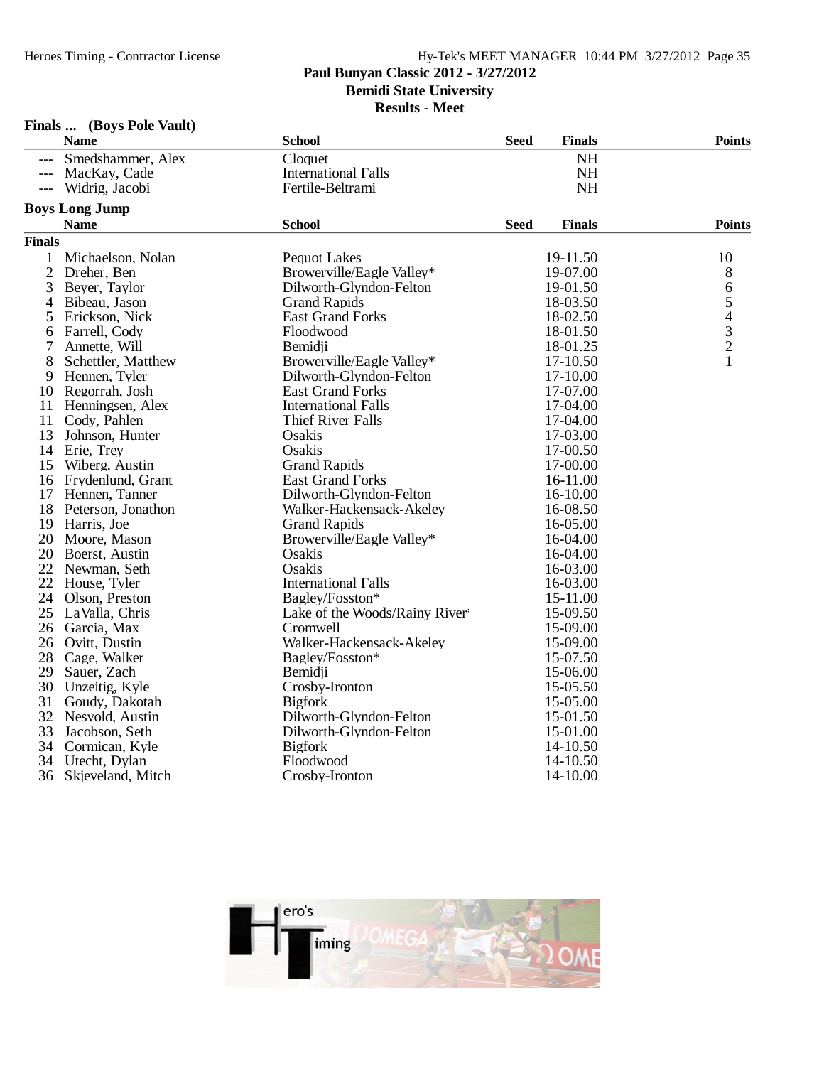Paul Bunyan Classic 2012 - 3/27/2012
Bemidi State University
Results - Meet

### Finals ... (Boys Pole Vault)

| | Name | School | Seed | Finals | Points |
|---|---|---|---|---|---|
| --- | Smedshammer, Alex | Cloquet | | NH | |
| --- | MacKay, Cade | International Falls | | NH | |
| --- | Widrig, Jacobi | Fertile-Beltrami | | NH | |

### Boys Long Jump

| | Name | School | Seed | Finals | Points |
|---|---|---|---|---|---|
| **Finals** | | | | | |
| 1 | Michaelson, Nolan | Pequot Lakes | | 19-11.50 | 10 |
| 2 | Dreher, Ben | Browerville/Eagle Valley* | | 19-07.00 | 8 |
| 3 | Beyer, Taylor | Dilworth-Glyndon-Felton | | 19-01.50 | 6 |
| 4 | Bibeau, Jason | Grand Rapids | | 18-03.50 | 5 |
| 5 | Erickson, Nick | East Grand Forks | | 18-02.50 | 4 |
| 6 | Farrell, Cody | Floodwood | | 18-01.50 | 3 |
| 7 | Annette, Will | Bemidji | | 18-01.25 | 2 |
| 8 | Schettler, Matthew | Browerville/Eagle Valley* | | 17-10.50 | 1 |
| 9 | Hennen, Tyler | Dilworth-Glyndon-Felton | | 17-10.00 | |
| 10 | Regorrah, Josh | East Grand Forks | | 17-07.00 | |
| 11 | Henningsen, Alex | International Falls | | 17-04.00 | |
| 11 | Cody, Pahlen | Thief River Falls | | 17-04.00 | |
| 13 | Johnson, Hunter | Osakis | | 17-03.00 | |
| 14 | Erie, Trey | Osakis | | 17-00.50 | |
| 15 | Wiberg, Austin | Grand Rapids | | 17-00.00 | |
| 16 | Frydenlund, Grant | East Grand Forks | | 16-11.00 | |
| 17 | Hennen, Tanner | Dilworth-Glyndon-Felton | | 16-10.00 | |
| 18 | Peterson, Jonathon | Walker-Hackensack-Akeley | | 16-08.50 | |
| 19 | Harris, Joe | Grand Rapids | | 16-05.00 | |
| 20 | Moore, Mason | Browerville/Eagle Valley* | | 16-04.00 | |
| 20 | Boerst, Austin | Osakis | | 16-04.00 | |
| 22 | Newman, Seth | Osakis | | 16-03.00 | |
| 22 | House, Tyler | International Falls | | 16-03.00 | |
| 24 | Olson, Preston | Bagley/Fosston* | | 15-11.00 | |
| 25 | LaValla, Chris | Lake of the Woods/Rainy River* | | 15-09.50 | |
| 26 | Garcia, Max | Cromwell | | 15-09.00 | |
| 26 | Ovitt, Dustin | Walker-Hackensack-Akeley | | 15-09.00 | |
| 28 | Cage, Walker | Bagley/Fosston* | | 15-07.50 | |
| 29 | Sauer, Zach | Bemidji | | 15-06.00 | |
| 30 | Unzeitig, Kyle | Crosby-Ironton | | 15-05.50 | |
| 31 | Goudy, Dakotah | Bigfork | | 15-05.00 | |
| 32 | Nesvold, Austin | Dilworth-Glyndon-Felton | | 15-01.50 | |
| 33 | Jacobson, Seth | Dilworth-Glyndon-Felton | | 15-01.00 | |
| 34 | Cormican, Kyle | Bigfork | | 14-10.50 | |
| 34 | Utecht, Dylan | Floodwood | | 14-10.50 | |
| 36 | Skjeveland, Mitch | Crosby-Ironton | | 14-10.00 | |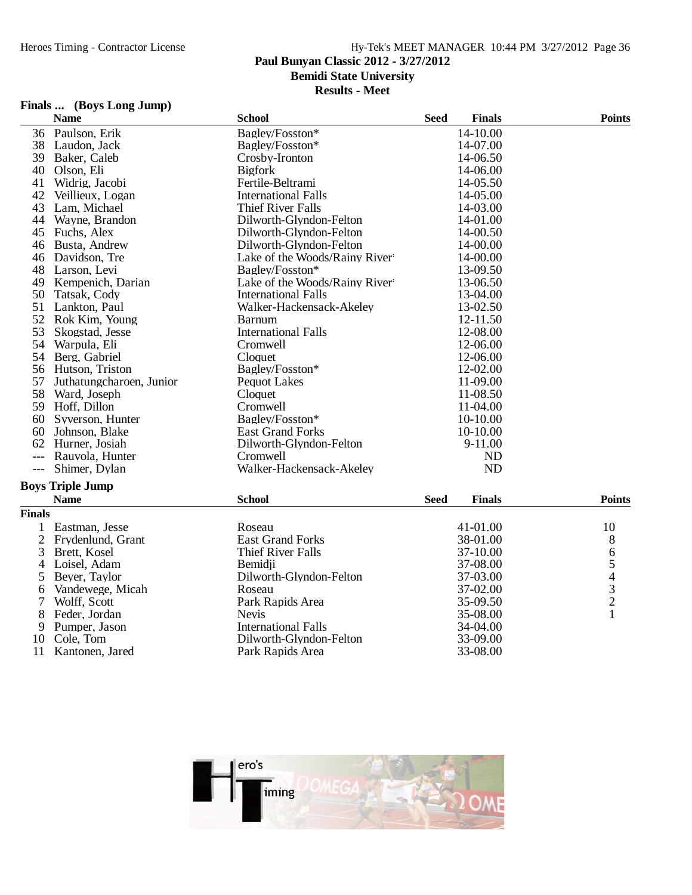Paul Bunyan Classic 2012 - 3/27/2012
Bemidi State University
Results - Meet

### Finals ... (Boys Long Jump)

| | Name | School | Seed | Finals | Points |
|---|---|---|---|---|---|
| 36 | Paulson, Erik | Bagley/Fosston* | | 14-10.00 | |
| 38 | Laudon, Jack | Bagley/Fosston* | | 14-07.00 | |
| 39 | Baker, Caleb | Crosby-Ironton | | 14-06.50 | |
| 40 | Olson, Eli | Bigfork | | 14-06.00 | |
| 41 | Widrig, Jacobi | Fertile-Beltrami | | 14-05.50 | |
| 42 | Veillieux, Logan | International Falls | | 14-05.00 | |
| 43 | Lam, Michael | Thief River Falls | | 14-03.00 | |
| 44 | Wayne, Brandon | Dilworth-Glyndon-Felton | | 14-01.00 | |
| 45 | Fuchs, Alex | Dilworth-Glyndon-Felton | | 14-00.50 | |
| 46 | Busta, Andrew | Dilworth-Glyndon-Felton | | 14-00.00 | |
| 46 | Davidson, Tre | Lake of the Woods/Rainy River | | 14-00.00 | |
| 48 | Larson, Levi | Bagley/Fosston* | | 13-09.50 | |
| 49 | Kempenich, Darian | Lake of the Woods/Rainy River | | 13-06.50 | |
| 50 | Tatsak, Cody | International Falls | | 13-04.00 | |
| 51 | Lankton, Paul | Walker-Hackensack-Akeley | | 13-02.50 | |
| 52 | Rok Kim, Young | Barnum | | 12-11.50 | |
| 53 | Skogstad, Jesse | International Falls | | 12-08.00 | |
| 54 | Warpula, Eli | Cromwell | | 12-06.00 | |
| 54 | Berg, Gabriel | Cloquet | | 12-06.00 | |
| 56 | Hutson, Triston | Bagley/Fosston* | | 12-02.00 | |
| 57 | Juthatungcharoen, Junior | Pequot Lakes | | 11-09.00 | |
| 58 | Ward, Joseph | Cloquet | | 11-08.50 | |
| 59 | Hoff, Dillon | Cromwell | | 11-04.00 | |
| 60 | Syverson, Hunter | Bagley/Fosston* | | 10-10.00 | |
| 60 | Johnson, Blake | East Grand Forks | | 10-10.00 | |
| 62 | Hurner, Josiah | Dilworth-Glyndon-Felton | | 9-11.00 | |
| --- | Rauvola, Hunter | Cromwell | | ND | |
| --- | Shimer, Dylan | Walker-Hackensack-Akeley | | ND | |

### Boys Triple Jump

**Finals**

| | Name | School | Seed | Finals | Points |
|---|---|---|---|---|---|
| 1 | Eastman, Jesse | Roseau | | 41-01.00 | 10 |
| 2 | Frydenlund, Grant | East Grand Forks | | 38-01.00 | 8 |
| 3 | Brett, Kosel | Thief River Falls | | 37-10.00 | 6 |
| 4 | Loisel, Adam | Bemidji | | 37-08.00 | 5 |
| 5 | Beyer, Taylor | Dilworth-Glyndon-Felton | | 37-03.00 | 4 |
| 6 | Vandewege, Micah | Roseau | | 37-02.00 | 3 |
| 7 | Wolff, Scott | Park Rapids Area | | 35-09.50 | 2 |
| 8 | Feder, Jordan | Nevis | | 35-08.00 | 1 |
| 9 | Pumper, Jason | International Falls | | 34-04.00 | |
| 10 | Cole, Tom | Dilworth-Glyndon-Felton | | 33-09.00 | |
| 11 | Kantonen, Jared | Park Rapids Area | | 33-08.00 | |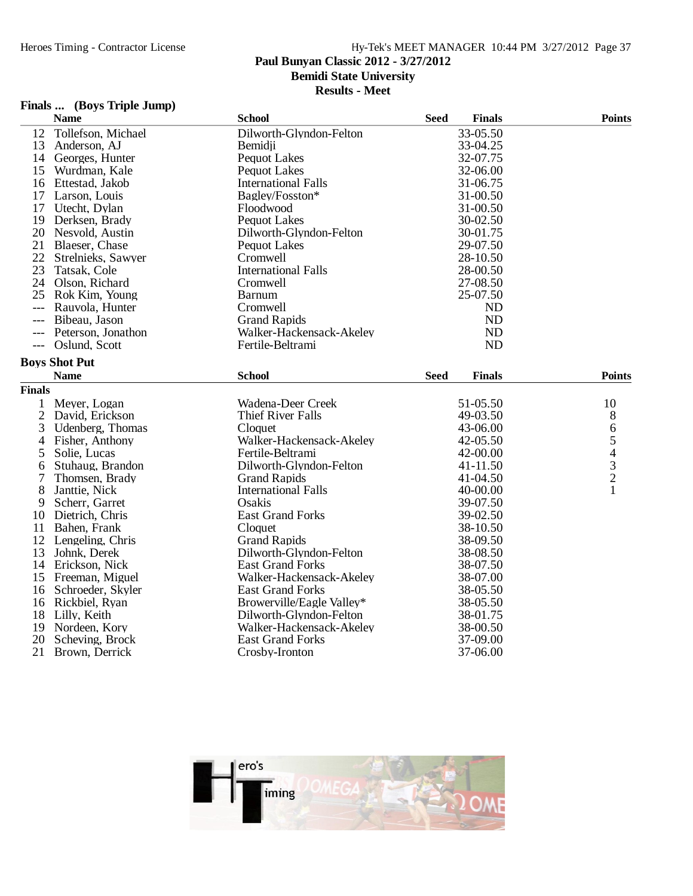# Paul Bunyan Classic 2012 - 3/27/2012
## Bemidi State University
### Results - Meet

**Finals ... (Boys Triple Jump)**

| | Name | School | Seed | Finals | Points |
|---|---|---|---|---|---|
| 12 | Tollefson, Michael | Dilworth-Glyndon-Felton | | 33-05.50 | |
| 13 | Anderson, AJ | Bemidji | | 33-04.25 | |
| 14 | Georges, Hunter | Pequot Lakes | | 32-07.75 | |
| 15 | Wurdman, Kale | Pequot Lakes | | 32-06.00 | |
| 16 | Ettestad, Jakob | International Falls | | 31-06.75 | |
| 17 | Larson, Louis | Bagley/Fosston* | | 31-00.50 | |
| 17 | Utecht, Dylan | Floodwood | | 31-00.50 | |
| 19 | Derksen, Brady | Pequot Lakes | | 30-02.50 | |
| 20 | Nesvold, Austin | Dilworth-Glyndon-Felton | | 30-01.75 | |
| 21 | Blaeser, Chase | Pequot Lakes | | 29-07.50 | |
| 22 | Strelnieks, Sawyer | Cromwell | | 28-10.50 | |
| 23 | Tatsak, Cole | International Falls | | 28-00.50 | |
| 24 | Olson, Richard | Cromwell | | 27-08.50 | |
| 25 | Rok Kim, Young | Barnum | | 25-07.50 | |
| --- | Rauvola, Hunter | Cromwell | | ND | |
| --- | Bibeau, Jason | Grand Rapids | | ND | |
| --- | Peterson, Jonathon | Walker-Hackensack-Akeley | | ND | |
| --- | Oslund, Scott | Fertile-Beltrami | | ND | |

**Boys Shot Put**

| | Name | School | Seed | Finals | Points |
|---|---|---|---|---|---|
| **Finals** | | | | | |
| 1 | Meyer, Logan | Wadena-Deer Creek | | 51-05.50 | 10 |
| 2 | David, Erickson | Thief River Falls | | 49-03.50 | 8 |
| 3 | Udenberg, Thomas | Cloquet | | 43-06.00 | 6 |
| 4 | Fisher, Anthony | Walker-Hackensack-Akeley | | 42-05.50 | 5 |
| 5 | Solie, Lucas | Fertile-Beltrami | | 42-00.00 | 4 |
| 6 | Stuhaug, Brandon | Dilworth-Glyndon-Felton | | 41-11.50 | 3 |
| 7 | Thomsen, Brady | Grand Rapids | | 41-04.50 | 2 |
| 8 | Janttie, Nick | International Falls | | 40-00.00 | 1 |
| 9 | Scherr, Garret | Osakis | | 39-07.50 | |
| 10 | Dietrich, Chris | East Grand Forks | | 39-02.50 | |
| 11 | Bahen, Frank | Cloquet | | 38-10.50 | |
| 12 | Lengeling, Chris | Grand Rapids | | 38-09.50 | |
| 13 | Johnk, Derek | Dilworth-Glyndon-Felton | | 38-08.50 | |
| 14 | Erickson, Nick | East Grand Forks | | 38-07.50 | |
| 15 | Freeman, Miguel | Walker-Hackensack-Akeley | | 38-07.00 | |
| 16 | Schroeder, Skyler | East Grand Forks | | 38-05.50 | |
| 16 | Rickbiel, Ryan | Browerville/Eagle Valley* | | 38-05.50 | |
| 18 | Lilly, Keith | Dilworth-Glyndon-Felton | | 38-01.75 | |
| 19 | Nordeen, Kory | Walker-Hackensack-Akeley | | 38-00.50 | |
| 20 | Scheving, Brock | East Grand Forks | | 37-09.00 | |
| 21 | Brown, Derrick | Crosby-Ironton | | 37-06.00 | |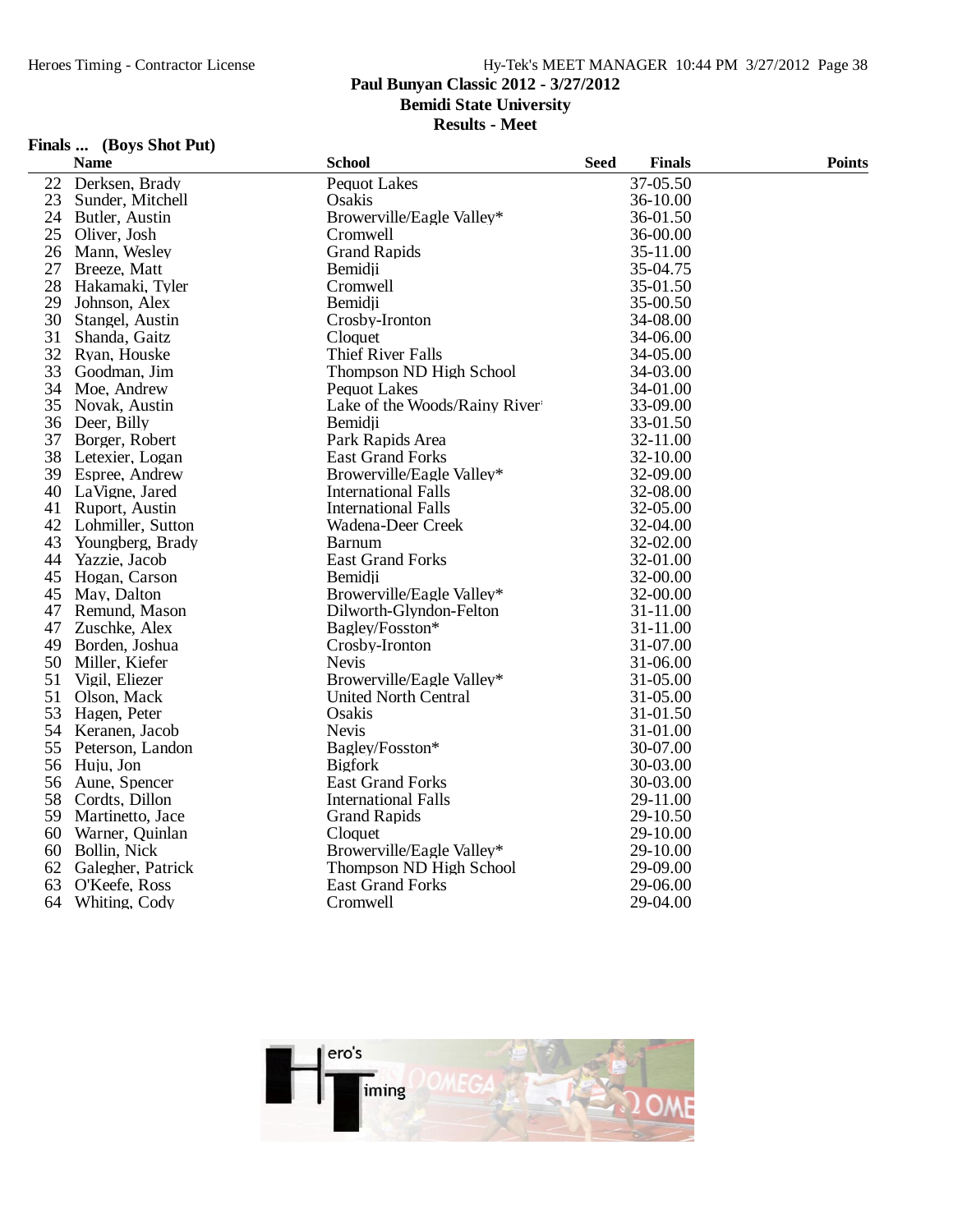## Paul Bunyan Classic 2012 - 3/27/2012

## Bemidi State University

## Results - Meet

### Finals ... (Boys Shot Put)

| | Name | School | Seed | Finals | Points |
|---|---|---|---|---|---|
| 22 | Derksen, Brady | Pequot Lakes | | 37-05.50 | |
| 23 | Sunder, Mitchell | Osakis | | 36-10.00 | |
| 24 | Butler, Austin | Browerville/Eagle Valley* | | 36-01.50 | |
| 25 | Oliver, Josh | Cromwell | | 36-00.00 | |
| 26 | Mann, Wesley | Grand Rapids | | 35-11.00 | |
| 27 | Breeze, Matt | Bemidji | | 35-04.75 | |
| 28 | Hakamaki, Tyler | Cromwell | | 35-01.50 | |
| 29 | Johnson, Alex | Bemidji | | 35-00.50 | |
| 30 | Stangel, Austin | Crosby-Ironton | | 34-08.00 | |
| 31 | Shanda, Gaitz | Cloquet | | 34-06.00 | |
| 32 | Ryan, Houske | Thief River Falls | | 34-05.00 | |
| 33 | Goodman, Jim | Thompson ND High School | | 34-03.00 | |
| 34 | Moe, Andrew | Pequot Lakes | | 34-01.00 | |
| 35 | Novak, Austin | Lake of the Woods/Rainy River | | 33-09.00 | |
| 36 | Deer, Billy | Bemidji | | 33-01.50 | |
| 37 | Borger, Robert | Park Rapids Area | | 32-11.00 | |
| 38 | Letexier, Logan | East Grand Forks | | 32-10.00 | |
| 39 | Espree, Andrew | Browerville/Eagle Valley* | | 32-09.00 | |
| 40 | LaVigne, Jared | International Falls | | 32-08.00 | |
| 41 | Ruport, Austin | International Falls | | 32-05.00 | |
| 42 | Lohmiller, Sutton | Wadena-Deer Creek | | 32-04.00 | |
| 43 | Youngberg, Brady | Barnum | | 32-02.00 | |
| 44 | Yazzie, Jacob | East Grand Forks | | 32-01.00 | |
| 45 | Hogan, Carson | Bemidji | | 32-00.00 | |
| 45 | May, Dalton | Browerville/Eagle Valley* | | 32-00.00 | |
| 47 | Remund, Mason | Dilworth-Glyndon-Felton | | 31-11.00 | |
| 47 | Zuschke, Alex | Bagley/Fosston* | | 31-11.00 | |
| 49 | Borden, Joshua | Crosby-Ironton | | 31-07.00 | |
| 50 | Miller, Kiefer | Nevis | | 31-06.00 | |
| 51 | Vigil, Eliezer | Browerville/Eagle Valley* | | 31-05.00 | |
| 51 | Olson, Mack | United North Central | | 31-05.00 | |
| 53 | Hagen, Peter | Osakis | | 31-01.50 | |
| 54 | Keranen, Jacob | Nevis | | 31-01.00 | |
| 55 | Peterson, Landon | Bagley/Fosston* | | 30-07.00 | |
| 56 | Huju, Jon | Bigfork | | 30-03.00 | |
| 56 | Aune, Spencer | East Grand Forks | | 30-03.00 | |
| 58 | Cordts, Dillon | International Falls | | 29-11.00 | |
| 59 | Martinetto, Jace | Grand Rapids | | 29-10.50 | |
| 60 | Warner, Quinlan | Cloquet | | 29-10.00 | |
| 60 | Bollin, Nick | Browerville/Eagle Valley* | | 29-10.00 | |
| 62 | Galegher, Patrick | Thompson ND High School | | 29-09.00 | |
| 63 | O'Keefe, Ross | East Grand Forks | | 29-06.00 | |
| 64 | Whiting, Cody | Cromwell | | 29-04.00 | |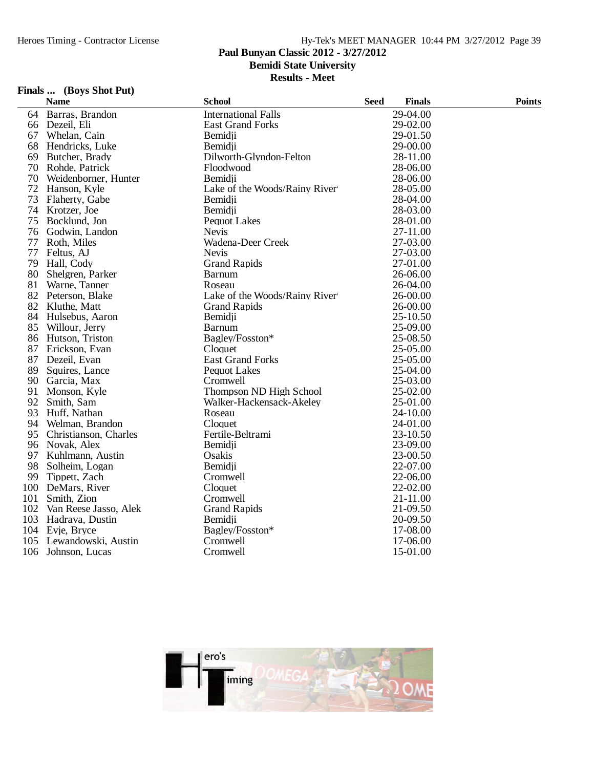## Paul Bunyan Classic 2012 - 3/27/2012
## Bemidi State University
## Results - Meet

### Finals ... (Boys Shot Put)

| | Name | School | Seed | Finals | Points |
|---|---|---|---|---|---|
| 64 | Barras, Brandon | International Falls | | 29-04.00 | |
| 66 | Dezeil, Eli | East Grand Forks | | 29-02.00 | |
| 67 | Whelan, Cain | Bemidji | | 29-01.50 | |
| 68 | Hendricks, Luke | Bemidji | | 29-00.00 | |
| 69 | Butcher, Brady | Dilworth-Glyndon-Felton | | 28-11.00 | |
| 70 | Rohde, Patrick | Floodwood | | 28-06.00 | |
| 70 | Weidenborner, Hunter | Bemidji | | 28-06.00 | |
| 72 | Hanson, Kyle | Lake of the Woods/Rainy River | | 28-05.00 | |
| 73 | Flaherty, Gabe | Bemidji | | 28-04.00 | |
| 74 | Krotzer, Joe | Bemidji | | 28-03.00 | |
| 75 | Bocklund, Jon | Pequot Lakes | | 28-01.00 | |
| 76 | Godwin, Landon | Nevis | | 27-11.00 | |
| 77 | Roth, Miles | Wadena-Deer Creek | | 27-03.00 | |
| 77 | Feltus, AJ | Nevis | | 27-03.00 | |
| 79 | Hall, Cody | Grand Rapids | | 27-01.00 | |
| 80 | Shelgren, Parker | Barnum | | 26-06.00 | |
| 81 | Warne, Tanner | Roseau | | 26-04.00 | |
| 82 | Peterson, Blake | Lake of the Woods/Rainy River | | 26-00.00 | |
| 82 | Kluthe, Matt | Grand Rapids | | 26-00.00 | |
| 84 | Hulsebus, Aaron | Bemidji | | 25-10.50 | |
| 85 | Willour, Jerry | Barnum | | 25-09.00 | |
| 86 | Hutson, Triston | Bagley/Fosston* | | 25-08.50 | |
| 87 | Erickson, Evan | Cloquet | | 25-05.00 | |
| 87 | Dezeil, Evan | East Grand Forks | | 25-05.00 | |
| 89 | Squires, Lance | Pequot Lakes | | 25-04.00 | |
| 90 | Garcia, Max | Cromwell | | 25-03.00 | |
| 91 | Monson, Kyle | Thompson ND High School | | 25-02.00 | |
| 92 | Smith, Sam | Walker-Hackensack-Akeley | | 25-01.00 | |
| 93 | Huff, Nathan | Roseau | | 24-10.00 | |
| 94 | Welman, Brandon | Cloquet | | 24-01.00 | |
| 95 | Christianson, Charles | Fertile-Beltrami | | 23-10.50 | |
| 96 | Novak, Alex | Bemidji | | 23-09.00 | |
| 97 | Kuhlmann, Austin | Osakis | | 23-00.50 | |
| 98 | Solheim, Logan | Bemidji | | 22-07.00 | |
| 99 | Tippett, Zach | Cromwell | | 22-06.00 | |
| 100 | DeMars, River | Cloquet | | 22-02.00 | |
| 101 | Smith, Zion | Cromwell | | 21-11.00 | |
| 102 | Van Reese Jasso, Alek | Grand Rapids | | 21-09.50 | |
| 103 | Hadrava, Dustin | Bemidji | | 20-09.50 | |
| 104 | Evje, Bryce | Bagley/Fosston* | | 17-08.00 | |
| 105 | Lewandowski, Austin | Cromwell | | 17-06.00 | |
| 106 | Johnson, Lucas | Cromwell | | 15-01.00 | |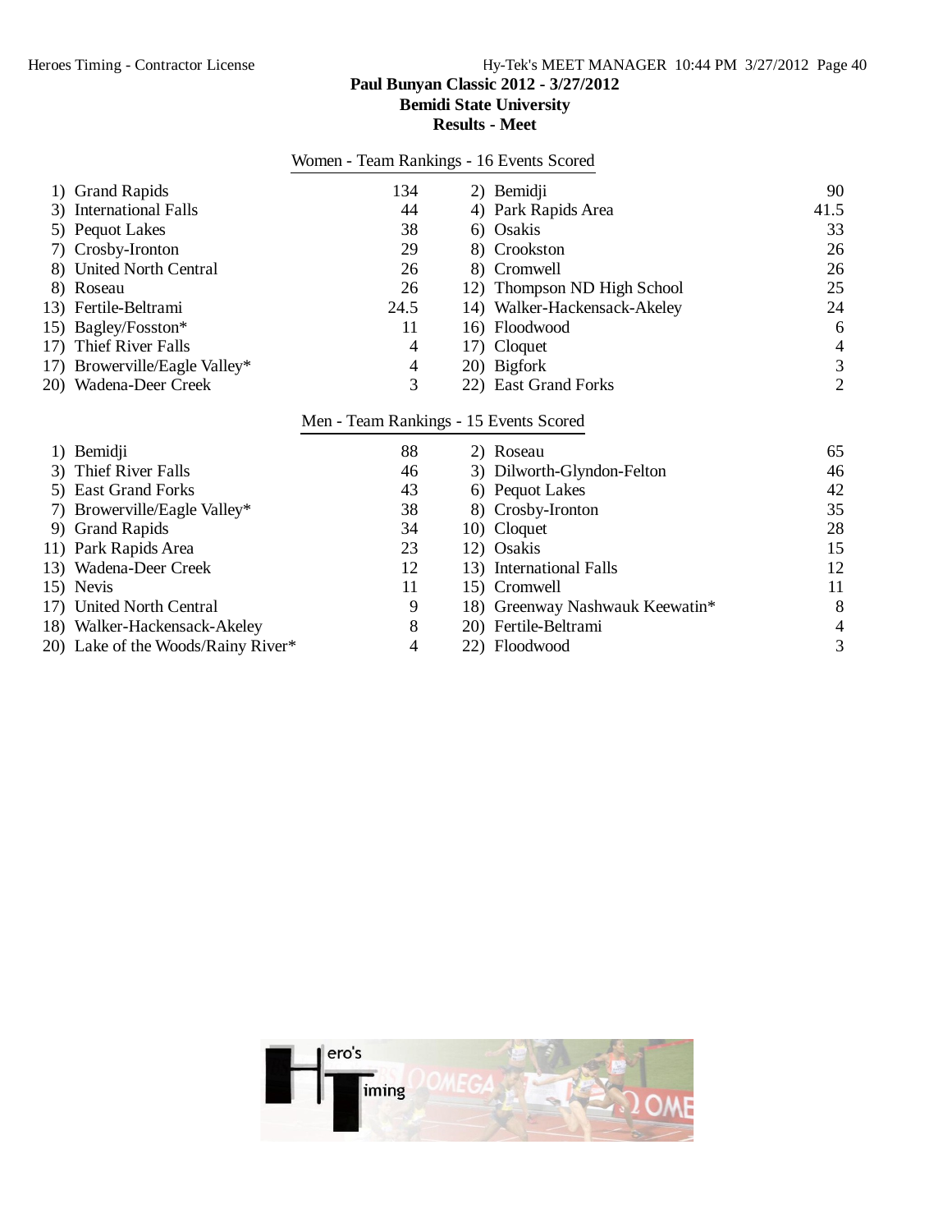# Paul Bunyan Classic 2012 - 3/27/2012
## Bemidi State University
## Results - Meet

### Women - Team Rankings - 16 Events Scored

| | | | | | |
|---|---|---|---|---|---|
| 1) | Grand Rapids | 134 | 2) | Bemidji | 90 |
| 3) | International Falls | 44 | 4) | Park Rapids Area | 41.5 |
| 5) | Pequot Lakes | 38 | 6) | Osakis | 33 |
| 7) | Crosby-Ironton | 29 | 8) | Crookston | 26 |
| 8) | United North Central | 26 | 8) | Cromwell | 26 |
| 8) | Roseau | 26 | 12) | Thompson ND High School | 25 |
| 13) | Fertile-Beltrami | 24.5 | 14) | Walker-Hackensack-Akeley | 24 |
| 15) | Bagley/Fosston* | 11 | 16) | Floodwood | 6 |
| 17) | Thief River Falls | 4 | 17) | Cloquet | 4 |
| 17) | Browerville/Eagle Valley* | 4 | 20) | Bigfork | 3 |
| 20) | Wadena-Deer Creek | 3 | 22) | East Grand Forks | 2 |

### Men - Team Rankings - 15 Events Scored

| | | | | | |
|---|---|---|---|---|---|
| 1) | Bemidji | 88 | 2) | Roseau | 65 |
| 3) | Thief River Falls | 46 | 3) | Dilworth-Glyndon-Felton | 46 |
| 5) | East Grand Forks | 43 | 6) | Pequot Lakes | 42 |
| 7) | Browerville/Eagle Valley* | 38 | 8) | Crosby-Ironton | 35 |
| 9) | Grand Rapids | 34 | 10) | Cloquet | 28 |
| 11) | Park Rapids Area | 23 | 12) | Osakis | 15 |
| 13) | Wadena-Deer Creek | 12 | 13) | International Falls | 12 |
| 15) | Nevis | 11 | 15) | Cromwell | 11 |
| 17) | United North Central | 9 | 18) | Greenway Nashwauk Keewatin* | 8 |
| 18) | Walker-Hackensack-Akeley | 8 | 20) | Fertile-Beltrami | 4 |
| 20) | Lake of the Woods/Rainy River* | 4 | 22) | Floodwood | 3 |